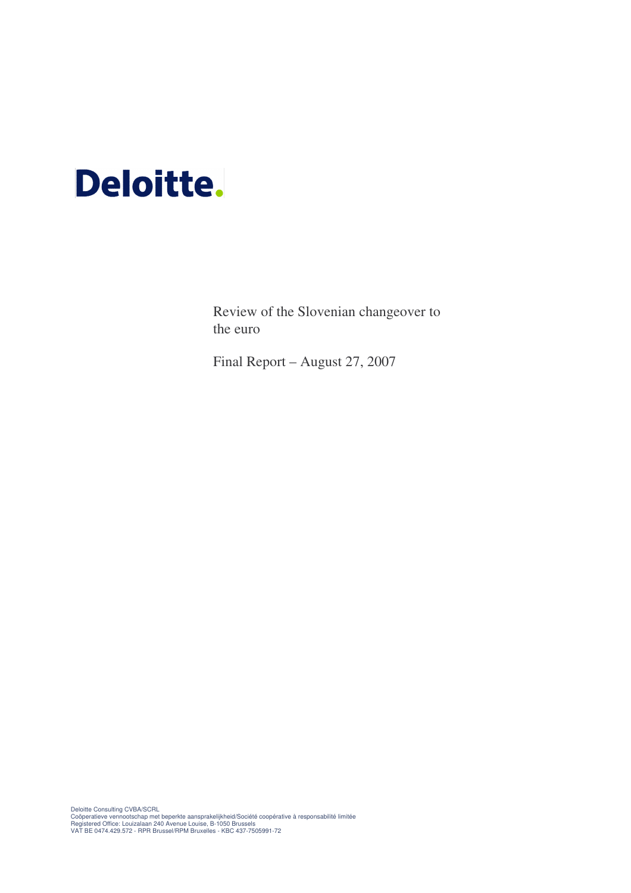Deloitte.

# Review of the Slovenian changeover to the euro

Final Report – August 27, 2007

Deloitte Consulting CVBA/SCRL
Coöperatieve vennootschap met beperkte aansprakelijkheid/Société coopérative à responsabilité limitée
Registered Office: Louizalaan 240 Avenue Louise, B-1050 Brussels
VAT BE 0474.429.572 - RPR Brussel/RPM Bruxelles - KBC 437-7505991-72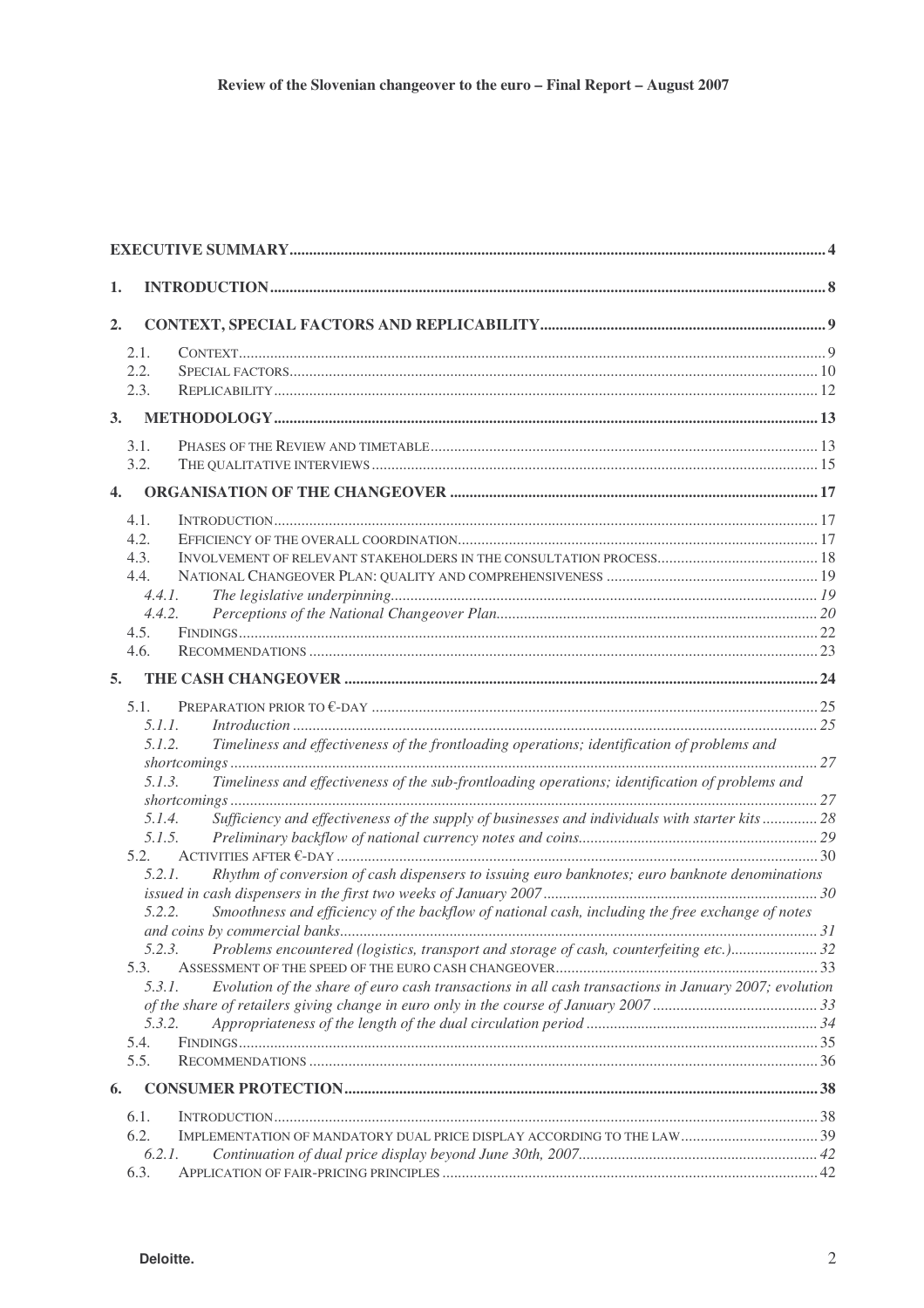| | |
|---|---|
| **EXECUTIVE SUMMARY** | **4** |
| **1. INTRODUCTION** | **8** |
| **2. CONTEXT, SPECIAL FACTORS AND REPLICABILITY** | **9** |
| 2.1. CONTEXT | 9 |
| 2.2. SPECIAL FACTORS | 10 |
| 2.3. REPLICABILITY | 12 |
| **3. METHODOLOGY** | **13** |
| 3.1. PHASES OF THE REVIEW AND TIMETABLE | 13 |
| 3.2. THE QUALITATIVE INTERVIEWS | 15 |
| **4. ORGANISATION OF THE CHANGEOVER** | **17** |
| 4.1. INTRODUCTION | 17 |
| 4.2. EFFICIENCY OF THE OVERALL COORDINATION | 17 |
| 4.3. INVOLVEMENT OF RELEVANT STAKEHOLDERS IN THE CONSULTATION PROCESS | 18 |
| 4.4. NATIONAL CHANGEOVER PLAN: QUALITY AND COMPREHENSIVENESS | 19 |
| *4.4.1. The legislative underpinning* | *19* |
| *4.4.2. Perceptions of the National Changeover Plan* | *20* |
| 4.5. FINDINGS | 22 |
| 4.6. RECOMMENDATIONS | 23 |
| **5. THE CASH CHANGEOVER** | **24** |
| 5.1. PREPARATION PRIOR TO €-DAY | 25 |
| *5.1.1. Introduction* | *25* |
| *5.1.2. Timeliness and effectiveness of the frontloading operations; identification of problems and shortcomings* | *27* |
| *5.1.3. Timeliness and effectiveness of the sub-frontloading operations; identification of problems and shortcomings* | *27* |
| *5.1.4. Sufficiency and effectiveness of the supply of businesses and individuals with starter kits* | *28* |
| *5.1.5. Preliminary backflow of national currency notes and coins* | *29* |
| 5.2. ACTIVITIES AFTER €-DAY | 30 |
| *5.2.1. Rhythm of conversion of cash dispensers to issuing euro banknotes; euro banknote denominations issued in cash dispensers in the first two weeks of January 2007* | *30* |
| *5.2.2. Smoothness and efficiency of the backflow of national cash, including the free exchange of notes and coins by commercial banks* | *31* |
| *5.2.3. Problems encountered (logistics, transport and storage of cash, counterfeiting etc.)* | *32* |
| 5.3. ASSESSMENT OF THE SPEED OF THE EURO CASH CHANGEOVER | 33 |
| *5.3.1. Evolution of the share of euro cash transactions in all cash transactions in January 2007; evolution of the share of retailers giving change in euro only in the course of January 2007* | *33* |
| *5.3.2. Appropriateness of the length of the dual circulation period* | *34* |
| 5.4. FINDINGS | 35 |
| 5.5. RECOMMENDATIONS | 36 |
| **6. CONSUMER PROTECTION** | **38** |
| 6.1. INTRODUCTION | 38 |
| 6.2. IMPLEMENTATION OF MANDATORY DUAL PRICE DISPLAY ACCORDING TO THE LAW | 39 |
| *6.2.1. Continuation of dual price display beyond June 30th, 2007* | *42* |
| 6.3. APPLICATION OF FAIR-PRICING PRINCIPLES | 42 |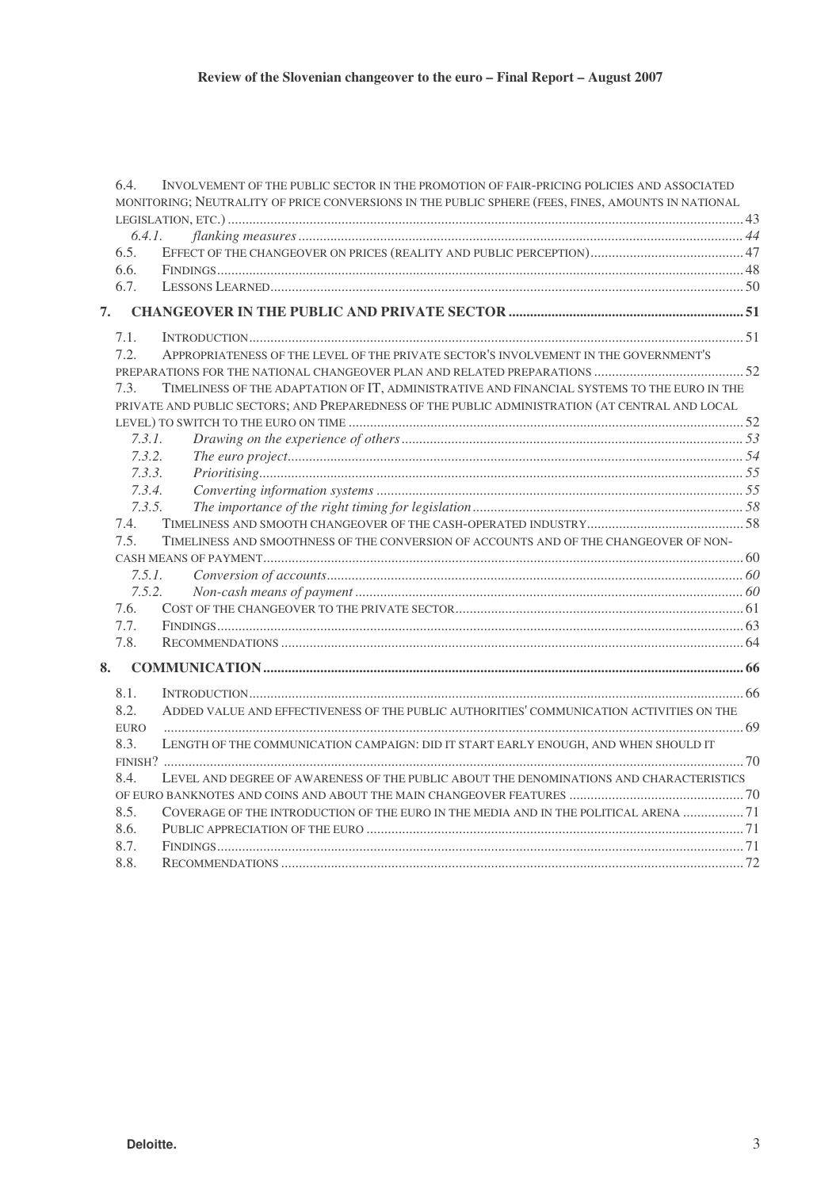6.4. INVOLVEMENT OF THE PUBLIC SECTOR IN THE PROMOTION OF FAIR-PRICING POLICIES AND ASSOCIATED MONITORING; NEUTRALITY OF PRICE CONVERSIONS IN THE PUBLIC SPHERE (FEES, FINES, AMOUNTS IN NATIONAL LEGISLATION, ETC.) ..... 43

*6.4.1. flanking measures* ..... 44

6.5. EFFECT OF THE CHANGEOVER ON PRICES (REALITY AND PUBLIC PERCEPTION) ..... 47

6.6. FINDINGS ..... 48

6.7. LESSONS LEARNED ..... 50

**7. CHANGEOVER IN THE PUBLIC AND PRIVATE SECTOR ..... 51**

7.1. INTRODUCTION ..... 51

7.2. APPROPRIATENESS OF THE LEVEL OF THE PRIVATE SECTOR'S INVOLVEMENT IN THE GOVERNMENT'S PREPARATIONS FOR THE NATIONAL CHANGEOVER PLAN AND RELATED PREPARATIONS ..... 52

7.3. TIMELINESS OF THE ADAPTATION OF IT, ADMINISTRATIVE AND FINANCIAL SYSTEMS TO THE EURO IN THE PRIVATE AND PUBLIC SECTORS; AND PREPAREDNESS OF THE PUBLIC ADMINISTRATION (AT CENTRAL AND LOCAL LEVEL) TO SWITCH TO THE EURO ON TIME ..... 52

*7.3.1. Drawing on the experience of others* ..... 53

*7.3.2. The euro project* ..... 54

*7.3.3. Prioritising* ..... 55

*7.3.4. Converting information systems* ..... 55

*7.3.5. The importance of the right timing for legislation* ..... 58

7.4. TIMELINESS AND SMOOTH CHANGEOVER OF THE CASH-OPERATED INDUSTRY ..... 58

7.5. TIMELINESS AND SMOOTHNESS OF THE CONVERSION OF ACCOUNTS AND OF THE CHANGEOVER OF NON-CASH MEANS OF PAYMENT ..... 60

*7.5.1. Conversion of accounts* ..... 60

*7.5.2. Non-cash means of payment* ..... 60

7.6. COST OF THE CHANGEOVER TO THE PRIVATE SECTOR ..... 61

7.7. FINDINGS ..... 63

7.8. RECOMMENDATIONS ..... 64

**8. COMMUNICATION ..... 66**

8.1. INTRODUCTION ..... 66

8.2. ADDED VALUE AND EFFECTIVENESS OF THE PUBLIC AUTHORITIES' COMMUNICATION ACTIVITIES ON THE EURO ..... 69

8.3. LENGTH OF THE COMMUNICATION CAMPAIGN: DID IT START EARLY ENOUGH, AND WHEN SHOULD IT FINISH? ..... 70

8.4. LEVEL AND DEGREE OF AWARENESS OF THE PUBLIC ABOUT THE DENOMINATIONS AND CHARACTERISTICS OF EURO BANKNOTES AND COINS AND ABOUT THE MAIN CHANGEOVER FEATURES ..... 70

8.5. COVERAGE OF THE INTRODUCTION OF THE EURO IN THE MEDIA AND IN THE POLITICAL ARENA ..... 71

8.6. PUBLIC APPRECIATION OF THE EURO ..... 71

8.7. FINDINGS ..... 71

8.8. RECOMMENDATIONS ..... 72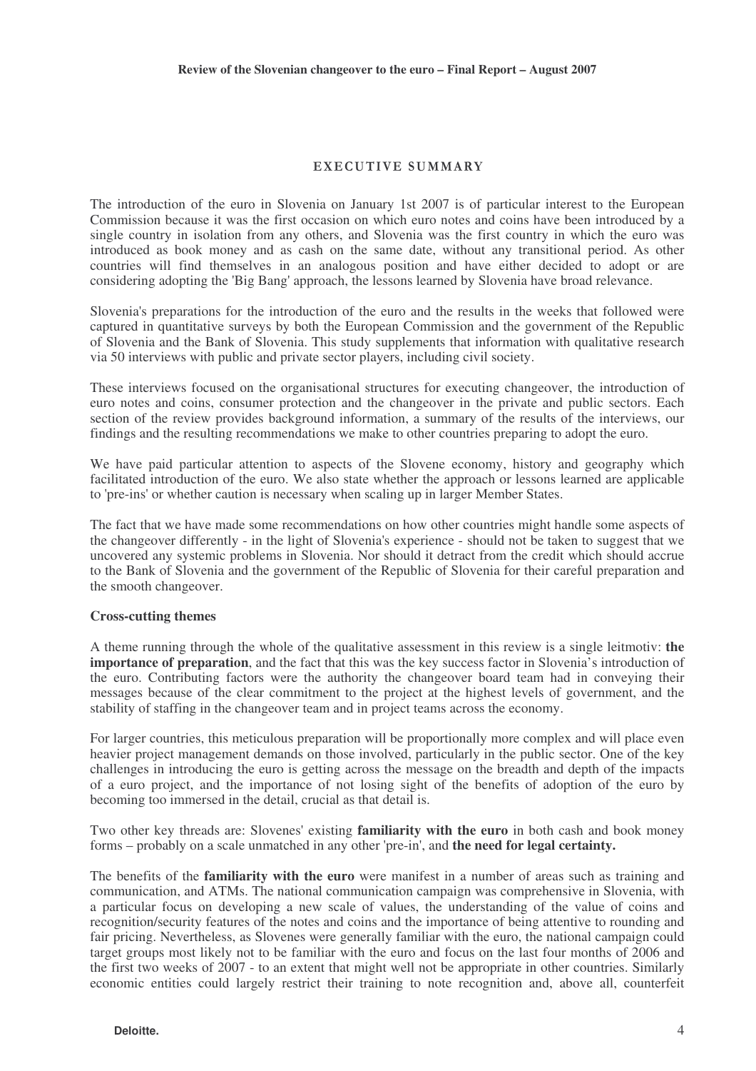## EXECUTIVE SUMMARY

The introduction of the euro in Slovenia on January 1st 2007 is of particular interest to the European Commission because it was the first occasion on which euro notes and coins have been introduced by a single country in isolation from any others, and Slovenia was the first country in which the euro was introduced as book money and as cash on the same date, without any transitional period. As other countries will find themselves in an analogous position and have either decided to adopt or are considering adopting the 'Big Bang' approach, the lessons learned by Slovenia have broad relevance.

Slovenia's preparations for the introduction of the euro and the results in the weeks that followed were captured in quantitative surveys by both the European Commission and the government of the Republic of Slovenia and the Bank of Slovenia. This study supplements that information with qualitative research via 50 interviews with public and private sector players, including civil society.

These interviews focused on the organisational structures for executing changeover, the introduction of euro notes and coins, consumer protection and the changeover in the private and public sectors. Each section of the review provides background information, a summary of the results of the interviews, our findings and the resulting recommendations we make to other countries preparing to adopt the euro.

We have paid particular attention to aspects of the Slovene economy, history and geography which facilitated introduction of the euro. We also state whether the approach or lessons learned are applicable to 'pre-ins' or whether caution is necessary when scaling up in larger Member States.

The fact that we have made some recommendations on how other countries might handle some aspects of the changeover differently - in the light of Slovenia's experience - should not be taken to suggest that we uncovered any systemic problems in Slovenia. Nor should it detract from the credit which should accrue to the Bank of Slovenia and the government of the Republic of Slovenia for their careful preparation and the smooth changeover.

### Cross-cutting themes

A theme running through the whole of the qualitative assessment in this review is a single leitmotiv: **the importance of preparation**, and the fact that this was the key success factor in Slovenia's introduction of the euro. Contributing factors were the authority the changeover board team had in conveying their messages because of the clear commitment to the project at the highest levels of government, and the stability of staffing in the changeover team and in project teams across the economy.

For larger countries, this meticulous preparation will be proportionally more complex and will place even heavier project management demands on those involved, particularly in the public sector. One of the key challenges in introducing the euro is getting across the message on the breadth and depth of the impacts of a euro project, and the importance of not losing sight of the benefits of adoption of the euro by becoming too immersed in the detail, crucial as that detail is.

Two other key threads are: Slovenes' existing **familiarity with the euro** in both cash and book money forms – probably on a scale unmatched in any other 'pre-in', and **the need for legal certainty.**

The benefits of the **familiarity with the euro** were manifest in a number of areas such as training and communication, and ATMs. The national communication campaign was comprehensive in Slovenia, with a particular focus on developing a new scale of values, the understanding of the value of coins and recognition/security features of the notes and coins and the importance of being attentive to rounding and fair pricing. Nevertheless, as Slovenes were generally familiar with the euro, the national campaign could target groups most likely not to be familiar with the euro and focus on the last four months of 2006 and the first two weeks of 2007 - to an extent that might well not be appropriate in other countries. Similarly economic entities could largely restrict their training to note recognition and, above all, counterfeit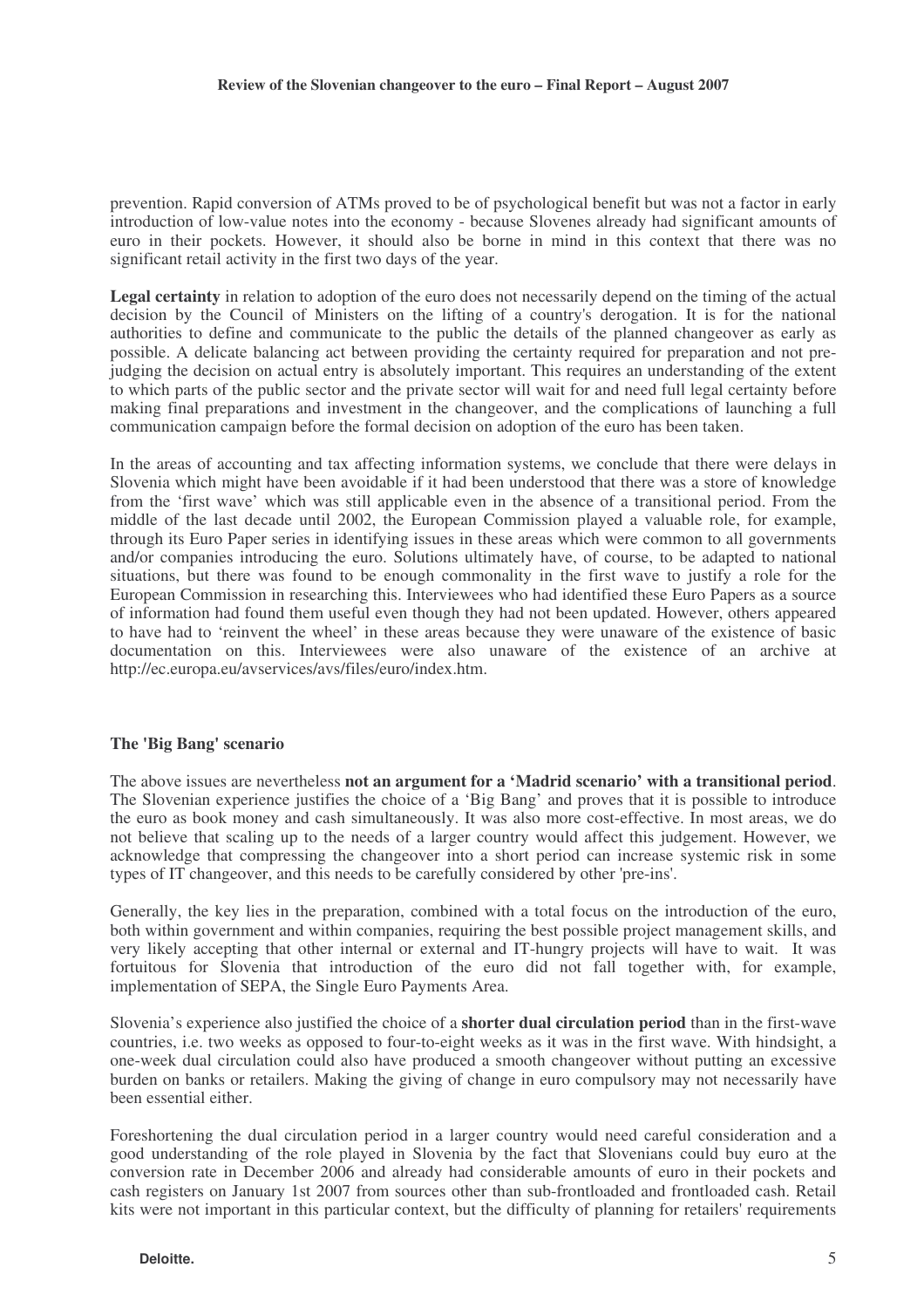prevention. Rapid conversion of ATMs proved to be of psychological benefit but was not a factor in early introduction of low-value notes into the economy - because Slovenes already had significant amounts of euro in their pockets. However, it should also be borne in mind in this context that there was no significant retail activity in the first two days of the year.

**Legal certainty** in relation to adoption of the euro does not necessarily depend on the timing of the actual decision by the Council of Ministers on the lifting of a country's derogation. It is for the national authorities to define and communicate to the public the details of the planned changeover as early as possible. A delicate balancing act between providing the certainty required for preparation and not pre-judging the decision on actual entry is absolutely important. This requires an understanding of the extent to which parts of the public sector and the private sector will wait for and need full legal certainty before making final preparations and investment in the changeover, and the complications of launching a full communication campaign before the formal decision on adoption of the euro has been taken.

In the areas of accounting and tax affecting information systems, we conclude that there were delays in Slovenia which might have been avoidable if it had been understood that there was a store of knowledge from the 'first wave' which was still applicable even in the absence of a transitional period. From the middle of the last decade until 2002, the European Commission played a valuable role, for example, through its Euro Paper series in identifying issues in these areas which were common to all governments and/or companies introducing the euro. Solutions ultimately have, of course, to be adapted to national situations, but there was found to be enough commonality in the first wave to justify a role for the European Commission in researching this. Interviewees who had identified these Euro Papers as a source of information had found them useful even though they had not been updated. However, others appeared to have had to 'reinvent the wheel' in these areas because they were unaware of the existence of basic documentation on this. Interviewees were also unaware of the existence of an archive at http://ec.europa.eu/avservices/avs/files/euro/index.htm.

### The 'Big Bang' scenario

The above issues are nevertheless **not an argument for a 'Madrid scenario' with a transitional period**. The Slovenian experience justifies the choice of a 'Big Bang' and proves that it is possible to introduce the euro as book money and cash simultaneously. It was also more cost-effective. In most areas, we do not believe that scaling up to the needs of a larger country would affect this judgement. However, we acknowledge that compressing the changeover into a short period can increase systemic risk in some types of IT changeover, and this needs to be carefully considered by other 'pre-ins'.

Generally, the key lies in the preparation, combined with a total focus on the introduction of the euro, both within government and within companies, requiring the best possible project management skills, and very likely accepting that other internal or external and IT-hungry projects will have to wait. It was fortuitous for Slovenia that introduction of the euro did not fall together with, for example, implementation of SEPA, the Single Euro Payments Area.

Slovenia's experience also justified the choice of a **shorter dual circulation period** than in the first-wave countries, i.e. two weeks as opposed to four-to-eight weeks as it was in the first wave. With hindsight, a one-week dual circulation could also have produced a smooth changeover without putting an excessive burden on banks or retailers. Making the giving of change in euro compulsory may not necessarily have been essential either.

Foreshortening the dual circulation period in a larger country would need careful consideration and a good understanding of the role played in Slovenia by the fact that Slovenians could buy euro at the conversion rate in December 2006 and already had considerable amounts of euro in their pockets and cash registers on January 1st 2007 from sources other than sub-frontloaded and frontloaded cash. Retail kits were not important in this particular context, but the difficulty of planning for retailers' requirements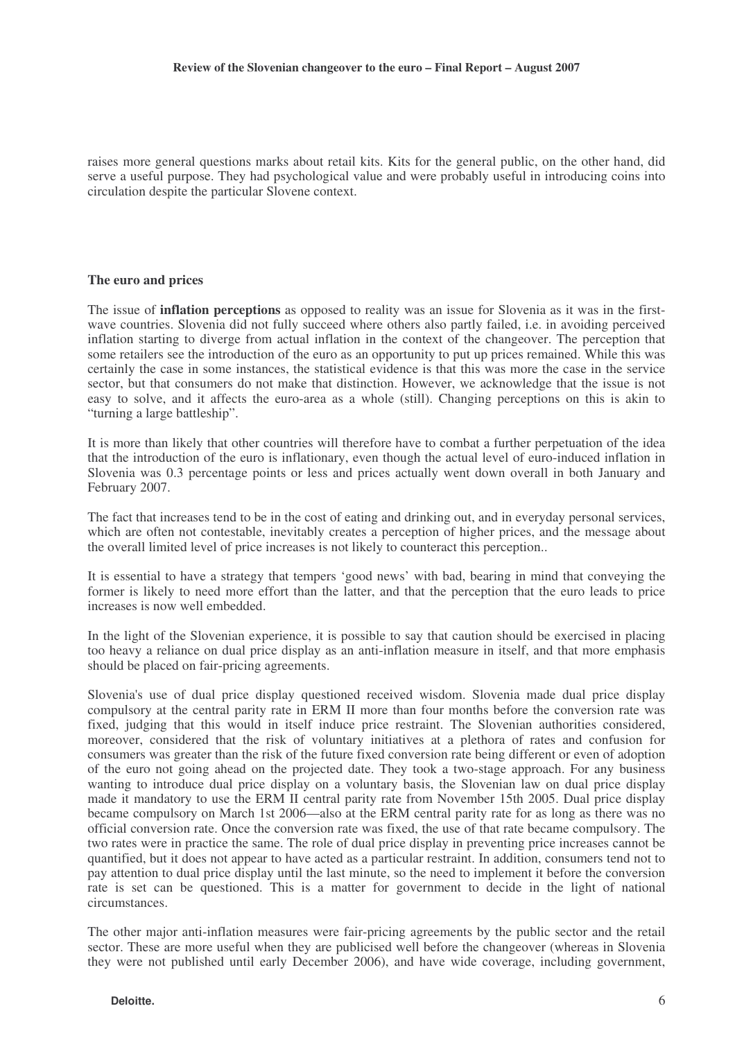raises more general questions marks about retail kits. Kits for the general public, on the other hand, did serve a useful purpose. They had psychological value and were probably useful in introducing coins into circulation despite the particular Slovene context.

### The euro and prices

The issue of **inflation perceptions** as opposed to reality was an issue for Slovenia as it was in the first-wave countries. Slovenia did not fully succeed where others also partly failed, i.e. in avoiding perceived inflation starting to diverge from actual inflation in the context of the changeover. The perception that some retailers see the introduction of the euro as an opportunity to put up prices remained. While this was certainly the case in some instances, the statistical evidence is that this was more the case in the service sector, but that consumers do not make that distinction. However, we acknowledge that the issue is not easy to solve, and it affects the euro-area as a whole (still). Changing perceptions on this is akin to "turning a large battleship".

It is more than likely that other countries will therefore have to combat a further perpetuation of the idea that the introduction of the euro is inflationary, even though the actual level of euro-induced inflation in Slovenia was 0.3 percentage points or less and prices actually went down overall in both January and February 2007.

The fact that increases tend to be in the cost of eating and drinking out, and in everyday personal services, which are often not contestable, inevitably creates a perception of higher prices, and the message about the overall limited level of price increases is not likely to counteract this perception..

It is essential to have a strategy that tempers 'good news' with bad, bearing in mind that conveying the former is likely to need more effort than the latter, and that the perception that the euro leads to price increases is now well embedded.

In the light of the Slovenian experience, it is possible to say that caution should be exercised in placing too heavy a reliance on dual price display as an anti-inflation measure in itself, and that more emphasis should be placed on fair-pricing agreements.

Slovenia's use of dual price display questioned received wisdom. Slovenia made dual price display compulsory at the central parity rate in ERM II more than four months before the conversion rate was fixed, judging that this would in itself induce price restraint. The Slovenian authorities considered, moreover, considered that the risk of voluntary initiatives at a plethora of rates and confusion for consumers was greater than the risk of the future fixed conversion rate being different or even of adoption of the euro not going ahead on the projected date. They took a two-stage approach. For any business wanting to introduce dual price display on a voluntary basis, the Slovenian law on dual price display made it mandatory to use the ERM II central parity rate from November 15th 2005. Dual price display became compulsory on March 1st 2006—also at the ERM central parity rate for as long as there was no official conversion rate. Once the conversion rate was fixed, the use of that rate became compulsory. The two rates were in practice the same. The role of dual price display in preventing price increases cannot be quantified, but it does not appear to have acted as a particular restraint. In addition, consumers tend not to pay attention to dual price display until the last minute, so the need to implement it before the conversion rate is set can be questioned. This is a matter for government to decide in the light of national circumstances.

The other major anti-inflation measures were fair-pricing agreements by the public sector and the retail sector. These are more useful when they are publicised well before the changeover (whereas in Slovenia they were not published until early December 2006), and have wide coverage, including government,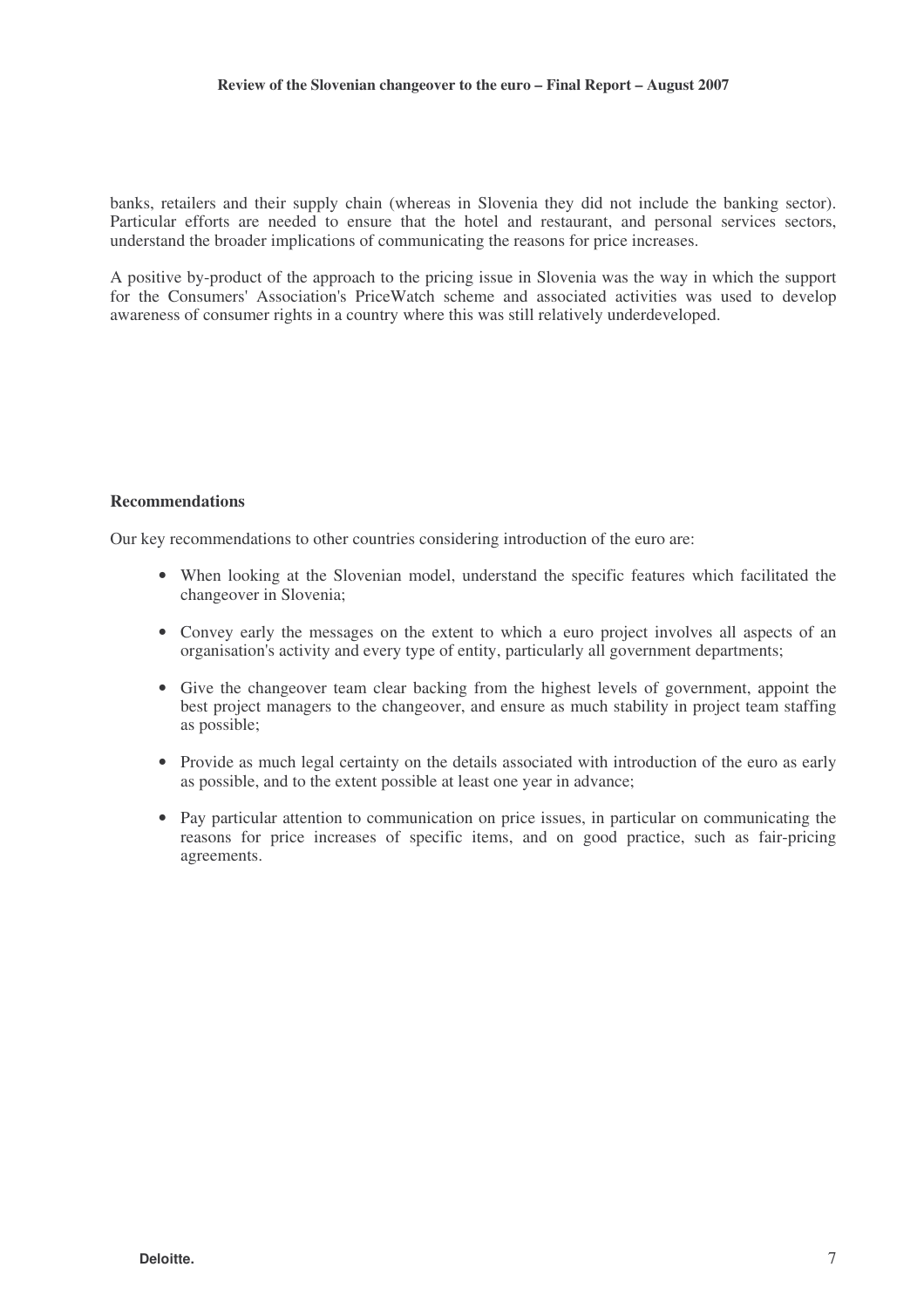banks, retailers and their supply chain (whereas in Slovenia they did not include the banking sector). Particular efforts are needed to ensure that the hotel and restaurant, and personal services sectors, understand the broader implications of communicating the reasons for price increases.

A positive by-product of the approach to the pricing issue in Slovenia was the way in which the support for the Consumers' Association's PriceWatch scheme and associated activities was used to develop awareness of consumer rights in a country where this was still relatively underdeveloped.

**Recommendations**

Our key recommendations to other countries considering introduction of the euro are:

- When looking at the Slovenian model, understand the specific features which facilitated the changeover in Slovenia;
- Convey early the messages on the extent to which a euro project involves all aspects of an organisation's activity and every type of entity, particularly all government departments;
- Give the changeover team clear backing from the highest levels of government, appoint the best project managers to the changeover, and ensure as much stability in project team staffing as possible;
- Provide as much legal certainty on the details associated with introduction of the euro as early as possible, and to the extent possible at least one year in advance;
- Pay particular attention to communication on price issues, in particular on communicating the reasons for price increases of specific items, and on good practice, such as fair-pricing agreements.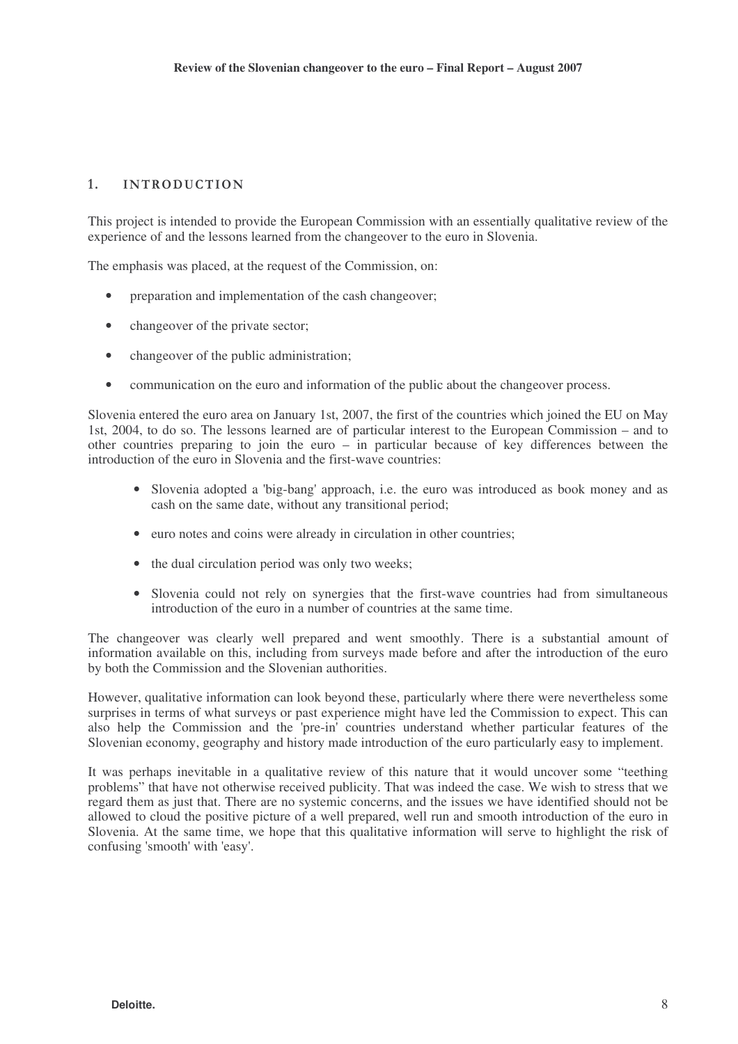# 1. INTRODUCTION

This project is intended to provide the European Commission with an essentially qualitative review of the experience of and the lessons learned from the changeover to the euro in Slovenia.

The emphasis was placed, at the request of the Commission, on:

- preparation and implementation of the cash changeover;
- changeover of the private sector;
- changeover of the public administration;
- communication on the euro and information of the public about the changeover process.

Slovenia entered the euro area on January 1st, 2007, the first of the countries which joined the EU on May 1st, 2004, to do so. The lessons learned are of particular interest to the European Commission – and to other countries preparing to join the euro – in particular because of key differences between the introduction of the euro in Slovenia and the first-wave countries:

- Slovenia adopted a 'big-bang' approach, i.e. the euro was introduced as book money and as cash on the same date, without any transitional period;
- euro notes and coins were already in circulation in other countries;
- the dual circulation period was only two weeks;
- Slovenia could not rely on synergies that the first-wave countries had from simultaneous introduction of the euro in a number of countries at the same time.

The changeover was clearly well prepared and went smoothly. There is a substantial amount of information available on this, including from surveys made before and after the introduction of the euro by both the Commission and the Slovenian authorities.

However, qualitative information can look beyond these, particularly where there were nevertheless some surprises in terms of what surveys or past experience might have led the Commission to expect. This can also help the Commission and the 'pre-in' countries understand whether particular features of the Slovenian economy, geography and history made introduction of the euro particularly easy to implement.

It was perhaps inevitable in a qualitative review of this nature that it would uncover some "teething problems" that have not otherwise received publicity. That was indeed the case. We wish to stress that we regard them as just that. There are no systemic concerns, and the issues we have identified should not be allowed to cloud the positive picture of a well prepared, well run and smooth introduction of the euro in Slovenia. At the same time, we hope that this qualitative information will serve to highlight the risk of confusing 'smooth' with 'easy'.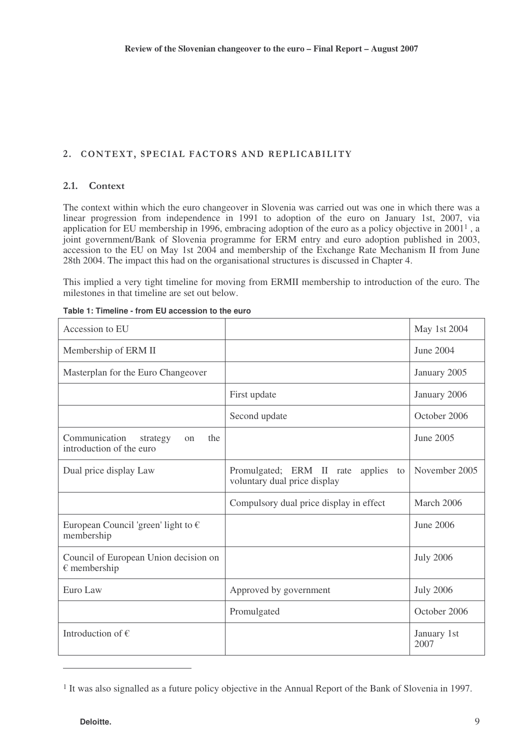## 2. CONTEXT, SPECIAL FACTORS AND REPLICABILITY

### 2.1. Context

The context within which the euro changeover in Slovenia was carried out was one in which there was a linear progression from independence in 1991 to adoption of the euro on January 1st, 2007, via application for EU membership in 1996, embracing adoption of the euro as a policy objective in 2001[1] , a joint government/Bank of Slovenia programme for ERM entry and euro adoption published in 2003, accession to the EU on May 1st 2004 and membership of the Exchange Rate Mechanism II from June 28th 2004. The impact this had on the organisational structures is discussed in Chapter 4.

This implied a very tight timeline for moving from ERMII membership to introduction of the euro. The milestones in that timeline are set out below.

**Table 1: Timeline - from EU accession to the euro**

| | | |
|---|---|---|
| Accession to EU | | May 1st 2004 |
| Membership of ERM II | | June 2004 |
| Masterplan for the Euro Changeover | | January 2005 |
| | First update | January 2006 |
| | Second update | October 2006 |
| Communication strategy on the introduction of the euro | | June 2005 |
| Dual price display Law | Promulgated; ERM II rate applies to voluntary dual price display | November 2005 |
| | Compulsory dual price display in effect | March 2006 |
| European Council 'green' light to € membership | | June 2006 |
| Council of European Union decision on € membership | | July 2006 |
| Euro Law | Approved by government | July 2006 |
| | Promulgated | October 2006 |
| Introduction of € | | January 1st 2007 |

[1] It was also signalled as a future policy objective in the Annual Report of the Bank of Slovenia in 1997.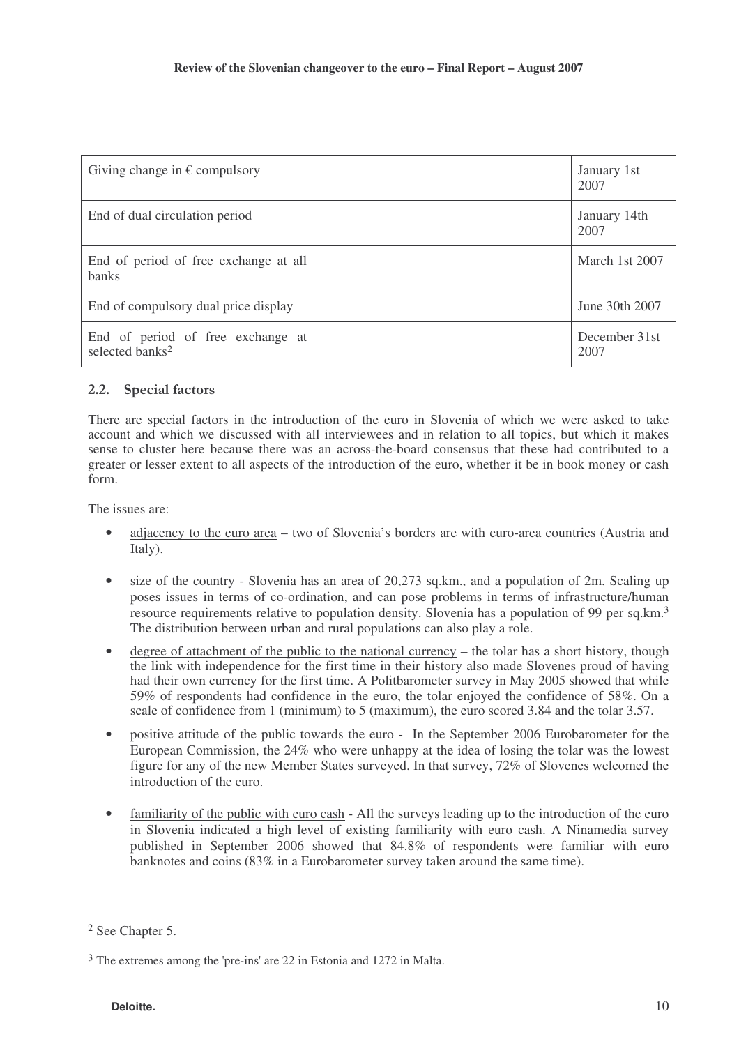| | | |
|---|---|---|
| Giving change in € compulsory | | January 1st 2007 |
| End of dual circulation period | | January 14th 2007 |
| End of period of free exchange at all banks | | March 1st 2007 |
| End of compulsory dual price display | | June 30th 2007 |
| End of period of free exchange at selected banks[2] | | December 31st 2007 |

## 2.2. Special factors

There are special factors in the introduction of the euro in Slovenia of which we were asked to take account and which we discussed with all interviewees and in relation to all topics, but which it makes sense to cluster here because there was an across-the-board consensus that these had contributed to a greater or lesser extent to all aspects of the introduction of the euro, whether it be in book money or cash form.

The issues are:

- adjacency to the euro area – two of Slovenia's borders are with euro-area countries (Austria and Italy).
- size of the country - Slovenia has an area of 20,273 sq.km., and a population of 2m. Scaling up poses issues in terms of co-ordination, and can pose problems in terms of infrastructure/human resource requirements relative to population density. Slovenia has a population of 99 per sq.km.[3] The distribution between urban and rural populations can also play a role.
- degree of attachment of the public to the national currency – the tolar has a short history, though the link with independence for the first time in their history also made Slovenes proud of having had their own currency for the first time. A Politbarometer survey in May 2005 showed that while 59% of respondents had confidence in the euro, the tolar enjoyed the confidence of 58%. On a scale of confidence from 1 (minimum) to 5 (maximum), the euro scored 3.84 and the tolar 3.57.
- positive attitude of the public towards the euro - In the September 2006 Eurobarometer for the European Commission, the 24% who were unhappy at the idea of losing the tolar was the lowest figure for any of the new Member States surveyed. In that survey, 72% of Slovenes welcomed the introduction of the euro.
- familiarity of the public with euro cash - All the surveys leading up to the introduction of the euro in Slovenia indicated a high level of existing familiarity with euro cash. A Ninamedia survey published in September 2006 showed that 84.8% of respondents were familiar with euro banknotes and coins (83% in a Eurobarometer survey taken around the same time).

---

[2] See Chapter 5.

[3] The extremes among the 'pre-ins' are 22 in Estonia and 1272 in Malta.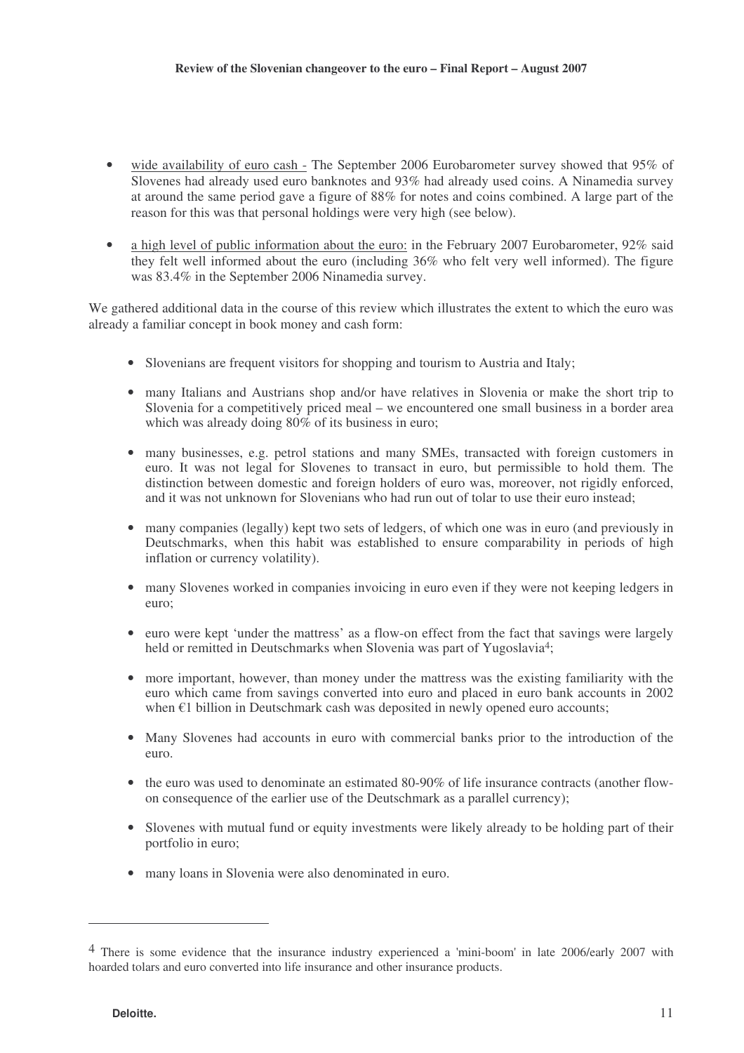- wide availability of euro cash - The September 2006 Eurobarometer survey showed that 95% of Slovenes had already used euro banknotes and 93% had already used coins. A Ninamedia survey at around the same period gave a figure of 88% for notes and coins combined. A large part of the reason for this was that personal holdings were very high (see below).

- a high level of public information about the euro: in the February 2007 Eurobarometer, 92% said they felt well informed about the euro (including 36% who felt very well informed). The figure was 83.4% in the September 2006 Ninamedia survey.

We gathered additional data in the course of this review which illustrates the extent to which the euro was already a familiar concept in book money and cash form:

- Slovenians are frequent visitors for shopping and tourism to Austria and Italy;
- many Italians and Austrians shop and/or have relatives in Slovenia or make the short trip to Slovenia for a competitively priced meal – we encountered one small business in a border area which was already doing 80% of its business in euro;
- many businesses, e.g. petrol stations and many SMEs, transacted with foreign customers in euro. It was not legal for Slovenes to transact in euro, but permissible to hold them. The distinction between domestic and foreign holders of euro was, moreover, not rigidly enforced, and it was not unknown for Slovenians who had run out of tolar to use their euro instead;
- many companies (legally) kept two sets of ledgers, of which one was in euro (and previously in Deutschmarks, when this habit was established to ensure comparability in periods of high inflation or currency volatility).
- many Slovenes worked in companies invoicing in euro even if they were not keeping ledgers in euro;
- euro were kept 'under the mattress' as a flow-on effect from the fact that savings were largely held or remitted in Deutschmarks when Slovenia was part of Yugoslavia[4];
- more important, however, than money under the mattress was the existing familiarity with the euro which came from savings converted into euro and placed in euro bank accounts in 2002 when €1 billion in Deutschmark cash was deposited in newly opened euro accounts;
- Many Slovenes had accounts in euro with commercial banks prior to the introduction of the euro.
- the euro was used to denominate an estimated 80-90% of life insurance contracts (another flow-on consequence of the earlier use of the Deutschmark as a parallel currency);
- Slovenes with mutual fund or equity investments were likely already to be holding part of their portfolio in euro;
- many loans in Slovenia were also denominated in euro.

---

[4] There is some evidence that the insurance industry experienced a 'mini-boom' in late 2006/early 2007 with hoarded tolars and euro converted into life insurance and other insurance products.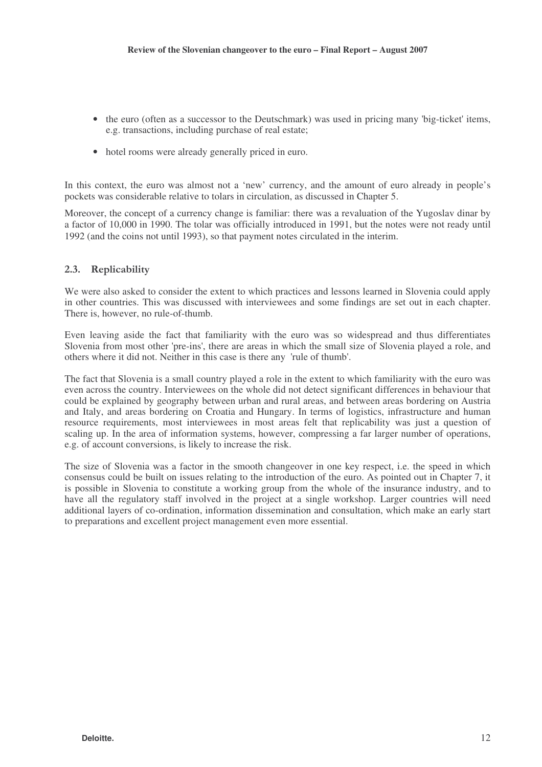- the euro (often as a successor to the Deutschmark) was used in pricing many 'big-ticket' items, e.g. transactions, including purchase of real estate;
- hotel rooms were already generally priced in euro.

In this context, the euro was almost not a 'new' currency, and the amount of euro already in people's pockets was considerable relative to tolars in circulation, as discussed in Chapter 5.

Moreover, the concept of a currency change is familiar: there was a revaluation of the Yugoslav dinar by a factor of 10,000 in 1990. The tolar was officially introduced in 1991, but the notes were not ready until 1992 (and the coins not until 1993), so that payment notes circulated in the interim.

## 2.3. Replicability

We were also asked to consider the extent to which practices and lessons learned in Slovenia could apply in other countries. This was discussed with interviewees and some findings are set out in each chapter. There is, however, no rule-of-thumb.

Even leaving aside the fact that familiarity with the euro was so widespread and thus differentiates Slovenia from most other 'pre-ins', there are areas in which the small size of Slovenia played a role, and others where it did not. Neither in this case is there any 'rule of thumb'.

The fact that Slovenia is a small country played a role in the extent to which familiarity with the euro was even across the country. Interviewees on the whole did not detect significant differences in behaviour that could be explained by geography between urban and rural areas, and between areas bordering on Austria and Italy, and areas bordering on Croatia and Hungary. In terms of logistics, infrastructure and human resource requirements, most interviewees in most areas felt that replicability was just a question of scaling up. In the area of information systems, however, compressing a far larger number of operations, e.g. of account conversions, is likely to increase the risk.

The size of Slovenia was a factor in the smooth changeover in one key respect, i.e. the speed in which consensus could be built on issues relating to the introduction of the euro. As pointed out in Chapter 7, it is possible in Slovenia to constitute a working group from the whole of the insurance industry, and to have all the regulatory staff involved in the project at a single workshop. Larger countries will need additional layers of co-ordination, information dissemination and consultation, which make an early start to preparations and excellent project management even more essential.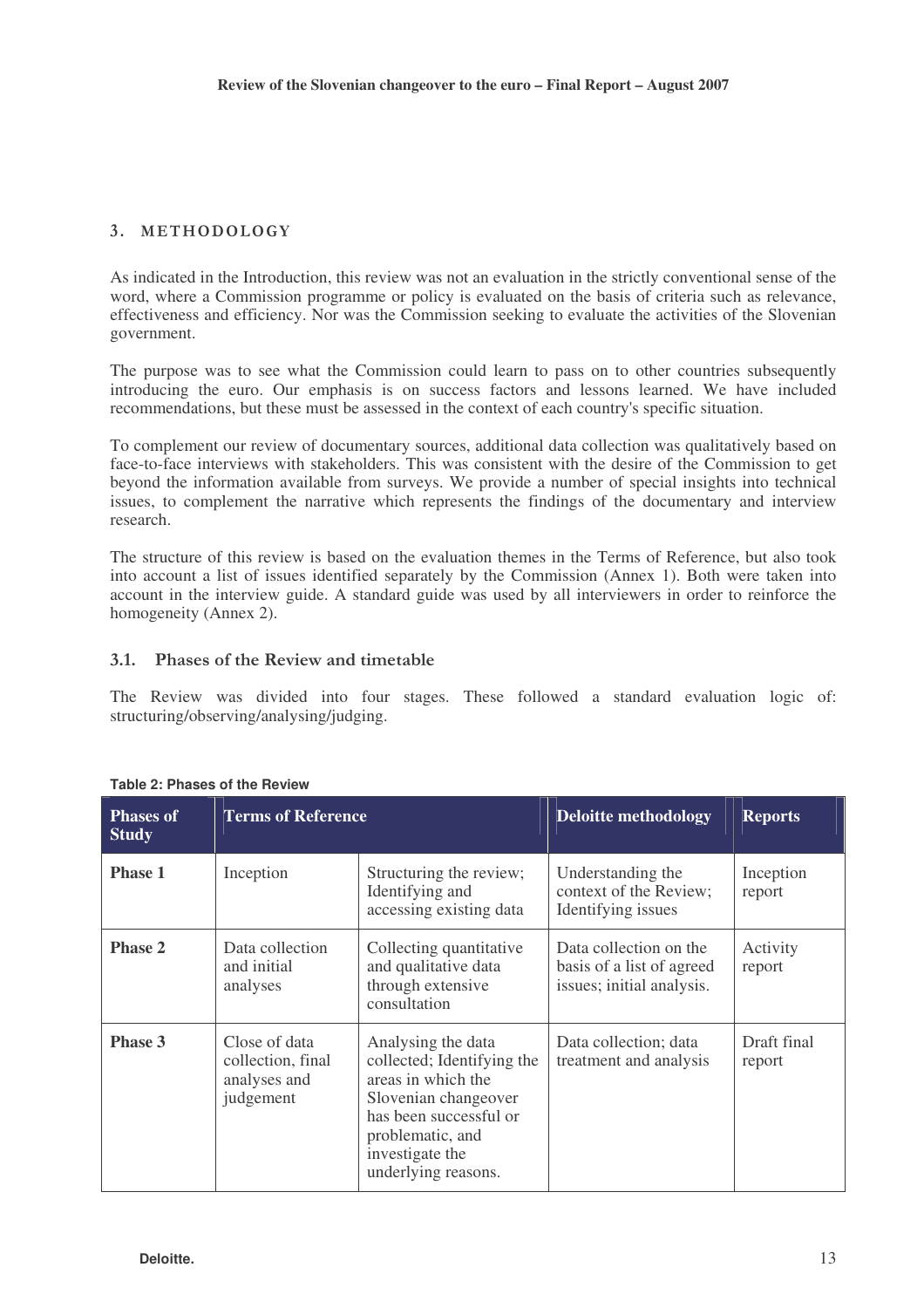## 3. METHODOLOGY

As indicated in the Introduction, this review was not an evaluation in the strictly conventional sense of the word, where a Commission programme or policy is evaluated on the basis of criteria such as relevance, effectiveness and efficiency. Nor was the Commission seeking to evaluate the activities of the Slovenian government.

The purpose was to see what the Commission could learn to pass on to other countries subsequently introducing the euro. Our emphasis is on success factors and lessons learned. We have included recommendations, but these must be assessed in the context of each country's specific situation.

To complement our review of documentary sources, additional data collection was qualitatively based on face-to-face interviews with stakeholders. This was consistent with the desire of the Commission to get beyond the information available from surveys. We provide a number of special insights into technical issues, to complement the narrative which represents the findings of the documentary and interview research.

The structure of this review is based on the evaluation themes in the Terms of Reference, but also took into account a list of issues identified separately by the Commission (Annex 1). Both were taken into account in the interview guide. A standard guide was used by all interviewers in order to reinforce the homogeneity (Annex 2).

### 3.1. Phases of the Review and timetable

The Review was divided into four stages. These followed a standard evaluation logic of: structuring/observing/analysing/judging.

**Table 2: Phases of the Review**

| Phases of Study | Terms of Reference | | Deloitte methodology | Reports |
|---|---|---|---|---|
| **Phase 1** | Inception | Structuring the review; Identifying and accessing existing data | Understanding the context of the Review; Identifying issues | Inception report |
| **Phase 2** | Data collection and initial analyses | Collecting quantitative and qualitative data through extensive consultation | Data collection on the basis of a list of agreed issues; initial analysis. | Activity report |
| **Phase 3** | Close of data collection, final analyses and judgement | Analysing the data collected; Identifying the areas in which the Slovenian changeover has been successful or problematic, and investigate the underlying reasons. | Data collection; data treatment and analysis | Draft final report |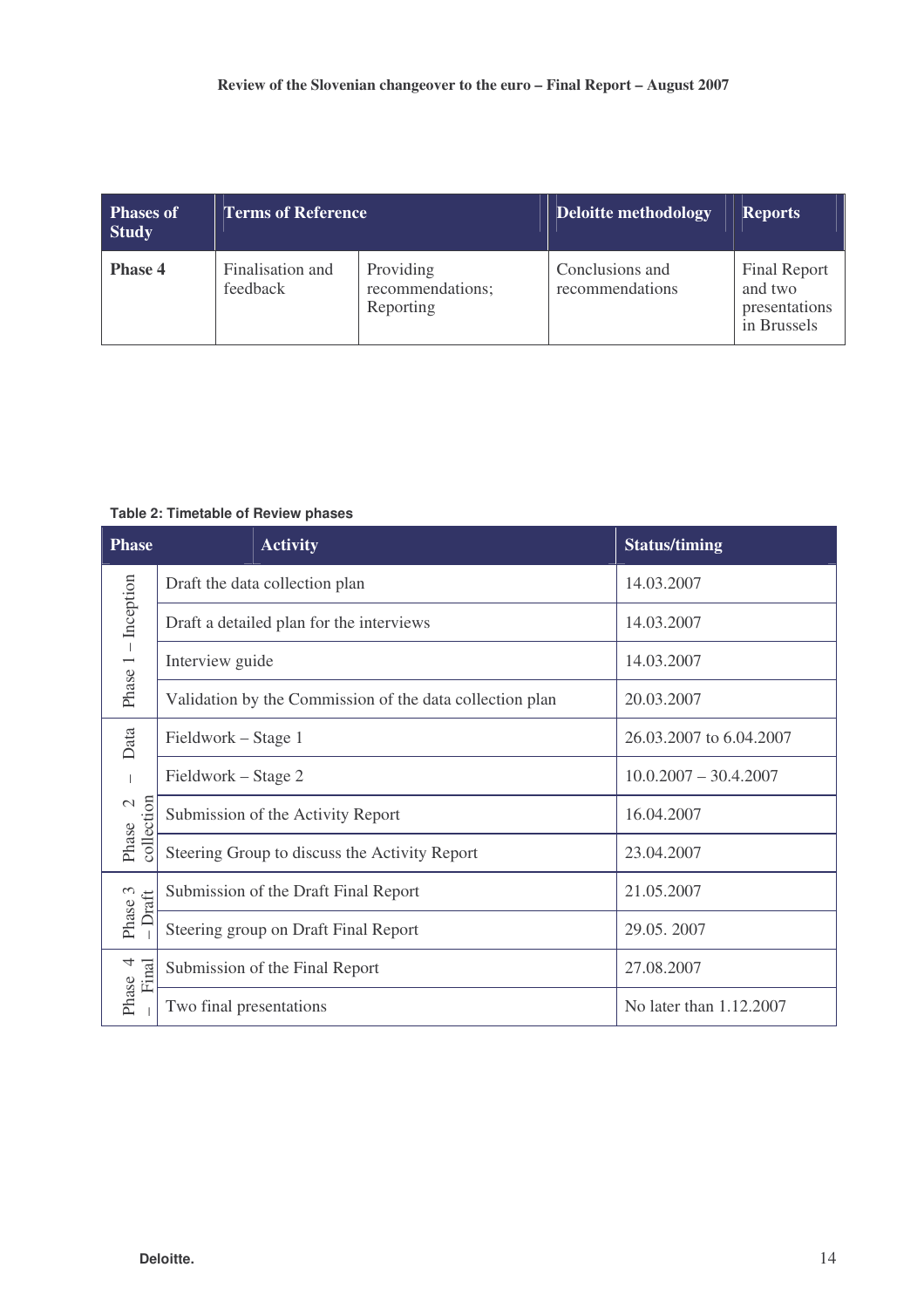| Phases of Study | Terms of Reference | | Deloitte methodology | Reports |
|---|---|---|---|---|
| **Phase 4** | Finalisation and feedback | Providing recommendations; Reporting | Conclusions and recommendations | Final Report and two presentations in Brussels |

**Table 2: Timetable of Review phases**

| Phase | Activity | Status/timing |
|---|---|---|
| Phase 1 – Inception | Draft the data collection plan | 14.03.2007 |
| | Draft a detailed plan for the interviews | 14.03.2007 |
| | Interview guide | 14.03.2007 |
| | Validation by the Commission of the data collection plan | 20.03.2007 |
| Phase 2 – Data collection | Fieldwork – Stage 1 | 26.03.2007 to 6.04.2007 |
| | Fieldwork – Stage 2 | 10.0.2007 – 30.4.2007 |
| | Submission of the Activity Report | 16.04.2007 |
| | Steering Group to discuss the Activity Report | 23.04.2007 |
| Phase 3 – Draft | Submission of the Draft Final Report | 21.05.2007 |
| | Steering group on Draft Final Report | 29.05. 2007 |
| Phase 4 – Final | Submission of the Final Report | 27.08.2007 |
| | Two final presentations | No later than 1.12.2007 |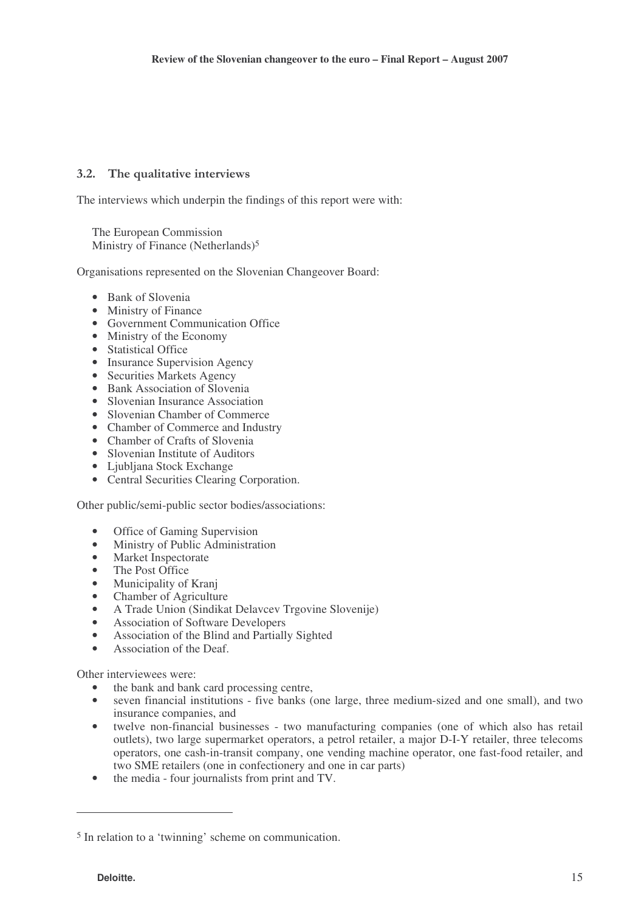### 3.2. The qualitative interviews

The interviews which underpin the findings of this report were with:

The European Commission
Ministry of Finance (Netherlands)[5]

Organisations represented on the Slovenian Changeover Board:

- Bank of Slovenia
- Ministry of Finance
- Government Communication Office
- Ministry of the Economy
- Statistical Office
- Insurance Supervision Agency
- Securities Markets Agency
- Bank Association of Slovenia
- Slovenian Insurance Association
- Slovenian Chamber of Commerce
- Chamber of Commerce and Industry
- Chamber of Crafts of Slovenia
- Slovenian Institute of Auditors
- Ljubljana Stock Exchange
- Central Securities Clearing Corporation.

Other public/semi-public sector bodies/associations:

- Office of Gaming Supervision
- Ministry of Public Administration
- Market Inspectorate
- The Post Office
- Municipality of Kranj
- Chamber of Agriculture
- A Trade Union (Sindikat Delavcev Trgovine Slovenije)
- Association of Software Developers
- Association of the Blind and Partially Sighted
- Association of the Deaf.

Other interviewees were:

- the bank and bank card processing centre,
- seven financial institutions - five banks (one large, three medium-sized and one small), and two insurance companies, and
- twelve non-financial businesses - two manufacturing companies (one of which also has retail outlets), two large supermarket operators, a petrol retailer, a major D-I-Y retailer, three telecoms operators, one cash-in-transit company, one vending machine operator, one fast-food retailer, and two SME retailers (one in confectionery and one in car parts)
- the media - four journalists from print and TV.

---

[5] In relation to a 'twinning' scheme on communication.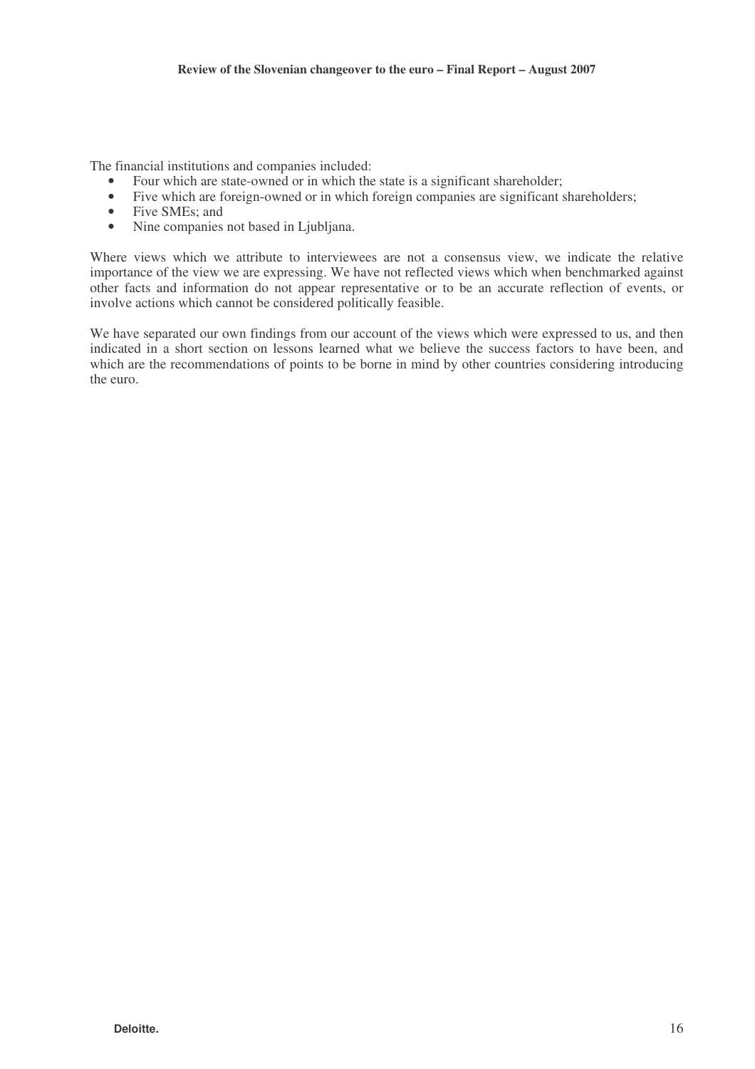The financial institutions and companies included:

- Four which are state-owned or in which the state is a significant shareholder;
- Five which are foreign-owned or in which foreign companies are significant shareholders;
- Five SMEs; and
- Nine companies not based in Ljubljana.

Where views which we attribute to interviewees are not a consensus view, we indicate the relative importance of the view we are expressing. We have not reflected views which when benchmarked against other facts and information do not appear representative or to be an accurate reflection of events, or involve actions which cannot be considered politically feasible.

We have separated our own findings from our account of the views which were expressed to us, and then indicated in a short section on lessons learned what we believe the success factors to have been, and which are the recommendations of points to be borne in mind by other countries considering introducing the euro.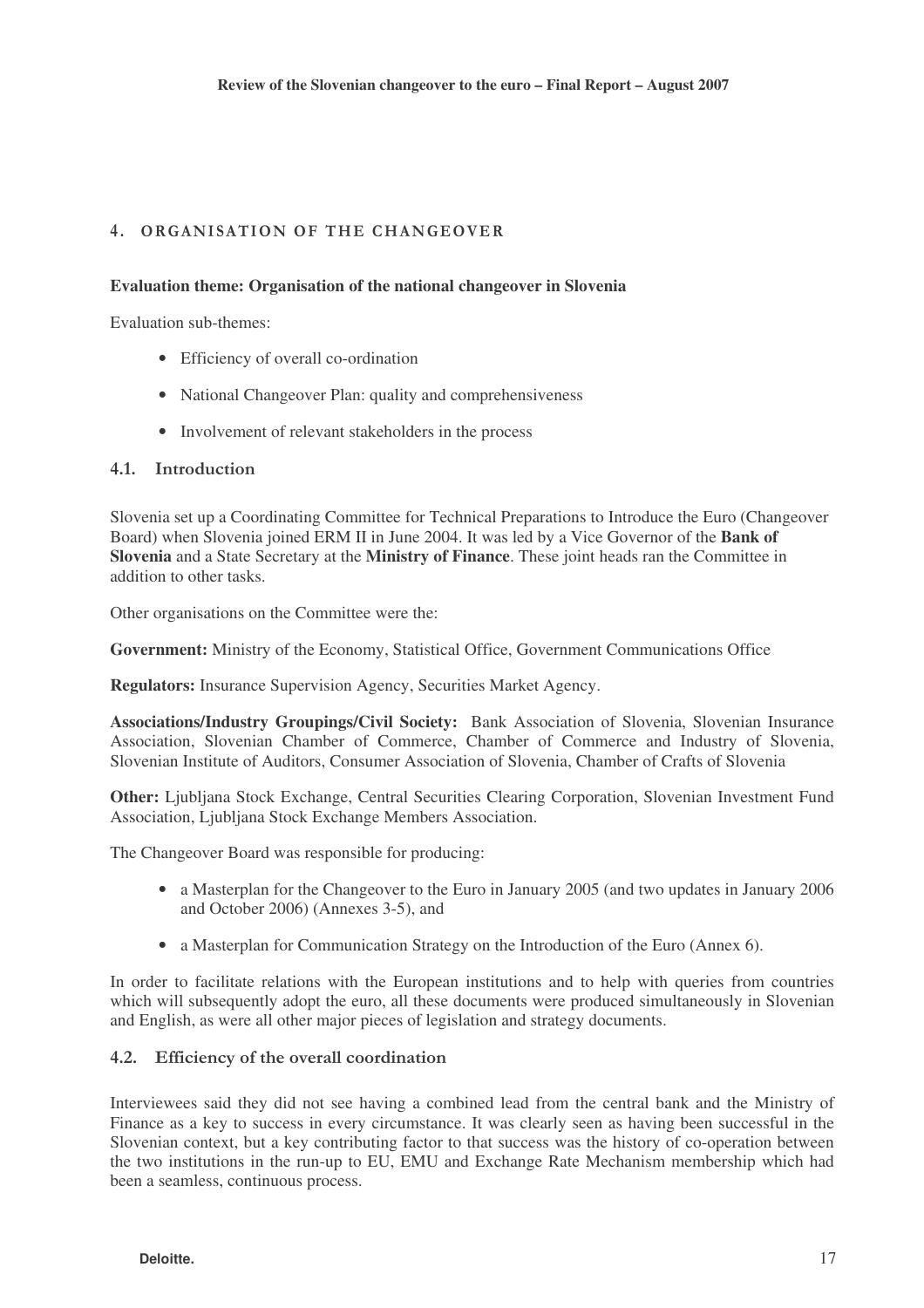## 4. ORGANISATION OF THE CHANGEOVER

**Evaluation theme: Organisation of the national changeover in Slovenia**

Evaluation sub-themes:

- Efficiency of overall co-ordination
- National Changeover Plan: quality and comprehensiveness
- Involvement of relevant stakeholders in the process

### 4.1. Introduction

Slovenia set up a Coordinating Committee for Technical Preparations to Introduce the Euro (Changeover Board) when Slovenia joined ERM II in June 2004. It was led by a Vice Governor of the **Bank of Slovenia** and a State Secretary at the **Ministry of Finance**. These joint heads ran the Committee in addition to other tasks.

Other organisations on the Committee were the:

**Government:** Ministry of the Economy, Statistical Office, Government Communications Office

**Regulators:** Insurance Supervision Agency, Securities Market Agency.

**Associations/Industry Groupings/Civil Society:** Bank Association of Slovenia, Slovenian Insurance Association, Slovenian Chamber of Commerce, Chamber of Commerce and Industry of Slovenia, Slovenian Institute of Auditors, Consumer Association of Slovenia, Chamber of Crafts of Slovenia

**Other:** Ljubljana Stock Exchange, Central Securities Clearing Corporation, Slovenian Investment Fund Association, Ljubljana Stock Exchange Members Association.

The Changeover Board was responsible for producing:

- a Masterplan for the Changeover to the Euro in January 2005 (and two updates in January 2006 and October 2006) (Annexes 3-5), and
- a Masterplan for Communication Strategy on the Introduction of the Euro (Annex 6).

In order to facilitate relations with the European institutions and to help with queries from countries which will subsequently adopt the euro, all these documents were produced simultaneously in Slovenian and English, as were all other major pieces of legislation and strategy documents.

### 4.2. Efficiency of the overall coordination

Interviewees said they did not see having a combined lead from the central bank and the Ministry of Finance as a key to success in every circumstance. It was clearly seen as having been successful in the Slovenian context, but a key contributing factor to that success was the history of co-operation between the two institutions in the run-up to EU, EMU and Exchange Rate Mechanism membership which had been a seamless, continuous process.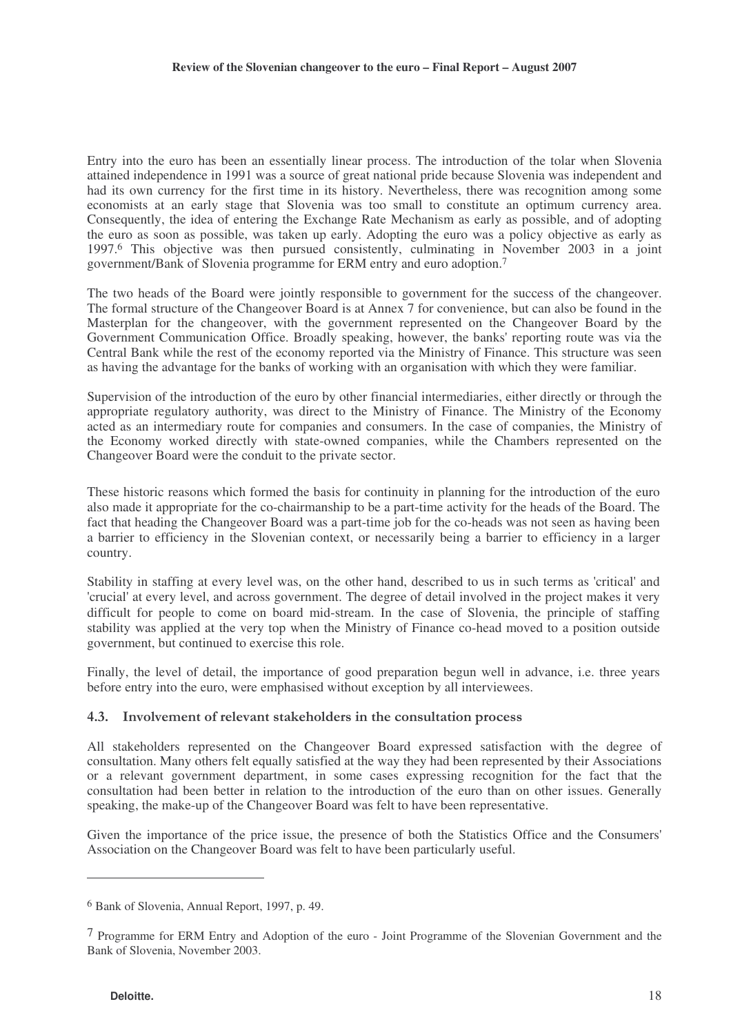Entry into the euro has been an essentially linear process. The introduction of the tolar when Slovenia attained independence in 1991 was a source of great national pride because Slovenia was independent and had its own currency for the first time in its history. Nevertheless, there was recognition among some economists at an early stage that Slovenia was too small to constitute an optimum currency area. Consequently, the idea of entering the Exchange Rate Mechanism as early as possible, and of adopting the euro as soon as possible, was taken up early. Adopting the euro was a policy objective as early as 1997.[6] This objective was then pursued consistently, culminating in November 2003 in a joint government/Bank of Slovenia programme for ERM entry and euro adoption.[7]

The two heads of the Board were jointly responsible to government for the success of the changeover. The formal structure of the Changeover Board is at Annex 7 for convenience, but can also be found in the Masterplan for the changeover, with the government represented on the Changeover Board by the Government Communication Office. Broadly speaking, however, the banks' reporting route was via the Central Bank while the rest of the economy reported via the Ministry of Finance. This structure was seen as having the advantage for the banks of working with an organisation with which they were familiar.

Supervision of the introduction of the euro by other financial intermediaries, either directly or through the appropriate regulatory authority, was direct to the Ministry of Finance. The Ministry of the Economy acted as an intermediary route for companies and consumers. In the case of companies, the Ministry of the Economy worked directly with state-owned companies, while the Chambers represented on the Changeover Board were the conduit to the private sector.

These historic reasons which formed the basis for continuity in planning for the introduction of the euro also made it appropriate for the co-chairmanship to be a part-time activity for the heads of the Board. The fact that heading the Changeover Board was a part-time job for the co-heads was not seen as having been a barrier to efficiency in the Slovenian context, or necessarily being a barrier to efficiency in a larger country.

Stability in staffing at every level was, on the other hand, described to us in such terms as 'critical' and 'crucial' at every level, and across government. The degree of detail involved in the project makes it very difficult for people to come on board mid-stream. In the case of Slovenia, the principle of staffing stability was applied at the very top when the Ministry of Finance co-head moved to a position outside government, but continued to exercise this role.

Finally, the level of detail, the importance of good preparation begun well in advance, i.e. three years before entry into the euro, were emphasised without exception by all interviewees.

### 4.3. Involvement of relevant stakeholders in the consultation process

All stakeholders represented on the Changeover Board expressed satisfaction with the degree of consultation. Many others felt equally satisfied at the way they had been represented by their Associations or a relevant government department, in some cases expressing recognition for the fact that the consultation had been better in relation to the introduction of the euro than on other issues. Generally speaking, the make-up of the Changeover Board was felt to have been representative.

Given the importance of the price issue, the presence of both the Statistics Office and the Consumers' Association on the Changeover Board was felt to have been particularly useful.

---

[6] Bank of Slovenia, Annual Report, 1997, p. 49.

[7] Programme for ERM Entry and Adoption of the euro - Joint Programme of the Slovenian Government and the Bank of Slovenia, November 2003.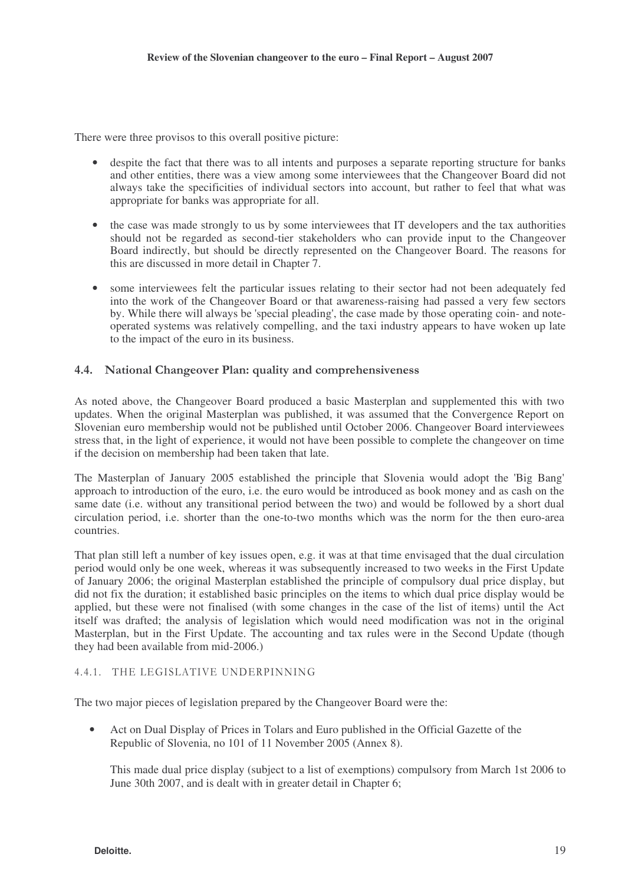There were three provisos to this overall positive picture:

- despite the fact that there was to all intents and purposes a separate reporting structure for banks and other entities, there was a view among some interviewees that the Changeover Board did not always take the specificities of individual sectors into account, but rather to feel that what was appropriate for banks was appropriate for all.

- the case was made strongly to us by some interviewees that IT developers and the tax authorities should not be regarded as second-tier stakeholders who can provide input to the Changeover Board indirectly, but should be directly represented on the Changeover Board. The reasons for this are discussed in more detail in Chapter 7.

- some interviewees felt the particular issues relating to their sector had not been adequately fed into the work of the Changeover Board or that awareness-raising had passed a very few sectors by. While there will always be 'special pleading', the case made by those operating coin- and note-operated systems was relatively compelling, and the taxi industry appears to have woken up late to the impact of the euro in its business.

## 4.4. National Changeover Plan: quality and comprehensiveness

As noted above, the Changeover Board produced a basic Masterplan and supplemented this with two updates. When the original Masterplan was published, it was assumed that the Convergence Report on Slovenian euro membership would not be published until October 2006. Changeover Board interviewees stress that, in the light of experience, it would not have been possible to complete the changeover on time if the decision on membership had been taken that late.

The Masterplan of January 2005 established the principle that Slovenia would adopt the 'Big Bang' approach to introduction of the euro, i.e. the euro would be introduced as book money and as cash on the same date (i.e. without any transitional period between the two) and would be followed by a short dual circulation period, i.e. shorter than the one-to-two months which was the norm for the then euro-area countries.

That plan still left a number of key issues open, e.g. it was at that time envisaged that the dual circulation period would only be one week, whereas it was subsequently increased to two weeks in the First Update of January 2006; the original Masterplan established the principle of compulsory dual price display, but did not fix the duration; it established basic principles on the items to which dual price display would be applied, but these were not finalised (with some changes in the case of the list of items) until the Act itself was drafted; the analysis of legislation which would need modification was not in the original Masterplan, but in the First Update. The accounting and tax rules were in the Second Update (though they had been available from mid-2006.)

### 4.4.1. The legislative underpinning

The two major pieces of legislation prepared by the Changeover Board were the:

- Act on Dual Display of Prices in Tolars and Euro published in the Official Gazette of the Republic of Slovenia, no 101 of 11 November 2005 (Annex 8).

  This made dual price display (subject to a list of exemptions) compulsory from March 1st 2006 to June 30th 2007, and is dealt with in greater detail in Chapter 6;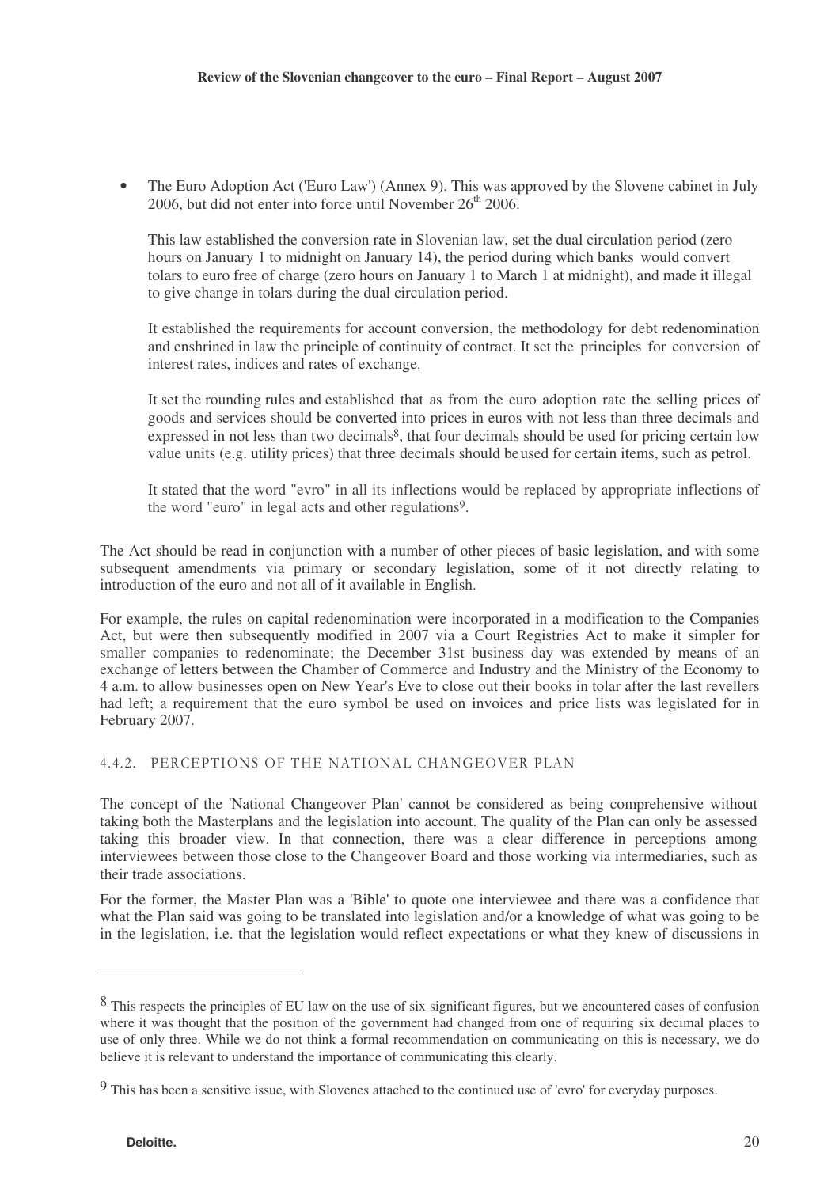- The Euro Adoption Act ('Euro Law') (Annex 9). This was approved by the Slovene cabinet in July 2006, but did not enter into force until November 26th 2006.

  This law established the conversion rate in Slovenian law, set the dual circulation period (zero hours on January 1 to midnight on January 14), the period during which banks would convert tolars to euro free of charge (zero hours on January 1 to March 1 at midnight), and made it illegal to give change in tolars during the dual circulation period.

  It established the requirements for account conversion, the methodology for debt redenomination and enshrined in law the principle of continuity of contract. It set the principles for conversion of interest rates, indices and rates of exchange.

  It set the rounding rules and established that as from the euro adoption rate the selling prices of goods and services should be converted into prices in euros with not less than three decimals and expressed in not less than two decimals[8], that four decimals should be used for pricing certain low value units (e.g. utility prices) that three decimals should be used for certain items, such as petrol.

  It stated that the word "evro" in all its inflections would be replaced by appropriate inflections of the word "euro" in legal acts and other regulations[9].

The Act should be read in conjunction with a number of other pieces of basic legislation, and with some subsequent amendments via primary or secondary legislation, some of it not directly relating to introduction of the euro and not all of it available in English.

For example, the rules on capital redenomination were incorporated in a modification to the Companies Act, but were then subsequently modified in 2007 via a Court Registries Act to make it simpler for smaller companies to redenominate; the December 31st business day was extended by means of an exchange of letters between the Chamber of Commerce and Industry and the Ministry of the Economy to 4 a.m. to allow businesses open on New Year's Eve to close out their books in tolar after the last revellers had left; a requirement that the euro symbol be used on invoices and price lists was legislated for in February 2007.

### 4.4.2. PERCEPTIONS OF THE NATIONAL CHANGEOVER PLAN

The concept of the 'National Changeover Plan' cannot be considered as being comprehensive without taking both the Masterplans and the legislation into account. The quality of the Plan can only be assessed taking this broader view. In that connection, there was a clear difference in perceptions among interviewees between those close to the Changeover Board and those working via intermediaries, such as their trade associations.

For the former, the Master Plan was a 'Bible' to quote one interviewee and there was a confidence that what the Plan said was going to be translated into legislation and/or a knowledge of what was going to be in the legislation, i.e. that the legislation would reflect expectations or what they knew of discussions in

---

[8] This respects the principles of EU law on the use of six significant figures, but we encountered cases of confusion where it was thought that the position of the government had changed from one of requiring six decimal places to use of only three. While we do not think a formal recommendation on communicating on this is necessary, we do believe it is relevant to understand the importance of communicating this clearly.

[9] This has been a sensitive issue, with Slovenes attached to the continued use of 'evro' for everyday purposes.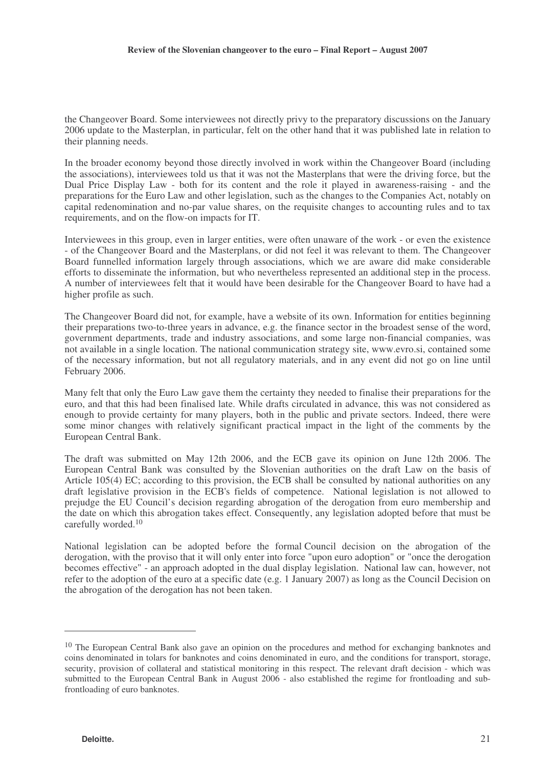the Changeover Board. Some interviewees not directly privy to the preparatory discussions on the January 2006 update to the Masterplan, in particular, felt on the other hand that it was published late in relation to their planning needs.

In the broader economy beyond those directly involved in work within the Changeover Board (including the associations), interviewees told us that it was not the Masterplans that were the driving force, but the Dual Price Display Law - both for its content and the role it played in awareness-raising - and the preparations for the Euro Law and other legislation, such as the changes to the Companies Act, notably on capital redenomination and no-par value shares, on the requisite changes to accounting rules and to tax requirements, and on the flow-on impacts for IT.

Interviewees in this group, even in larger entities, were often unaware of the work - or even the existence - of the Changeover Board and the Masterplans, or did not feel it was relevant to them. The Changeover Board funnelled information largely through associations, which we are aware did make considerable efforts to disseminate the information, but who nevertheless represented an additional step in the process. A number of interviewees felt that it would have been desirable for the Changeover Board to have had a higher profile as such.

The Changeover Board did not, for example, have a website of its own. Information for entities beginning their preparations two-to-three years in advance, e.g. the finance sector in the broadest sense of the word, government departments, trade and industry associations, and some large non-financial companies, was not available in a single location. The national communication strategy site, www.evro.si, contained some of the necessary information, but not all regulatory materials, and in any event did not go on line until February 2006.

Many felt that only the Euro Law gave them the certainty they needed to finalise their preparations for the euro, and that this had been finalised late. While drafts circulated in advance, this was not considered as enough to provide certainty for many players, both in the public and private sectors. Indeed, there were some minor changes with relatively significant practical impact in the light of the comments by the European Central Bank.

The draft was submitted on May 12th 2006, and the ECB gave its opinion on June 12th 2006. The European Central Bank was consulted by the Slovenian authorities on the draft Law on the basis of Article 105(4) EC; according to this provision, the ECB shall be consulted by national authorities on any draft legislative provision in the ECB's fields of competence. National legislation is not allowed to prejudge the EU Council's decision regarding abrogation of the derogation from euro membership and the date on which this abrogation takes effect. Consequently, any legislation adopted before that must be carefully worded.[10]

National legislation can be adopted before the formal Council decision on the abrogation of the derogation, with the proviso that it will only enter into force "upon euro adoption" or "once the derogation becomes effective" - an approach adopted in the dual display legislation. National law can, however, not refer to the adoption of the euro at a specific date (e.g. 1 January 2007) as long as the Council Decision on the abrogation of the derogation has not been taken.

---

[10] The European Central Bank also gave an opinion on the procedures and method for exchanging banknotes and coins denominated in tolars for banknotes and coins denominated in euro, and the conditions for transport, storage, security, provision of collateral and statistical monitoring in this respect. The relevant draft decision - which was submitted to the European Central Bank in August 2006 - also established the regime for frontloading and sub-frontloading of euro banknotes.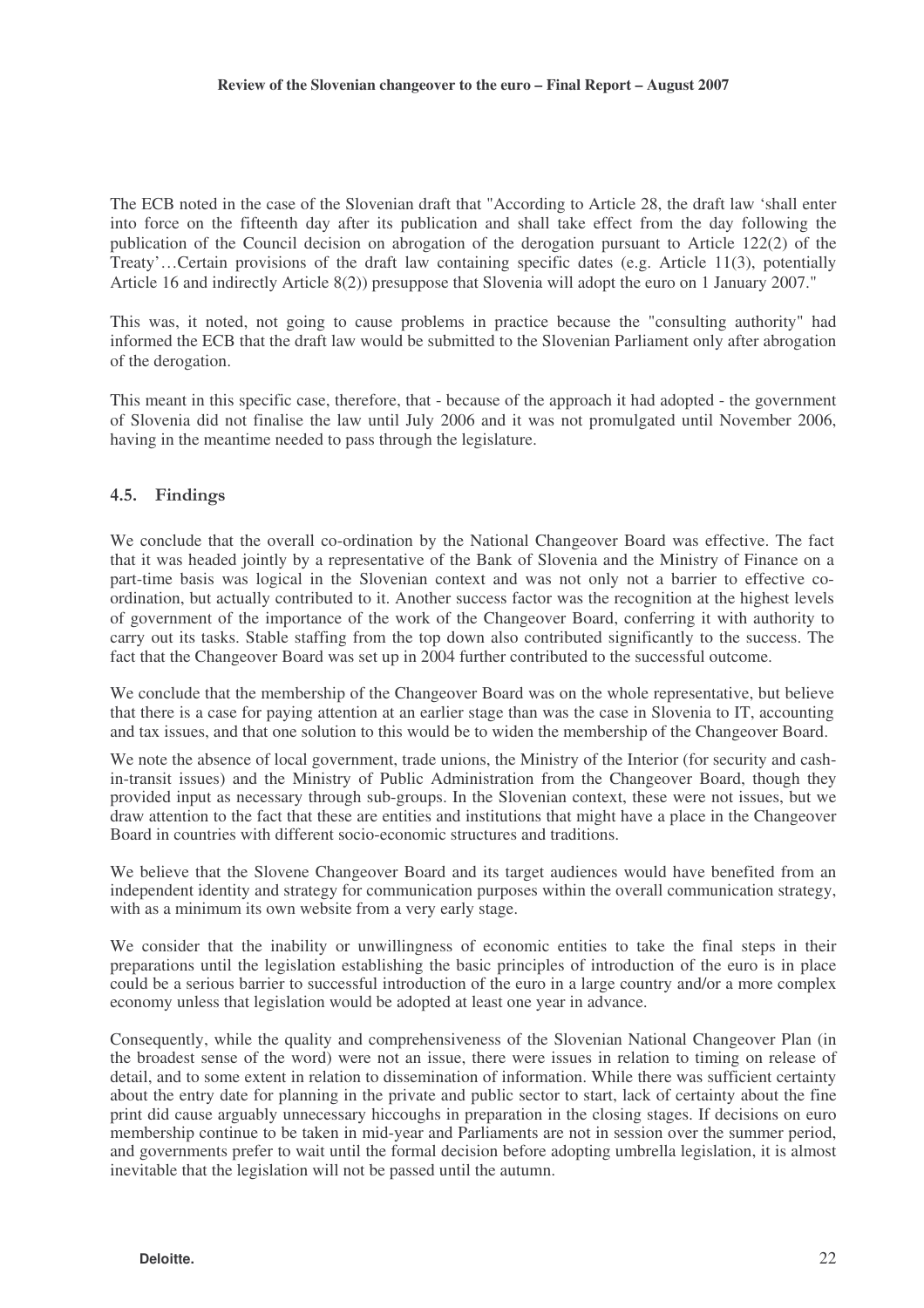The ECB noted in the case of the Slovenian draft that "According to Article 28, the draft law 'shall enter into force on the fifteenth day after its publication and shall take effect from the day following the publication of the Council decision on abrogation of the derogation pursuant to Article 122(2) of the Treaty'…Certain provisions of the draft law containing specific dates (e.g. Article 11(3), potentially Article 16 and indirectly Article 8(2)) presuppose that Slovenia will adopt the euro on 1 January 2007."

This was, it noted, not going to cause problems in practice because the "consulting authority" had informed the ECB that the draft law would be submitted to the Slovenian Parliament only after abrogation of the derogation.

This meant in this specific case, therefore, that - because of the approach it had adopted - the government of Slovenia did not finalise the law until July 2006 and it was not promulgated until November 2006, having in the meantime needed to pass through the legislature.

## 4.5. Findings

We conclude that the overall co-ordination by the National Changeover Board was effective. The fact that it was headed jointly by a representative of the Bank of Slovenia and the Ministry of Finance on a part-time basis was logical in the Slovenian context and was not only not a barrier to effective co-ordination, but actually contributed to it. Another success factor was the recognition at the highest levels of government of the importance of the work of the Changeover Board, conferring it with authority to carry out its tasks. Stable staffing from the top down also contributed significantly to the success. The fact that the Changeover Board was set up in 2004 further contributed to the successful outcome.

We conclude that the membership of the Changeover Board was on the whole representative, but believe that there is a case for paying attention at an earlier stage than was the case in Slovenia to IT, accounting and tax issues, and that one solution to this would be to widen the membership of the Changeover Board.

We note the absence of local government, trade unions, the Ministry of the Interior (for security and cash-in-transit issues) and the Ministry of Public Administration from the Changeover Board, though they provided input as necessary through sub-groups. In the Slovenian context, these were not issues, but we draw attention to the fact that these are entities and institutions that might have a place in the Changeover Board in countries with different socio-economic structures and traditions.

We believe that the Slovene Changeover Board and its target audiences would have benefited from an independent identity and strategy for communication purposes within the overall communication strategy, with as a minimum its own website from a very early stage.

We consider that the inability or unwillingness of economic entities to take the final steps in their preparations until the legislation establishing the basic principles of introduction of the euro is in place could be a serious barrier to successful introduction of the euro in a large country and/or a more complex economy unless that legislation would be adopted at least one year in advance.

Consequently, while the quality and comprehensiveness of the Slovenian National Changeover Plan (in the broadest sense of the word) were not an issue, there were issues in relation to timing on release of detail, and to some extent in relation to dissemination of information. While there was sufficient certainty about the entry date for planning in the private and public sector to start, lack of certainty about the fine print did cause arguably unnecessary hiccoughs in preparation in the closing stages. If decisions on euro membership continue to be taken in mid-year and Parliaments are not in session over the summer period, and governments prefer to wait until the formal decision before adopting umbrella legislation, it is almost inevitable that the legislation will not be passed until the autumn.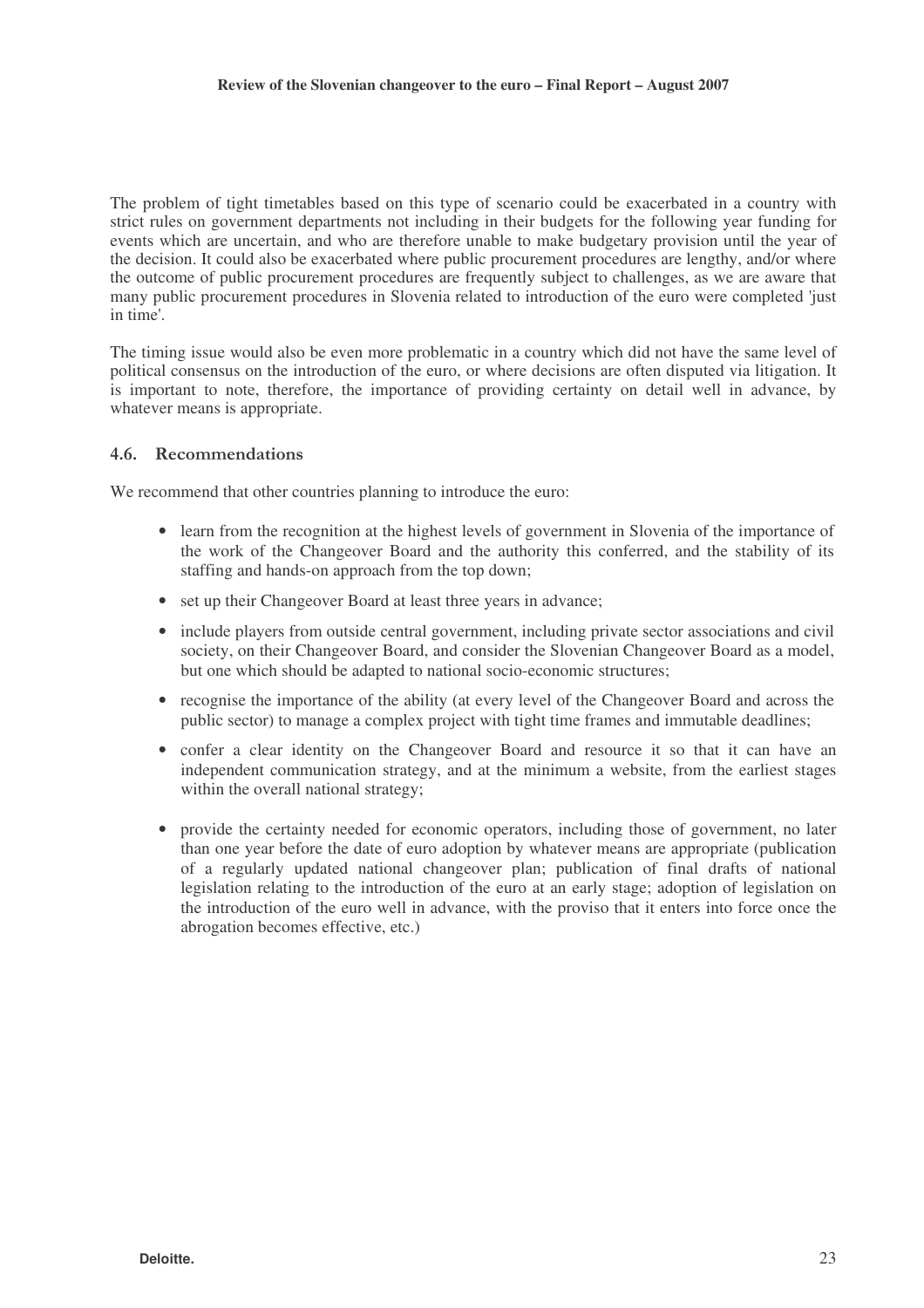The problem of tight timetables based on this type of scenario could be exacerbated in a country with strict rules on government departments not including in their budgets for the following year funding for events which are uncertain, and who are therefore unable to make budgetary provision until the year of the decision. It could also be exacerbated where public procurement procedures are lengthy, and/or where the outcome of public procurement procedures are frequently subject to challenges, as we are aware that many public procurement procedures in Slovenia related to introduction of the euro were completed 'just in time'.

The timing issue would also be even more problematic in a country which did not have the same level of political consensus on the introduction of the euro, or where decisions are often disputed via litigation. It is important to note, therefore, the importance of providing certainty on detail well in advance, by whatever means is appropriate.

### 4.6. Recommendations

We recommend that other countries planning to introduce the euro:

- learn from the recognition at the highest levels of government in Slovenia of the importance of the work of the Changeover Board and the authority this conferred, and the stability of its staffing and hands-on approach from the top down;
- set up their Changeover Board at least three years in advance;
- include players from outside central government, including private sector associations and civil society, on their Changeover Board, and consider the Slovenian Changeover Board as a model, but one which should be adapted to national socio-economic structures;
- recognise the importance of the ability (at every level of the Changeover Board and across the public sector) to manage a complex project with tight time frames and immutable deadlines;
- confer a clear identity on the Changeover Board and resource it so that it can have an independent communication strategy, and at the minimum a website, from the earliest stages within the overall national strategy;
- provide the certainty needed for economic operators, including those of government, no later than one year before the date of euro adoption by whatever means are appropriate (publication of a regularly updated national changeover plan; publication of final drafts of national legislation relating to the introduction of the euro at an early stage; adoption of legislation on the introduction of the euro well in advance, with the proviso that it enters into force once the abrogation becomes effective, etc.)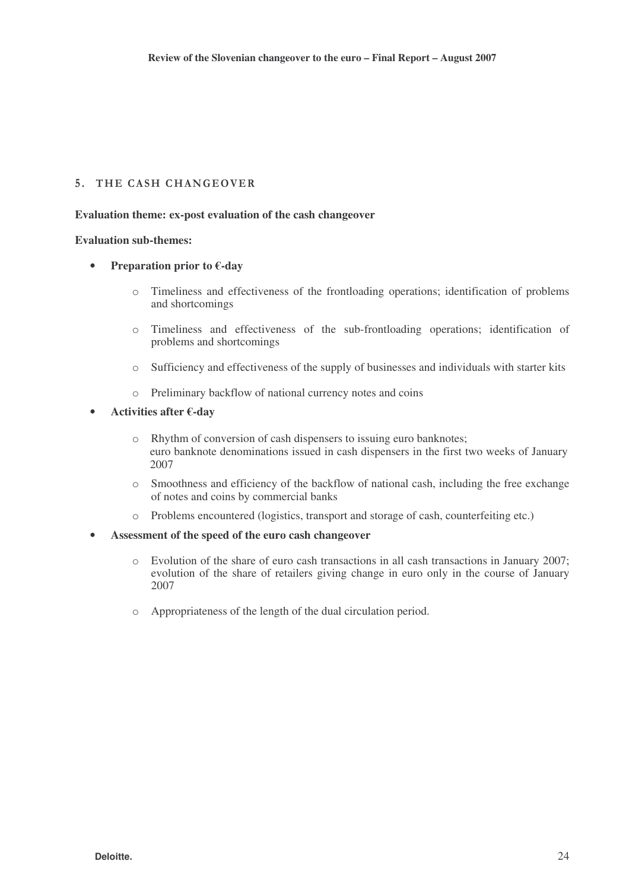## 5. THE CASH CHANGEOVER

**Evaluation theme: ex-post evaluation of the cash changeover**

**Evaluation sub-themes:**

- **Preparation prior to €-day**
  - Timeliness and effectiveness of the frontloading operations; identification of problems and shortcomings
  - Timeliness and effectiveness of the sub-frontloading operations; identification of problems and shortcomings
  - Sufficiency and effectiveness of the supply of businesses and individuals with starter kits
  - Preliminary backflow of national currency notes and coins
- **Activities after €-day**
  - Rhythm of conversion of cash dispensers to issuing euro banknotes; euro banknote denominations issued in cash dispensers in the first two weeks of January 2007
  - Smoothness and efficiency of the backflow of national cash, including the free exchange of notes and coins by commercial banks
  - Problems encountered (logistics, transport and storage of cash, counterfeiting etc.)
- **Assessment of the speed of the euro cash changeover**
  - Evolution of the share of euro cash transactions in all cash transactions in January 2007; evolution of the share of retailers giving change in euro only in the course of January 2007
  - Appropriateness of the length of the dual circulation period.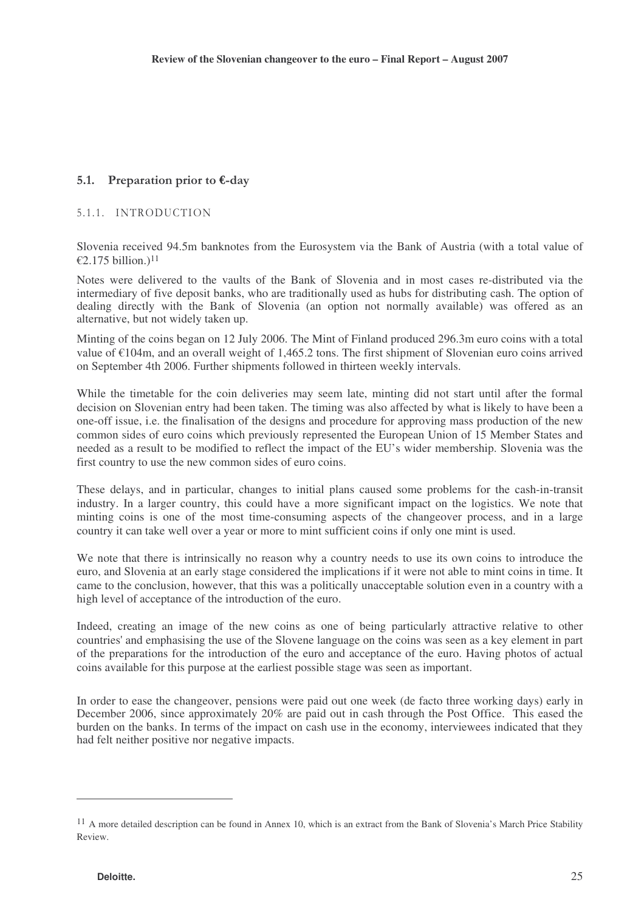## 5.1. Preparation prior to €-day

### 5.1.1. INTRODUCTION

Slovenia received 94.5m banknotes from the Eurosystem via the Bank of Austria (with a total value of €2.175 billion.)[11]

Notes were delivered to the vaults of the Bank of Slovenia and in most cases re-distributed via the intermediary of five deposit banks, who are traditionally used as hubs for distributing cash. The option of dealing directly with the Bank of Slovenia (an option not normally available) was offered as an alternative, but not widely taken up.

Minting of the coins began on 12 July 2006. The Mint of Finland produced 296.3m euro coins with a total value of €104m, and an overall weight of 1,465.2 tons. The first shipment of Slovenian euro coins arrived on September 4th 2006. Further shipments followed in thirteen weekly intervals.

While the timetable for the coin deliveries may seem late, minting did not start until after the formal decision on Slovenian entry had been taken. The timing was also affected by what is likely to have been a one-off issue, i.e. the finalisation of the designs and procedure for approving mass production of the new common sides of euro coins which previously represented the European Union of 15 Member States and needed as a result to be modified to reflect the impact of the EU's wider membership. Slovenia was the first country to use the new common sides of euro coins.

These delays, and in particular, changes to initial plans caused some problems for the cash-in-transit industry. In a larger country, this could have a more significant impact on the logistics. We note that minting coins is one of the most time-consuming aspects of the changeover process, and in a large country it can take well over a year or more to mint sufficient coins if only one mint is used.

We note that there is intrinsically no reason why a country needs to use its own coins to introduce the euro, and Slovenia at an early stage considered the implications if it were not able to mint coins in time. It came to the conclusion, however, that this was a politically unacceptable solution even in a country with a high level of acceptance of the introduction of the euro.

Indeed, creating an image of the new coins as one of being particularly attractive relative to other countries' and emphasising the use of the Slovene language on the coins was seen as a key element in part of the preparations for the introduction of the euro and acceptance of the euro. Having photos of actual coins available for this purpose at the earliest possible stage was seen as important.

In order to ease the changeover, pensions were paid out one week (de facto three working days) early in December 2006, since approximately 20% are paid out in cash through the Post Office. This eased the burden on the banks. In terms of the impact on cash use in the economy, interviewees indicated that they had felt neither positive nor negative impacts.

---

[11] A more detailed description can be found in Annex 10, which is an extract from the Bank of Slovenia's March Price Stability Review.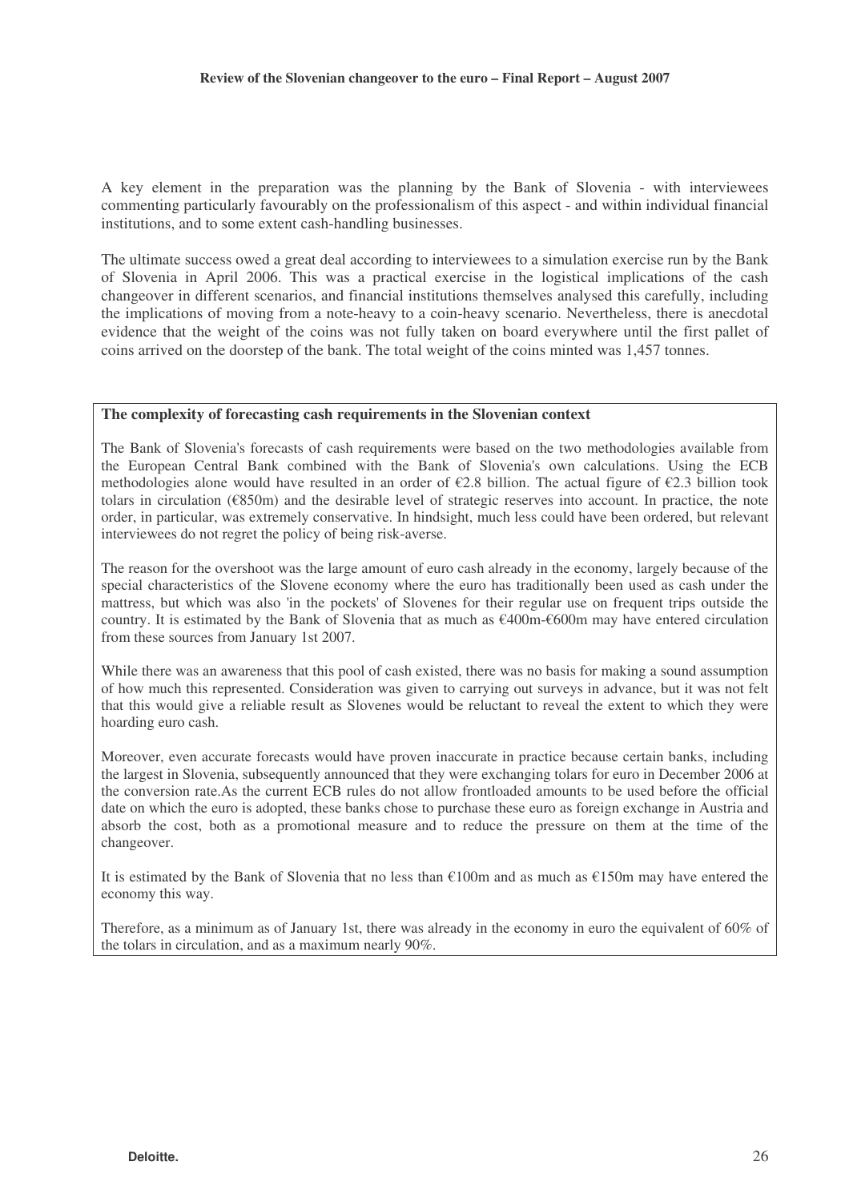A key element in the preparation was the planning by the Bank of Slovenia - with interviewees commenting particularly favourably on the professionalism of this aspect - and within individual financial institutions, and to some extent cash-handling businesses.

The ultimate success owed a great deal according to interviewees to a simulation exercise run by the Bank of Slovenia in April 2006. This was a practical exercise in the logistical implications of the cash changeover in different scenarios, and financial institutions themselves analysed this carefully, including the implications of moving from a note-heavy to a coin-heavy scenario. Nevertheless, there is anecdotal evidence that the weight of the coins was not fully taken on board everywhere until the first pallet of coins arrived on the doorstep of the bank. The total weight of the coins minted was 1,457 tonnes.

**The complexity of forecasting cash requirements in the Slovenian context**

The Bank of Slovenia's forecasts of cash requirements were based on the two methodologies available from the European Central Bank combined with the Bank of Slovenia's own calculations. Using the ECB methodologies alone would have resulted in an order of €2.8 billion. The actual figure of €2.3 billion took tolars in circulation (€850m) and the desirable level of strategic reserves into account. In practice, the note order, in particular, was extremely conservative. In hindsight, much less could have been ordered, but relevant interviewees do not regret the policy of being risk-averse.

The reason for the overshoot was the large amount of euro cash already in the economy, largely because of the special characteristics of the Slovene economy where the euro has traditionally been used as cash under the mattress, but which was also 'in the pockets' of Slovenes for their regular use on frequent trips outside the country. It is estimated by the Bank of Slovenia that as much as €400m-€600m may have entered circulation from these sources from January 1st 2007.

While there was an awareness that this pool of cash existed, there was no basis for making a sound assumption of how much this represented. Consideration was given to carrying out surveys in advance, but it was not felt that this would give a reliable result as Slovenes would be reluctant to reveal the extent to which they were hoarding euro cash.

Moreover, even accurate forecasts would have proven inaccurate in practice because certain banks, including the largest in Slovenia, subsequently announced that they were exchanging tolars for euro in December 2006 at the conversion rate.As the current ECB rules do not allow frontloaded amounts to be used before the official date on which the euro is adopted, these banks chose to purchase these euro as foreign exchange in Austria and absorb the cost, both as a promotional measure and to reduce the pressure on them at the time of the changeover.

It is estimated by the Bank of Slovenia that no less than €100m and as much as €150m may have entered the economy this way.

Therefore, as a minimum as of January 1st, there was already in the economy in euro the equivalent of 60% of the tolars in circulation, and as a maximum nearly 90%.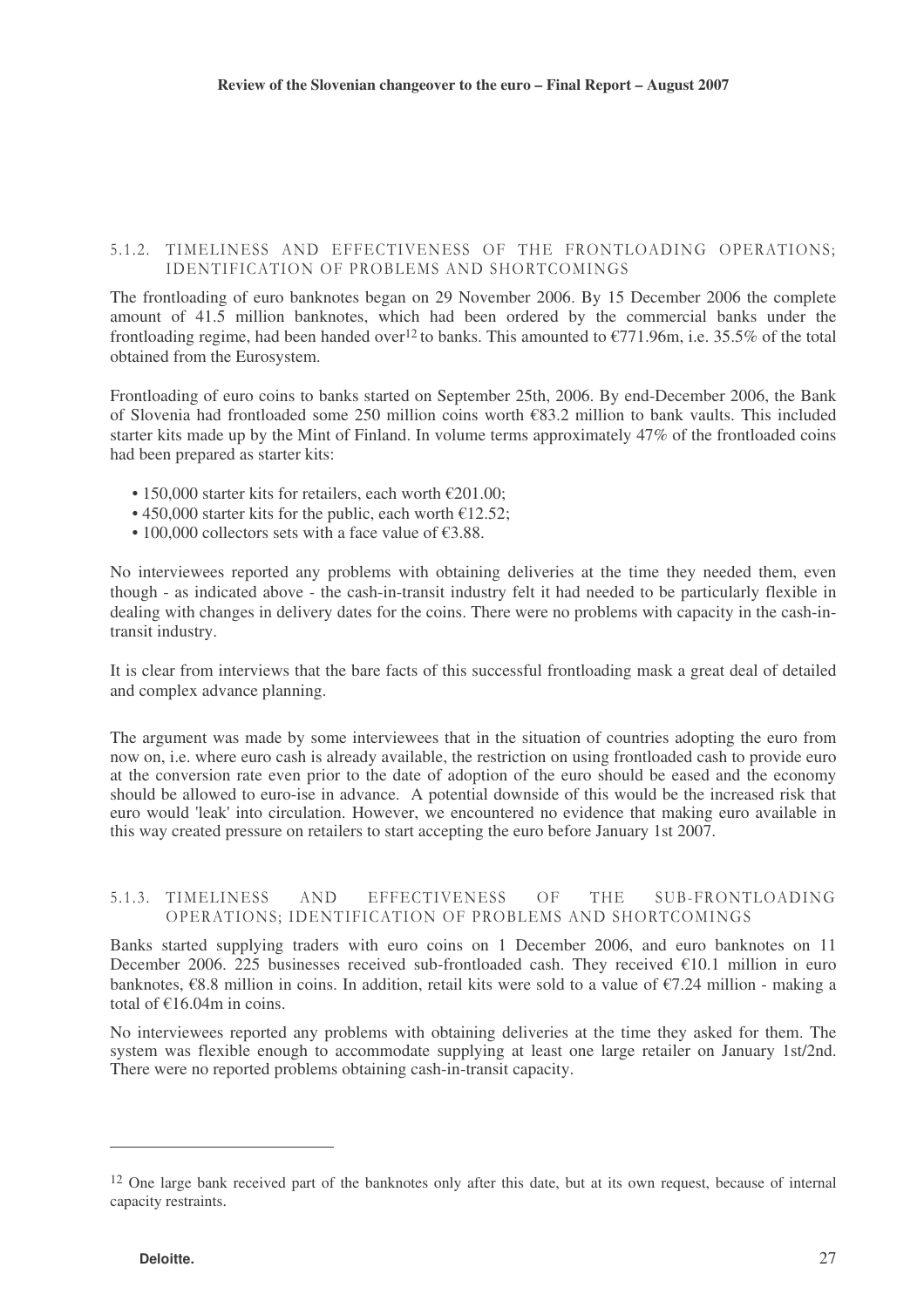### 5.1.2. TIMELINESS AND EFFECTIVENESS OF THE FRONTLOADING OPERATIONS; IDENTIFICATION OF PROBLEMS AND SHORTCOMINGS

The frontloading of euro banknotes began on 29 November 2006. By 15 December 2006 the complete amount of 41.5 million banknotes, which had been ordered by the commercial banks under the frontloading regime, had been handed over[12] to banks. This amounted to €771.96m, i.e. 35.5% of the total obtained from the Eurosystem.

Frontloading of euro coins to banks started on September 25th, 2006. By end-December 2006, the Bank of Slovenia had frontloaded some 250 million coins worth €83.2 million to bank vaults. This included starter kits made up by the Mint of Finland. In volume terms approximately 47% of the frontloaded coins had been prepared as starter kits:

- 150,000 starter kits for retailers, each worth €201.00;
- 450,000 starter kits for the public, each worth €12.52;
- 100,000 collectors sets with a face value of €3.88.

No interviewees reported any problems with obtaining deliveries at the time they needed them, even though - as indicated above - the cash-in-transit industry felt it had needed to be particularly flexible in dealing with changes in delivery dates for the coins. There were no problems with capacity in the cash-in-transit industry.

It is clear from interviews that the bare facts of this successful frontloading mask a great deal of detailed and complex advance planning.

The argument was made by some interviewees that in the situation of countries adopting the euro from now on, i.e. where euro cash is already available, the restriction on using frontloaded cash to provide euro at the conversion rate even prior to the date of adoption of the euro should be eased and the economy should be allowed to euro-ise in advance. A potential downside of this would be the increased risk that euro would 'leak' into circulation. However, we encountered no evidence that making euro available in this way created pressure on retailers to start accepting the euro before January 1st 2007.

### 5.1.3. TIMELINESS AND EFFECTIVENESS OF THE SUB-FRONTLOADING OPERATIONS; IDENTIFICATION OF PROBLEMS AND SHORTCOMINGS

Banks started supplying traders with euro coins on 1 December 2006, and euro banknotes on 11 December 2006. 225 businesses received sub-frontloaded cash. They received €10.1 million in euro banknotes, €8.8 million in coins. In addition, retail kits were sold to a value of €7.24 million - making a total of €16.04m in coins.

No interviewees reported any problems with obtaining deliveries at the time they asked for them. The system was flexible enough to accommodate supplying at least one large retailer on January 1st/2nd. There were no reported problems obtaining cash-in-transit capacity.

---

[12] One large bank received part of the banknotes only after this date, but at its own request, because of internal capacity restraints.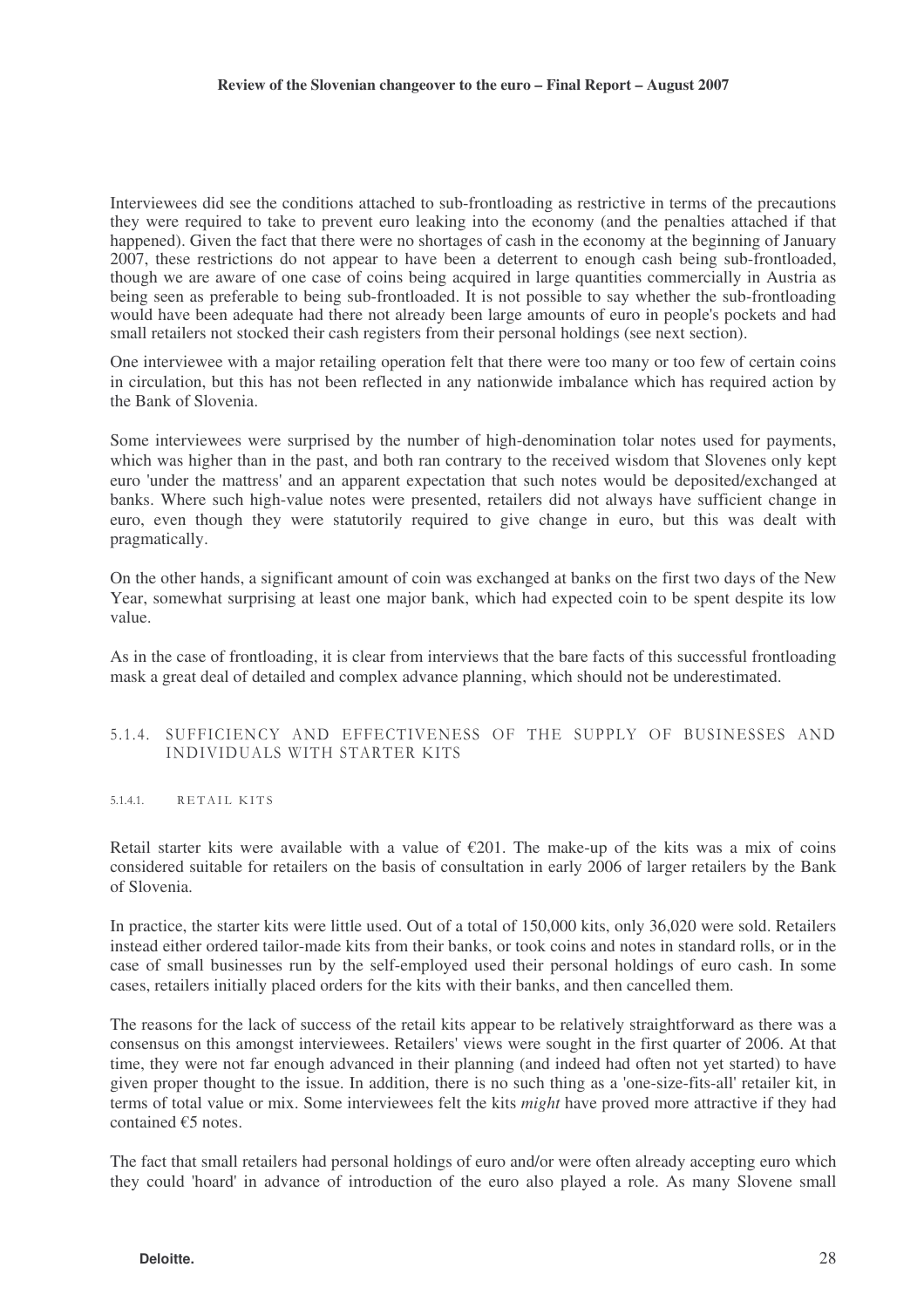Interviewees did see the conditions attached to sub-frontloading as restrictive in terms of the precautions they were required to take to prevent euro leaking into the economy (and the penalties attached if that happened). Given the fact that there were no shortages of cash in the economy at the beginning of January 2007, these restrictions do not appear to have been a deterrent to enough cash being sub-frontloaded, though we are aware of one case of coins being acquired in large quantities commercially in Austria as being seen as preferable to being sub-frontloaded. It is not possible to say whether the sub-frontloading would have been adequate had there not already been large amounts of euro in people's pockets and had small retailers not stocked their cash registers from their personal holdings (see next section).

One interviewee with a major retailing operation felt that there were too many or too few of certain coins in circulation, but this has not been reflected in any nationwide imbalance which has required action by the Bank of Slovenia.

Some interviewees were surprised by the number of high-denomination tolar notes used for payments, which was higher than in the past, and both ran contrary to the received wisdom that Slovenes only kept euro 'under the mattress' and an apparent expectation that such notes would be deposited/exchanged at banks. Where such high-value notes were presented, retailers did not always have sufficient change in euro, even though they were statutorily required to give change in euro, but this was dealt with pragmatically.

On the other hands, a significant amount of coin was exchanged at banks on the first two days of the New Year, somewhat surprising at least one major bank, which had expected coin to be spent despite its low value.

As in the case of frontloading, it is clear from interviews that the bare facts of this successful frontloading mask a great deal of detailed and complex advance planning, which should not be underestimated.

### 5.1.4. SUFFICIENCY AND EFFECTIVENESS OF THE SUPPLY OF BUSINESSES AND INDIVIDUALS WITH STARTER KITS

#### 5.1.4.1. RETAIL KITS

Retail starter kits were available with a value of €201. The make-up of the kits was a mix of coins considered suitable for retailers on the basis of consultation in early 2006 of larger retailers by the Bank of Slovenia.

In practice, the starter kits were little used. Out of a total of 150,000 kits, only 36,020 were sold. Retailers instead either ordered tailor-made kits from their banks, or took coins and notes in standard rolls, or in the case of small businesses run by the self-employed used their personal holdings of euro cash. In some cases, retailers initially placed orders for the kits with their banks, and then cancelled them.

The reasons for the lack of success of the retail kits appear to be relatively straightforward as there was a consensus on this amongst interviewees. Retailers' views were sought in the first quarter of 2006. At that time, they were not far enough advanced in their planning (and indeed had often not yet started) to have given proper thought to the issue. In addition, there is no such thing as a 'one-size-fits-all' retailer kit, in terms of total value or mix. Some interviewees felt the kits *might* have proved more attractive if they had contained €5 notes.

The fact that small retailers had personal holdings of euro and/or were often already accepting euro which they could 'hoard' in advance of introduction of the euro also played a role. As many Slovene small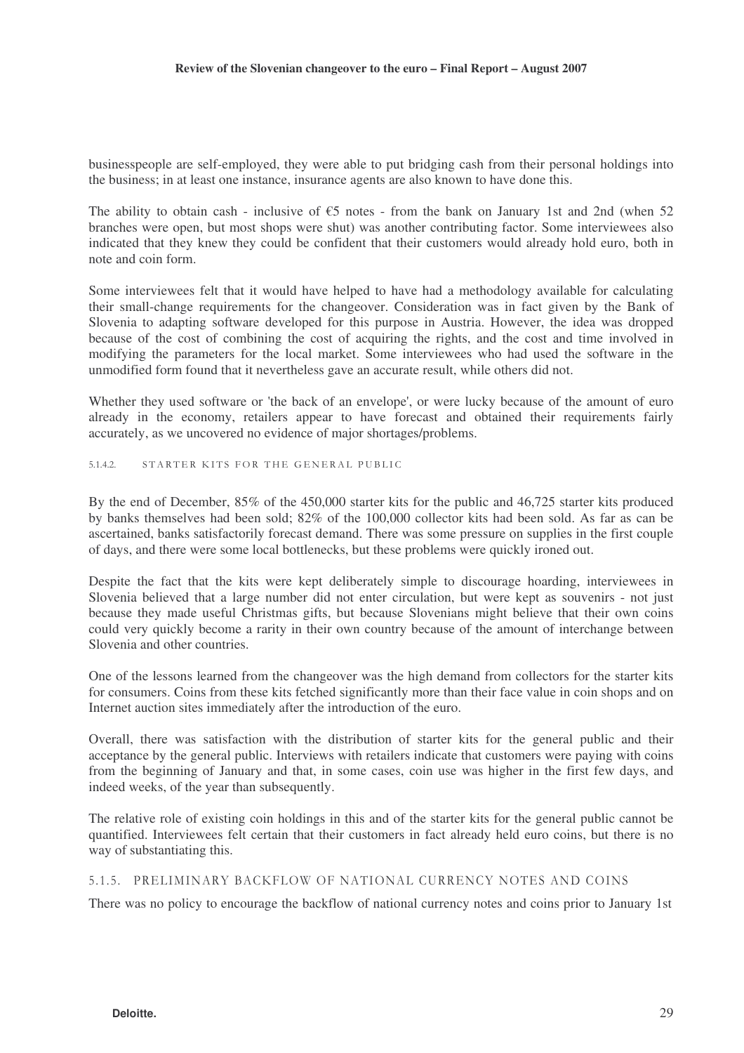businesspeople are self-employed, they were able to put bridging cash from their personal holdings into the business; in at least one instance, insurance agents are also known to have done this.

The ability to obtain cash - inclusive of €5 notes - from the bank on January 1st and 2nd (when 52 branches were open, but most shops were shut) was another contributing factor. Some interviewees also indicated that they knew they could be confident that their customers would already hold euro, both in note and coin form.

Some interviewees felt that it would have helped to have had a methodology available for calculating their small-change requirements for the changeover. Consideration was in fact given by the Bank of Slovenia to adapting software developed for this purpose in Austria. However, the idea was dropped because of the cost of combining the cost of acquiring the rights, and the cost and time involved in modifying the parameters for the local market. Some interviewees who had used the software in the unmodified form found that it nevertheless gave an accurate result, while others did not.

Whether they used software or 'the back of an envelope', or were lucky because of the amount of euro already in the economy, retailers appear to have forecast and obtained their requirements fairly accurately, as we uncovered no evidence of major shortages/problems.

##### 5.1.4.2. STARTER KITS FOR THE GENERAL PUBLIC

By the end of December, 85% of the 450,000 starter kits for the public and 46,725 starter kits produced by banks themselves had been sold; 82% of the 100,000 collector kits had been sold. As far as can be ascertained, banks satisfactorily forecast demand. There was some pressure on supplies in the first couple of days, and there were some local bottlenecks, but these problems were quickly ironed out.

Despite the fact that the kits were kept deliberately simple to discourage hoarding, interviewees in Slovenia believed that a large number did not enter circulation, but were kept as souvenirs - not just because they made useful Christmas gifts, but because Slovenians might believe that their own coins could very quickly become a rarity in their own country because of the amount of interchange between Slovenia and other countries.

One of the lessons learned from the changeover was the high demand from collectors for the starter kits for consumers. Coins from these kits fetched significantly more than their face value in coin shops and on Internet auction sites immediately after the introduction of the euro.

Overall, there was satisfaction with the distribution of starter kits for the general public and their acceptance by the general public. Interviews with retailers indicate that customers were paying with coins from the beginning of January and that, in some cases, coin use was higher in the first few days, and indeed weeks, of the year than subsequently.

The relative role of existing coin holdings in this and of the starter kits for the general public cannot be quantified. Interviewees felt certain that their customers in fact already held euro coins, but there is no way of substantiating this.

#### 5.1.5. PRELIMINARY BACKFLOW OF NATIONAL CURRENCY NOTES AND COINS

There was no policy to encourage the backflow of national currency notes and coins prior to January 1st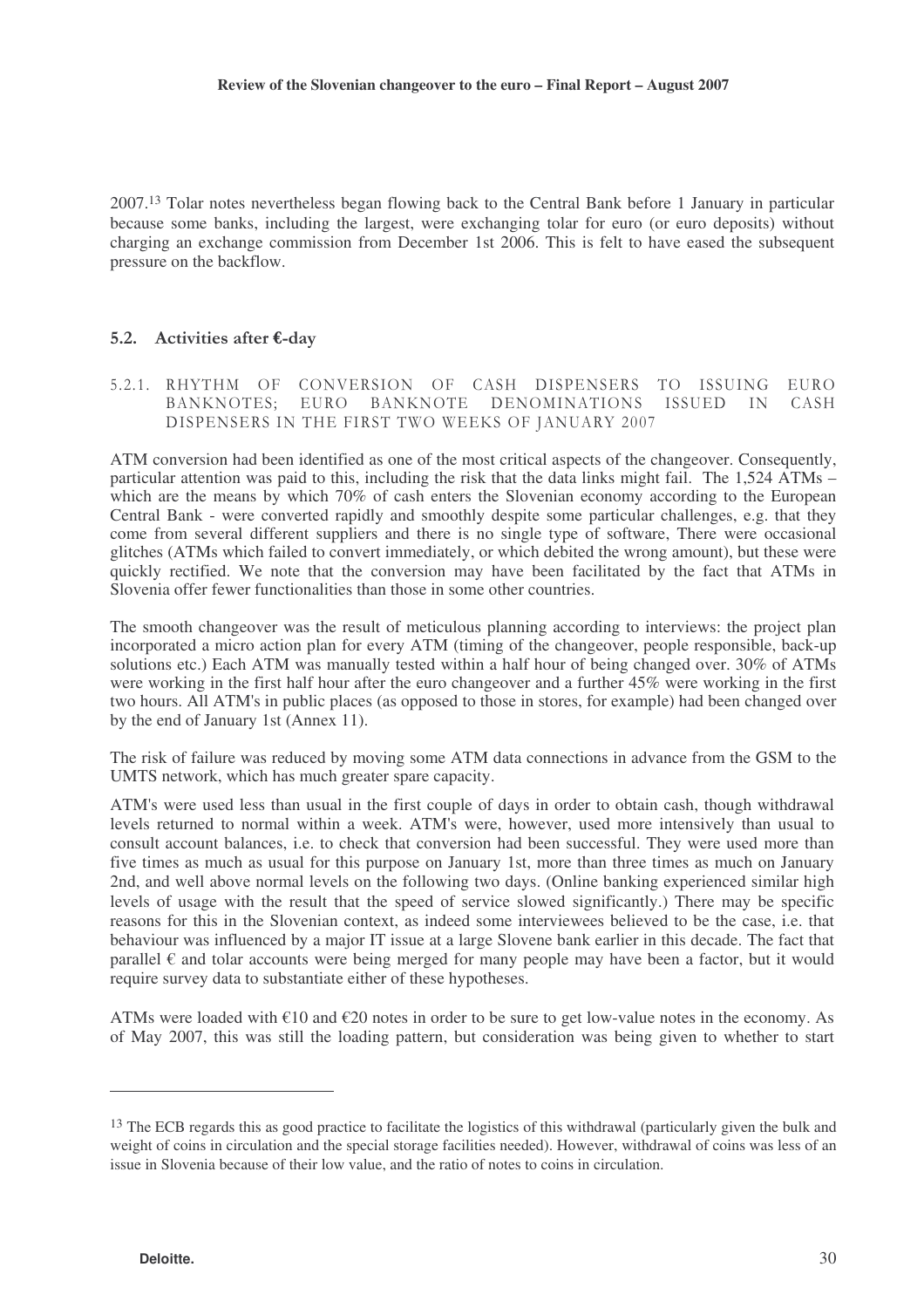2007.[13] Tolar notes nevertheless began flowing back to the Central Bank before 1 January in particular because some banks, including the largest, were exchanging tolar for euro (or euro deposits) without charging an exchange commission from December 1st 2006. This is felt to have eased the subsequent pressure on the backflow.

## 5.2. Activities after €-day

### 5.2.1. RHYTHM OF CONVERSION OF CASH DISPENSERS TO ISSUING EURO BANKNOTES; EURO BANKNOTE DENOMINATIONS ISSUED IN CASH DISPENSERS IN THE FIRST TWO WEEKS OF JANUARY 2007

ATM conversion had been identified as one of the most critical aspects of the changeover. Consequently, particular attention was paid to this, including the risk that the data links might fail. The 1,524 ATMs – which are the means by which 70% of cash enters the Slovenian economy according to the European Central Bank - were converted rapidly and smoothly despite some particular challenges, e.g. that they come from several different suppliers and there is no single type of software, There were occasional glitches (ATMs which failed to convert immediately, or which debited the wrong amount), but these were quickly rectified. We note that the conversion may have been facilitated by the fact that ATMs in Slovenia offer fewer functionalities than those in some other countries.

The smooth changeover was the result of meticulous planning according to interviews: the project plan incorporated a micro action plan for every ATM (timing of the changeover, people responsible, back-up solutions etc.) Each ATM was manually tested within a half hour of being changed over. 30% of ATMs were working in the first half hour after the euro changeover and a further 45% were working in the first two hours. All ATM's in public places (as opposed to those in stores, for example) had been changed over by the end of January 1st (Annex 11).

The risk of failure was reduced by moving some ATM data connections in advance from the GSM to the UMTS network, which has much greater spare capacity.

ATM's were used less than usual in the first couple of days in order to obtain cash, though withdrawal levels returned to normal within a week. ATM's were, however, used more intensively than usual to consult account balances, i.e. to check that conversion had been successful. They were used more than five times as much as usual for this purpose on January 1st, more than three times as much on January 2nd, and well above normal levels on the following two days. (Online banking experienced similar high levels of usage with the result that the speed of service slowed significantly.) There may be specific reasons for this in the Slovenian context, as indeed some interviewees believed to be the case, i.e. that behaviour was influenced by a major IT issue at a large Slovene bank earlier in this decade. The fact that parallel € and tolar accounts were being merged for many people may have been a factor, but it would require survey data to substantiate either of these hypotheses.

ATMs were loaded with €10 and €20 notes in order to be sure to get low-value notes in the economy. As of May 2007, this was still the loading pattern, but consideration was being given to whether to start

---

[13] The ECB regards this as good practice to facilitate the logistics of this withdrawal (particularly given the bulk and weight of coins in circulation and the special storage facilities needed). However, withdrawal of coins was less of an issue in Slovenia because of their low value, and the ratio of notes to coins in circulation.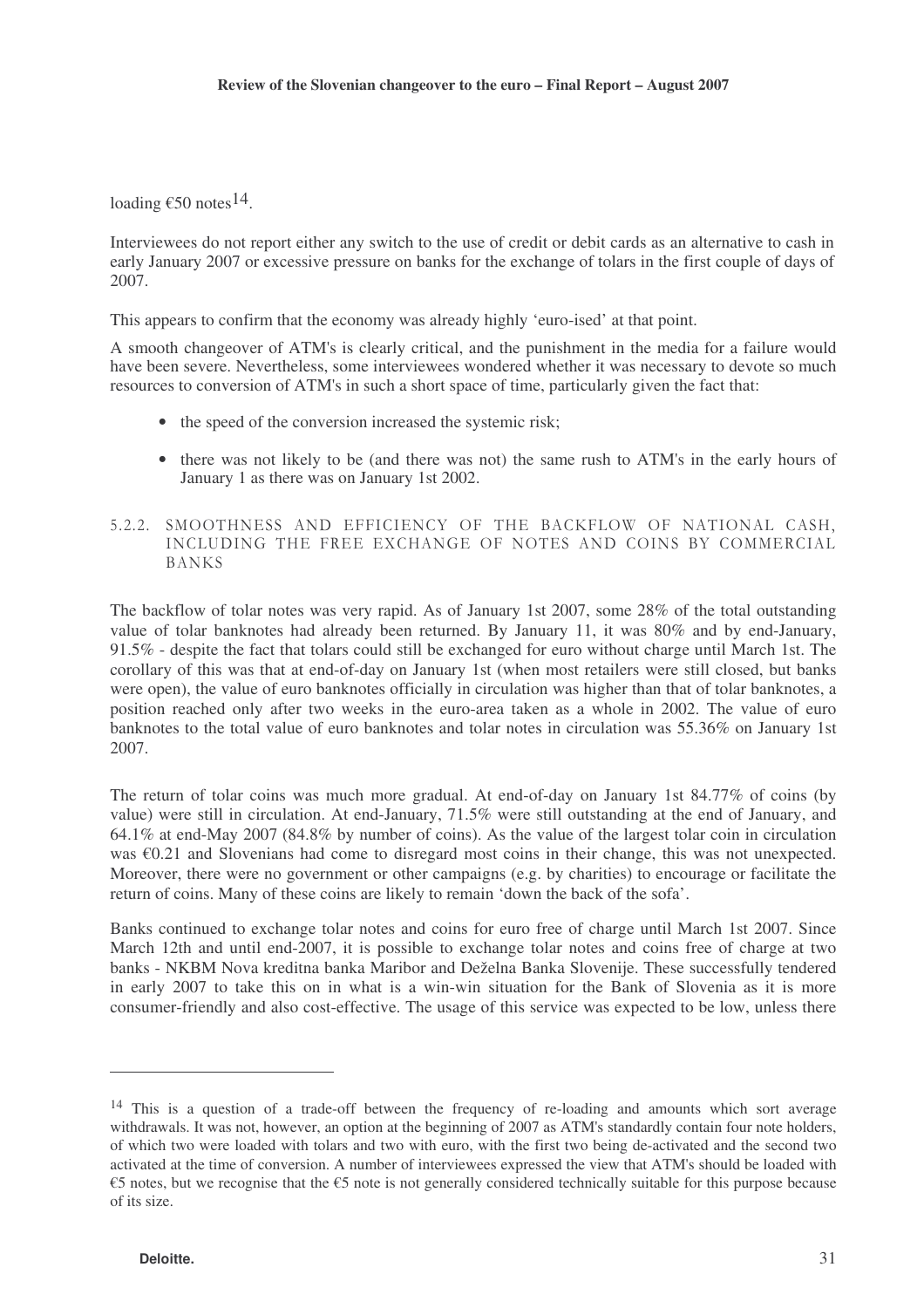loading €50 notes[14].

Interviewees do not report either any switch to the use of credit or debit cards as an alternative to cash in early January 2007 or excessive pressure on banks for the exchange of tolars in the first couple of days of 2007.

This appears to confirm that the economy was already highly 'euro-ised' at that point.

A smooth changeover of ATM's is clearly critical, and the punishment in the media for a failure would have been severe. Nevertheless, some interviewees wondered whether it was necessary to devote so much resources to conversion of ATM's in such a short space of time, particularly given the fact that:

- the speed of the conversion increased the systemic risk;
- there was not likely to be (and there was not) the same rush to ATM's in the early hours of January 1 as there was on January 1st 2002.

#### 5.2.2. SMOOTHNESS AND EFFICIENCY OF THE BACKFLOW OF NATIONAL CASH, INCLUDING THE FREE EXCHANGE OF NOTES AND COINS BY COMMERCIAL BANKS

The backflow of tolar notes was very rapid. As of January 1st 2007, some 28% of the total outstanding value of tolar banknotes had already been returned. By January 11, it was 80% and by end-January, 91.5% - despite the fact that tolars could still be exchanged for euro without charge until March 1st. The corollary of this was that at end-of-day on January 1st (when most retailers were still closed, but banks were open), the value of euro banknotes officially in circulation was higher than that of tolar banknotes, a position reached only after two weeks in the euro-area taken as a whole in 2002. The value of euro banknotes to the total value of euro banknotes and tolar notes in circulation was 55.36% on January 1st 2007.

The return of tolar coins was much more gradual. At end-of-day on January 1st 84.77% of coins (by value) were still in circulation. At end-January, 71.5% were still outstanding at the end of January, and 64.1% at end-May 2007 (84.8% by number of coins). As the value of the largest tolar coin in circulation was €0.21 and Slovenians had come to disregard most coins in their change, this was not unexpected. Moreover, there were no government or other campaigns (e.g. by charities) to encourage or facilitate the return of coins. Many of these coins are likely to remain 'down the back of the sofa'.

Banks continued to exchange tolar notes and coins for euro free of charge until March 1st 2007. Since March 12th and until end-2007, it is possible to exchange tolar notes and coins free of charge at two banks - NKBM Nova kreditna banka Maribor and Deželna Banka Slovenije. These successfully tendered in early 2007 to take this on in what is a win-win situation for the Bank of Slovenia as it is more consumer-friendly and also cost-effective. The usage of this service was expected to be low, unless there

---

[14] This is a question of a trade-off between the frequency of re-loading and amounts which sort average withdrawals. It was not, however, an option at the beginning of 2007 as ATM's standardly contain four note holders, of which two were loaded with tolars and two with euro, with the first two being de-activated and the second two activated at the time of conversion. A number of interviewees expressed the view that ATM's should be loaded with €5 notes, but we recognise that the €5 note is not generally considered technically suitable for this purpose because of its size.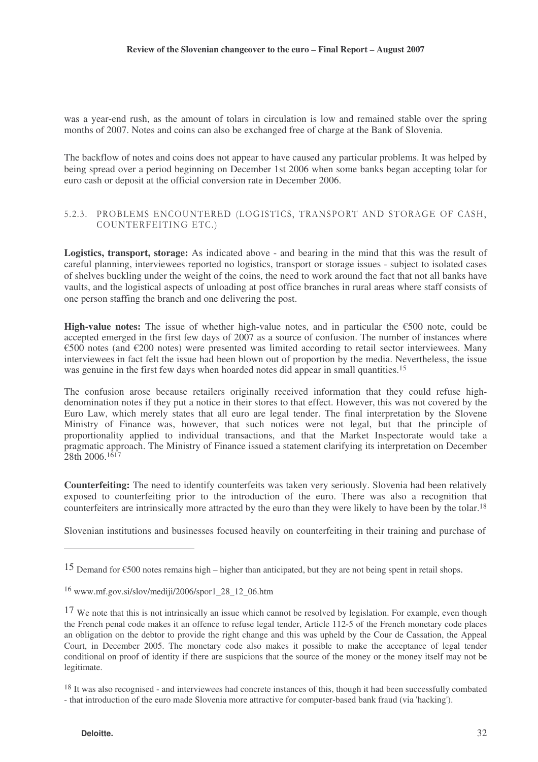was a year-end rush, as the amount of tolars in circulation is low and remained stable over the spring months of 2007. Notes and coins can also be exchanged free of charge at the Bank of Slovenia.

The backflow of notes and coins does not appear to have caused any particular problems. It was helped by being spread over a period beginning on December 1st 2006 when some banks began accepting tolar for euro cash or deposit at the official conversion rate in December 2006.

### 5.2.3. PROBLEMS ENCOUNTERED (LOGISTICS, TRANSPORT AND STORAGE OF CASH, COUNTERFEITING ETC.)

**Logistics, transport, storage:** As indicated above - and bearing in the mind that this was the result of careful planning, interviewees reported no logistics, transport or storage issues - subject to isolated cases of shelves buckling under the weight of the coins, the need to work around the fact that not all banks have vaults, and the logistical aspects of unloading at post office branches in rural areas where staff consists of one person staffing the branch and one delivering the post.

**High-value notes:** The issue of whether high-value notes, and in particular the €500 note, could be accepted emerged in the first few days of 2007 as a source of confusion. The number of instances where €500 notes (and €200 notes) were presented was limited according to retail sector interviewees. Many interviewees in fact felt the issue had been blown out of proportion by the media. Nevertheless, the issue was genuine in the first few days when hoarded notes did appear in small quantities.[15]

The confusion arose because retailers originally received information that they could refuse high-denomination notes if they put a notice in their stores to that effect. However, this was not covered by the Euro Law, which merely states that all euro are legal tender. The final interpretation by the Slovene Ministry of Finance was, however, that such notices were not legal, but that the principle of proportionality applied to individual transactions, and that the Market Inspectorate would take a pragmatic approach. The Ministry of Finance issued a statement clarifying its interpretation on December 28th 2006.[16][17]

**Counterfeiting:** The need to identify counterfeits was taken very seriously. Slovenia had been relatively exposed to counterfeiting prior to the introduction of the euro. There was also a recognition that counterfeiters are intrinsically more attracted by the euro than they were likely to have been by the tolar.[18]

Slovenian institutions and businesses focused heavily on counterfeiting in their training and purchase of

---

[15] Demand for €500 notes remains high – higher than anticipated, but they are not being spent in retail shops.

[16] www.mf.gov.si/slov/mediji/2006/spor1_28_12_06.htm

[17] We note that this is not intrinsically an issue which cannot be resolved by legislation. For example, even though the French penal code makes it an offence to refuse legal tender, Article 112-5 of the French monetary code places an obligation on the debtor to provide the right change and this was upheld by the Cour de Cassation, the Appeal Court, in December 2005. The monetary code also makes it possible to make the acceptance of legal tender conditional on proof of identity if there are suspicions that the source of the money or the money itself may not be legitimate.

[18] It was also recognised - and interviewees had concrete instances of this, though it had been successfully combated - that introduction of the euro made Slovenia more attractive for computer-based bank fraud (via 'hacking').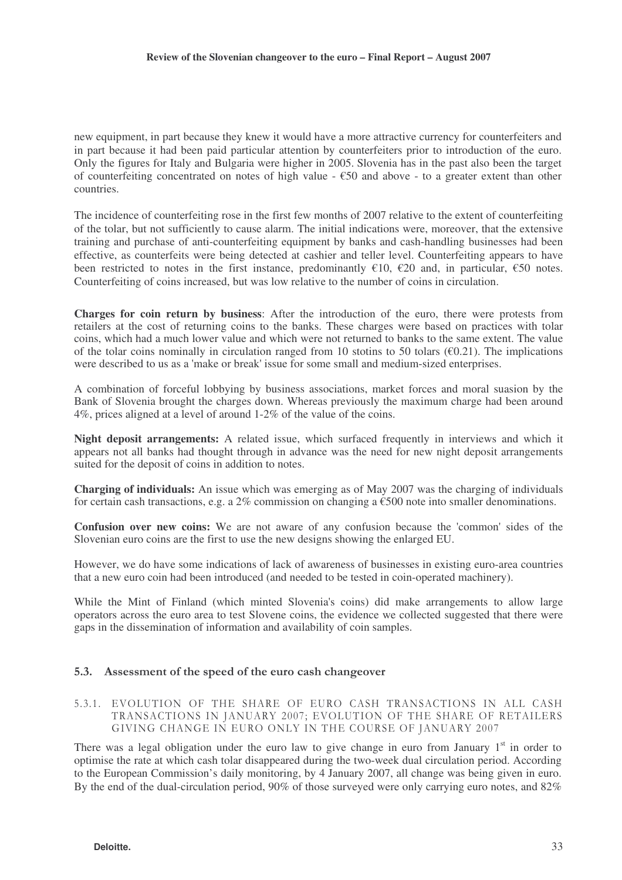new equipment, in part because they knew it would have a more attractive currency for counterfeiters and in part because it had been paid particular attention by counterfeiters prior to introduction of the euro. Only the figures for Italy and Bulgaria were higher in 2005. Slovenia has in the past also been the target of counterfeiting concentrated on notes of high value - €50 and above - to a greater extent than other countries.

The incidence of counterfeiting rose in the first few months of 2007 relative to the extent of counterfeiting of the tolar, but not sufficiently to cause alarm. The initial indications were, moreover, that the extensive training and purchase of anti-counterfeiting equipment by banks and cash-handling businesses had been effective, as counterfeits were being detected at cashier and teller level. Counterfeiting appears to have been restricted to notes in the first instance, predominantly €10, €20 and, in particular, €50 notes. Counterfeiting of coins increased, but was low relative to the number of coins in circulation.

**Charges for coin return by business**: After the introduction of the euro, there were protests from retailers at the cost of returning coins to the banks. These charges were based on practices with tolar coins, which had a much lower value and which were not returned to banks to the same extent. The value of the tolar coins nominally in circulation ranged from 10 stotins to 50 tolars (€0.21). The implications were described to us as a 'make or break' issue for some small and medium-sized enterprises.

A combination of forceful lobbying by business associations, market forces and moral suasion by the Bank of Slovenia brought the charges down. Whereas previously the maximum charge had been around 4%, prices aligned at a level of around 1-2% of the value of the coins.

**Night deposit arrangements:** A related issue, which surfaced frequently in interviews and which it appears not all banks had thought through in advance was the need for new night deposit arrangements suited for the deposit of coins in addition to notes.

**Charging of individuals:** An issue which was emerging as of May 2007 was the charging of individuals for certain cash transactions, e.g. a 2% commission on changing a €500 note into smaller denominations.

**Confusion over new coins:** We are not aware of any confusion because the 'common' sides of the Slovenian euro coins are the first to use the new designs showing the enlarged EU.

However, we do have some indications of lack of awareness of businesses in existing euro-area countries that a new euro coin had been introduced (and needed to be tested in coin-operated machinery).

While the Mint of Finland (which minted Slovenia's coins) did make arrangements to allow large operators across the euro area to test Slovene coins, the evidence we collected suggested that there were gaps in the dissemination of information and availability of coin samples.

## 5.3. Assessment of the speed of the euro cash changeover

### 5.3.1. Evolution of the share of euro cash transactions in all cash transactions in January 2007; evolution of the share of retailers giving change in euro only in the course of January 2007

There was a legal obligation under the euro law to give change in euro from January 1st in order to optimise the rate at which cash tolar disappeared during the two-week dual circulation period. According to the European Commission's daily monitoring, by 4 January 2007, all change was being given in euro. By the end of the dual-circulation period, 90% of those surveyed were only carrying euro notes, and 82%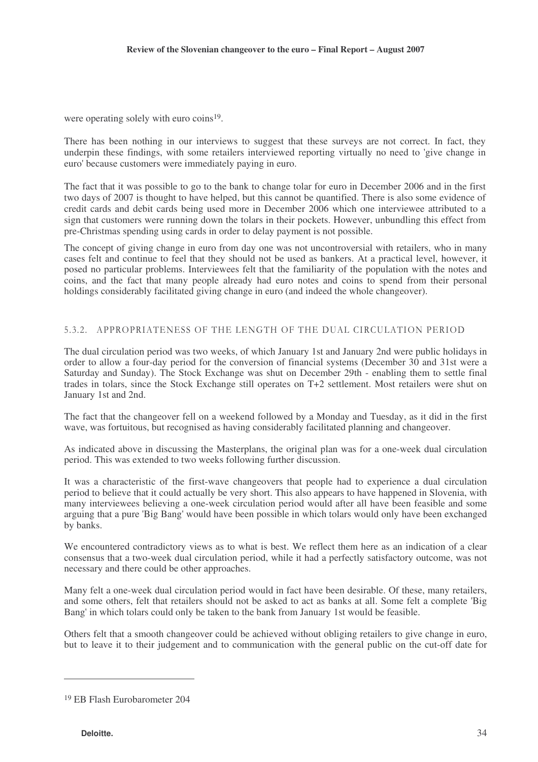were operating solely with euro coins[19].

There has been nothing in our interviews to suggest that these surveys are not correct. In fact, they underpin these findings, with some retailers interviewed reporting virtually no need to 'give change in euro' because customers were immediately paying in euro.

The fact that it was possible to go to the bank to change tolar for euro in December 2006 and in the first two days of 2007 is thought to have helped, but this cannot be quantified. There is also some evidence of credit cards and debit cards being used more in December 2006 which one interviewee attributed to a sign that customers were running down the tolars in their pockets. However, unbundling this effect from pre-Christmas spending using cards in order to delay payment is not possible.

The concept of giving change in euro from day one was not uncontroversial with retailers, who in many cases felt and continue to feel that they should not be used as bankers. At a practical level, however, it posed no particular problems. Interviewees felt that the familiarity of the population with the notes and coins, and the fact that many people already had euro notes and coins to spend from their personal holdings considerably facilitated giving change in euro (and indeed the whole changeover).

### 5.3.2. APPROPRIATENESS OF THE LENGTH OF THE DUAL CIRCULATION PERIOD

The dual circulation period was two weeks, of which January 1st and January 2nd were public holidays in order to allow a four-day period for the conversion of financial systems (December 30 and 31st were a Saturday and Sunday). The Stock Exchange was shut on December 29th - enabling them to settle final trades in tolars, since the Stock Exchange still operates on T+2 settlement. Most retailers were shut on January 1st and 2nd.

The fact that the changeover fell on a weekend followed by a Monday and Tuesday, as it did in the first wave, was fortuitous, but recognised as having considerably facilitated planning and changeover.

As indicated above in discussing the Masterplans, the original plan was for a one-week dual circulation period. This was extended to two weeks following further discussion.

It was a characteristic of the first-wave changeovers that people had to experience a dual circulation period to believe that it could actually be very short. This also appears to have happened in Slovenia, with many interviewees believing a one-week circulation period would after all have been feasible and some arguing that a pure 'Big Bang' would have been possible in which tolars would only have been exchanged by banks.

We encountered contradictory views as to what is best. We reflect them here as an indication of a clear consensus that a two-week dual circulation period, while it had a perfectly satisfactory outcome, was not necessary and there could be other approaches.

Many felt a one-week dual circulation period would in fact have been desirable. Of these, many retailers, and some others, felt that retailers should not be asked to act as banks at all. Some felt a complete 'Big Bang' in which tolars could only be taken to the bank from January 1st would be feasible.

Others felt that a smooth changeover could be achieved without obliging retailers to give change in euro, but to leave it to their judgement and to communication with the general public on the cut-off date for

---

[19] EB Flash Eurobarometer 204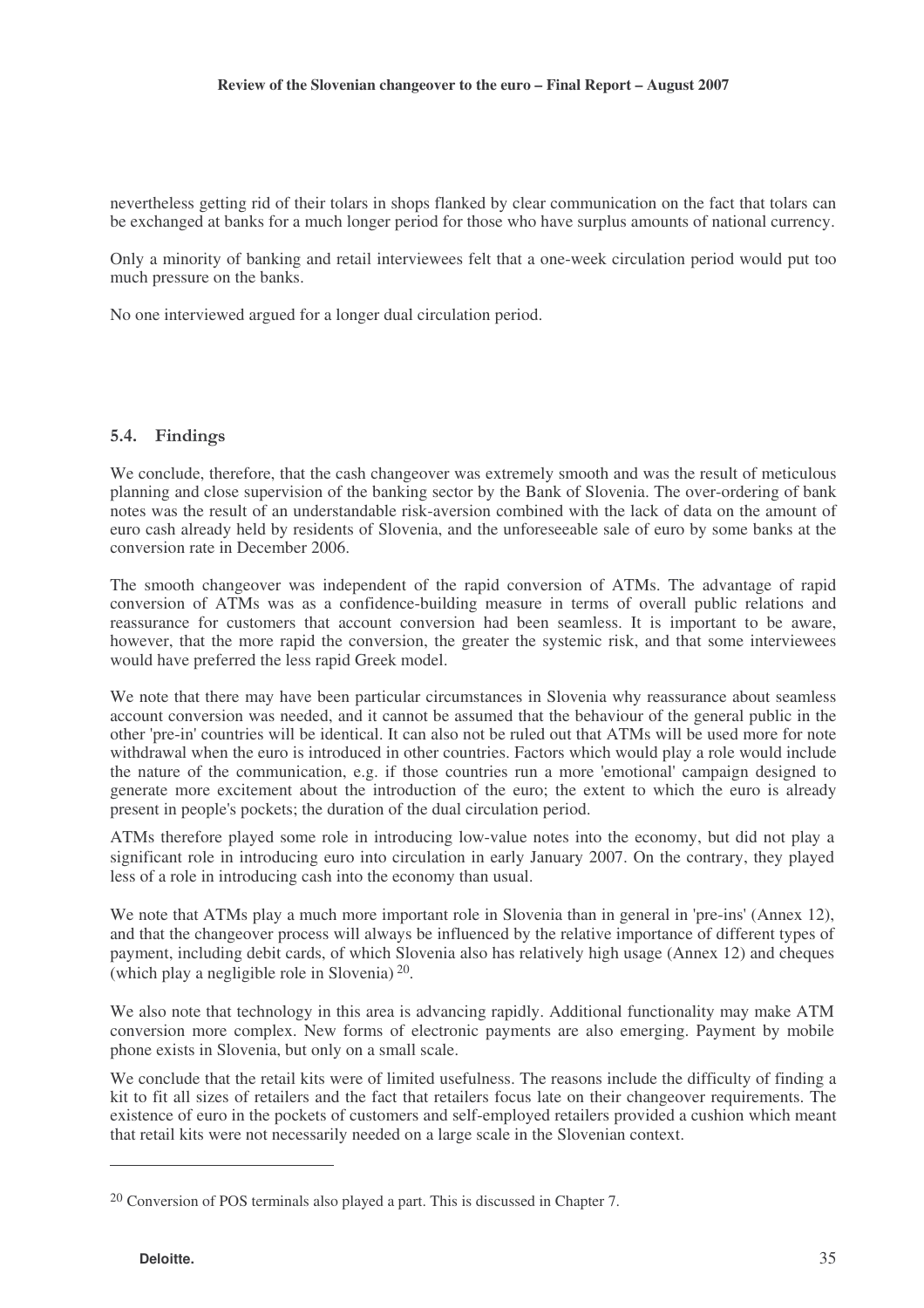nevertheless getting rid of their tolars in shops flanked by clear communication on the fact that tolars can be exchanged at banks for a much longer period for those who have surplus amounts of national currency.

Only a minority of banking and retail interviewees felt that a one-week circulation period would put too much pressure on the banks.

No one interviewed argued for a longer dual circulation period.

## 5.4. Findings

We conclude, therefore, that the cash changeover was extremely smooth and was the result of meticulous planning and close supervision of the banking sector by the Bank of Slovenia. The over-ordering of bank notes was the result of an understandable risk-aversion combined with the lack of data on the amount of euro cash already held by residents of Slovenia, and the unforeseeable sale of euro by some banks at the conversion rate in December 2006.

The smooth changeover was independent of the rapid conversion of ATMs. The advantage of rapid conversion of ATMs was as a confidence-building measure in terms of overall public relations and reassurance for customers that account conversion had been seamless. It is important to be aware, however, that the more rapid the conversion, the greater the systemic risk, and that some interviewees would have preferred the less rapid Greek model.

We note that there may have been particular circumstances in Slovenia why reassurance about seamless account conversion was needed, and it cannot be assumed that the behaviour of the general public in the other 'pre-in' countries will be identical. It can also not be ruled out that ATMs will be used more for note withdrawal when the euro is introduced in other countries. Factors which would play a role would include the nature of the communication, e.g. if those countries run a more 'emotional' campaign designed to generate more excitement about the introduction of the euro; the extent to which the euro is already present in people's pockets; the duration of the dual circulation period.

ATMs therefore played some role in introducing low-value notes into the economy, but did not play a significant role in introducing euro into circulation in early January 2007. On the contrary, they played less of a role in introducing cash into the economy than usual.

We note that ATMs play a much more important role in Slovenia than in general in 'pre-ins' (Annex 12), and that the changeover process will always be influenced by the relative importance of different types of payment, including debit cards, of which Slovenia also has relatively high usage (Annex 12) and cheques (which play a negligible role in Slovenia) [20].

We also note that technology in this area is advancing rapidly. Additional functionality may make ATM conversion more complex. New forms of electronic payments are also emerging. Payment by mobile phone exists in Slovenia, but only on a small scale.

We conclude that the retail kits were of limited usefulness. The reasons include the difficulty of finding a kit to fit all sizes of retailers and the fact that retailers focus late on their changeover requirements. The existence of euro in the pockets of customers and self-employed retailers provided a cushion which meant that retail kits were not necessarily needed on a large scale in the Slovenian context.

---

[20] Conversion of POS terminals also played a part. This is discussed in Chapter 7.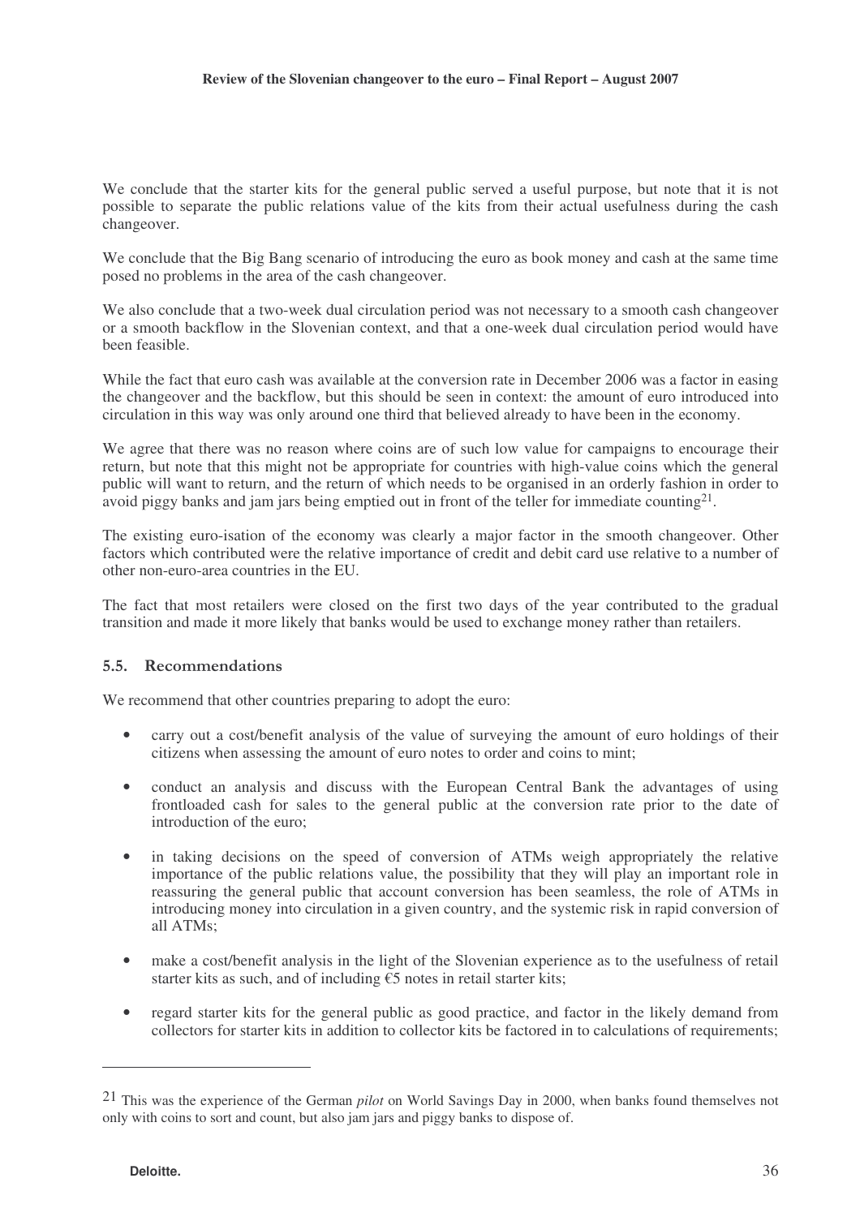We conclude that the starter kits for the general public served a useful purpose, but note that it is not possible to separate the public relations value of the kits from their actual usefulness during the cash changeover.

We conclude that the Big Bang scenario of introducing the euro as book money and cash at the same time posed no problems in the area of the cash changeover.

We also conclude that a two-week dual circulation period was not necessary to a smooth cash changeover or a smooth backflow in the Slovenian context, and that a one-week dual circulation period would have been feasible.

While the fact that euro cash was available at the conversion rate in December 2006 was a factor in easing the changeover and the backflow, but this should be seen in context: the amount of euro introduced into circulation in this way was only around one third that believed already to have been in the economy.

We agree that there was no reason where coins are of such low value for campaigns to encourage their return, but note that this might not be appropriate for countries with high-value coins which the general public will want to return, and the return of which needs to be organised in an orderly fashion in order to avoid piggy banks and jam jars being emptied out in front of the teller for immediate counting[21].

The existing euro-isation of the economy was clearly a major factor in the smooth changeover. Other factors which contributed were the relative importance of credit and debit card use relative to a number of other non-euro-area countries in the EU.

The fact that most retailers were closed on the first two days of the year contributed to the gradual transition and made it more likely that banks would be used to exchange money rather than retailers.

### 5.5. Recommendations

We recommend that other countries preparing to adopt the euro:

- carry out a cost/benefit analysis of the value of surveying the amount of euro holdings of their citizens when assessing the amount of euro notes to order and coins to mint;
- conduct an analysis and discuss with the European Central Bank the advantages of using frontloaded cash for sales to the general public at the conversion rate prior to the date of introduction of the euro;
- in taking decisions on the speed of conversion of ATMs weigh appropriately the relative importance of the public relations value, the possibility that they will play an important role in reassuring the general public that account conversion has been seamless, the role of ATMs in introducing money into circulation in a given country, and the systemic risk in rapid conversion of all ATMs;
- make a cost/benefit analysis in the light of the Slovenian experience as to the usefulness of retail starter kits as such, and of including €5 notes in retail starter kits;
- regard starter kits for the general public as good practice, and factor in the likely demand from collectors for starter kits in addition to collector kits be factored in to calculations of requirements;

[21] This was the experience of the German *pilot* on World Savings Day in 2000, when banks found themselves not only with coins to sort and count, but also jam jars and piggy banks to dispose of.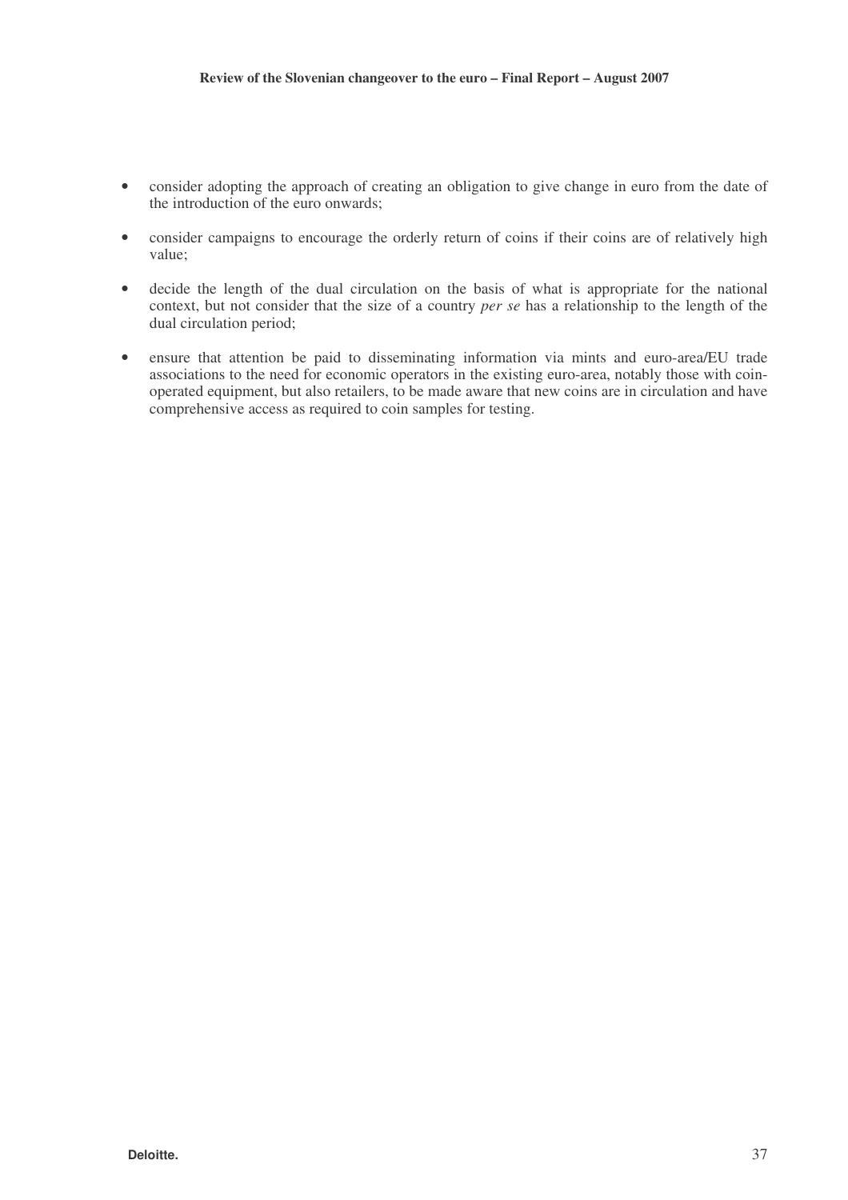- consider adopting the approach of creating an obligation to give change in euro from the date of the introduction of the euro onwards;

- consider campaigns to encourage the orderly return of coins if their coins are of relatively high value;

- decide the length of the dual circulation on the basis of what is appropriate for the national context, but not consider that the size of a country *per se* has a relationship to the length of the dual circulation period;

- ensure that attention be paid to disseminating information via mints and euro-area/EU trade associations to the need for economic operators in the existing euro-area, notably those with coin-operated equipment, but also retailers, to be made aware that new coins are in circulation and have comprehensive access as required to coin samples for testing.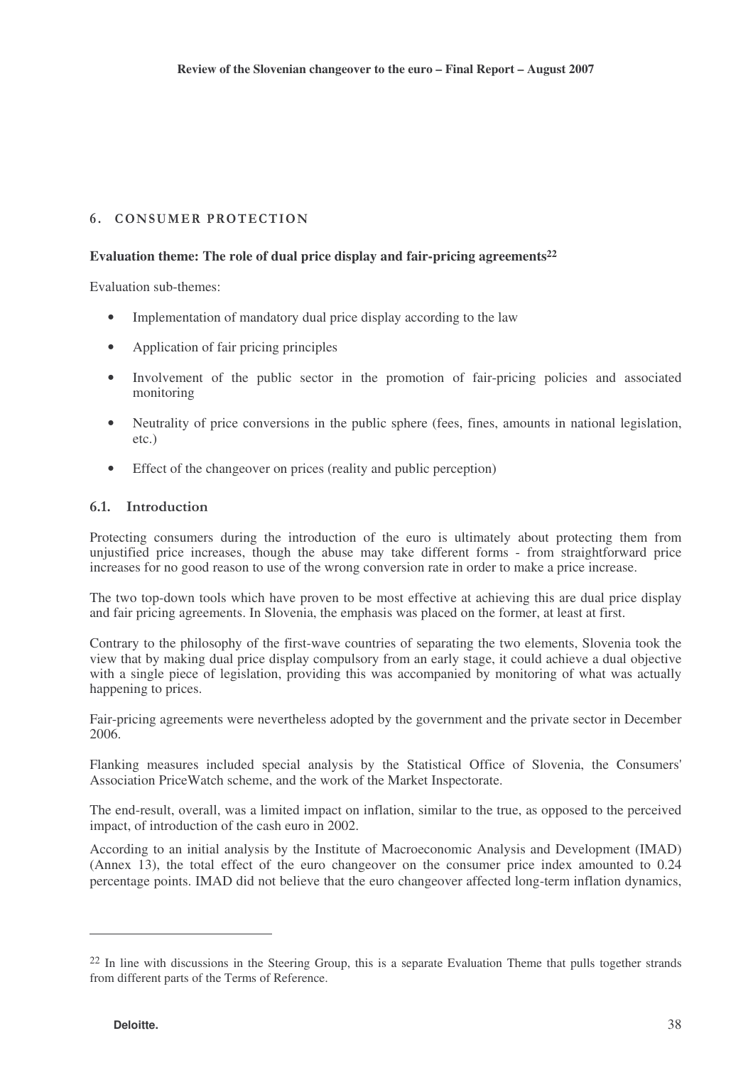## 6. CONSUMER PROTECTION

**Evaluation theme: The role of dual price display and fair-pricing agreements[22]**

Evaluation sub-themes:

- Implementation of mandatory dual price display according to the law
- Application of fair pricing principles
- Involvement of the public sector in the promotion of fair-pricing policies and associated monitoring
- Neutrality of price conversions in the public sphere (fees, fines, amounts in national legislation, etc.)
- Effect of the changeover on prices (reality and public perception)

### 6.1. Introduction

Protecting consumers during the introduction of the euro is ultimately about protecting them from unjustified price increases, though the abuse may take different forms - from straightforward price increases for no good reason to use of the wrong conversion rate in order to make a price increase.

The two top-down tools which have proven to be most effective at achieving this are dual price display and fair pricing agreements. In Slovenia, the emphasis was placed on the former, at least at first.

Contrary to the philosophy of the first-wave countries of separating the two elements, Slovenia took the view that by making dual price display compulsory from an early stage, it could achieve a dual objective with a single piece of legislation, providing this was accompanied by monitoring of what was actually happening to prices.

Fair-pricing agreements were nevertheless adopted by the government and the private sector in December 2006.

Flanking measures included special analysis by the Statistical Office of Slovenia, the Consumers' Association PriceWatch scheme, and the work of the Market Inspectorate.

The end-result, overall, was a limited impact on inflation, similar to the true, as opposed to the perceived impact, of introduction of the cash euro in 2002.

According to an initial analysis by the Institute of Macroeconomic Analysis and Development (IMAD) (Annex 13), the total effect of the euro changeover on the consumer price index amounted to 0.24 percentage points. IMAD did not believe that the euro changeover affected long-term inflation dynamics,

---

[22] In line with discussions in the Steering Group, this is a separate Evaluation Theme that pulls together strands from different parts of the Terms of Reference.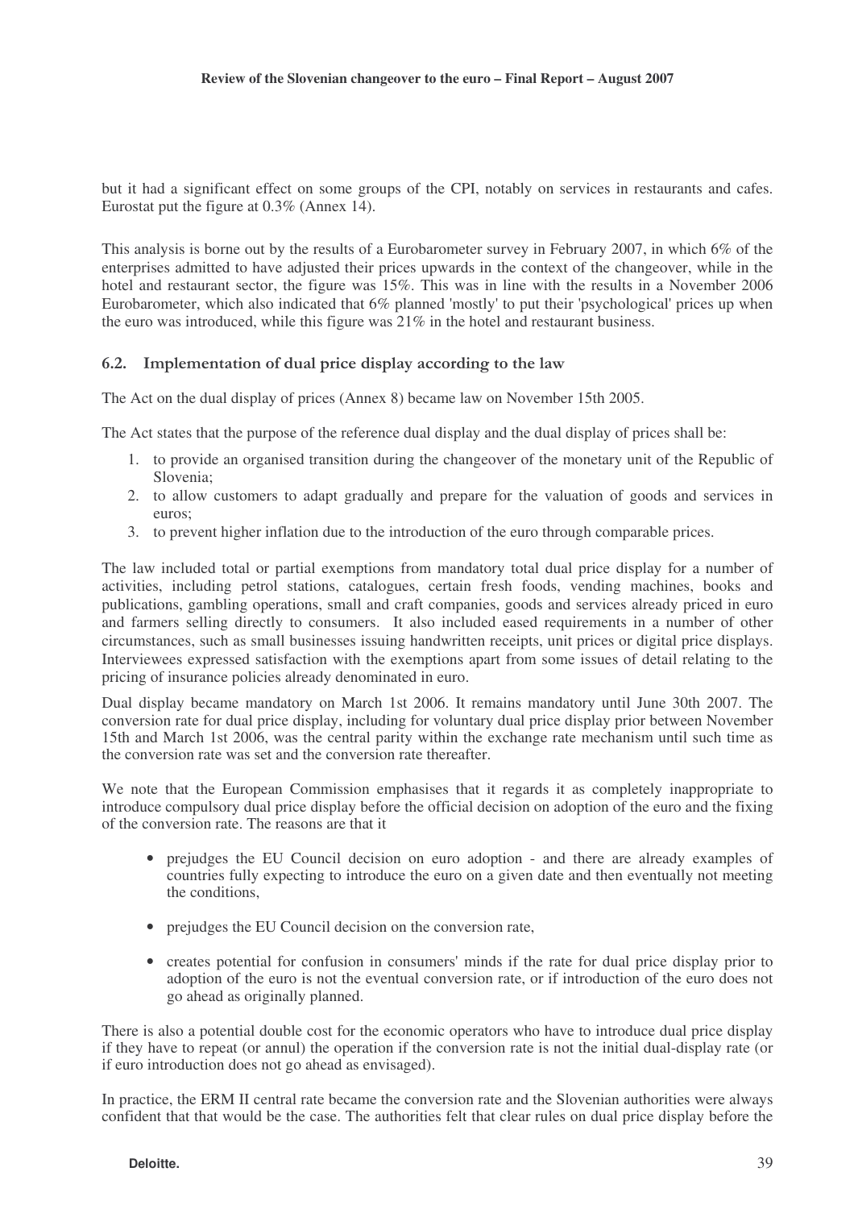but it had a significant effect on some groups of the CPI, notably on services in restaurants and cafes. Eurostat put the figure at 0.3% (Annex 14).

This analysis is borne out by the results of a Eurobarometer survey in February 2007, in which 6% of the enterprises admitted to have adjusted their prices upwards in the context of the changeover, while in the hotel and restaurant sector, the figure was 15%. This was in line with the results in a November 2006 Eurobarometer, which also indicated that 6% planned 'mostly' to put their 'psychological' prices up when the euro was introduced, while this figure was 21% in the hotel and restaurant business.

## 6.2. Implementation of dual price display according to the law

The Act on the dual display of prices (Annex 8) became law on November 15th 2005.

The Act states that the purpose of the reference dual display and the dual display of prices shall be:

1. to provide an organised transition during the changeover of the monetary unit of the Republic of Slovenia;
2. to allow customers to adapt gradually and prepare for the valuation of goods and services in euros;
3. to prevent higher inflation due to the introduction of the euro through comparable prices.

The law included total or partial exemptions from mandatory total dual price display for a number of activities, including petrol stations, catalogues, certain fresh foods, vending machines, books and publications, gambling operations, small and craft companies, goods and services already priced in euro and farmers selling directly to consumers. It also included eased requirements in a number of other circumstances, such as small businesses issuing handwritten receipts, unit prices or digital price displays. Interviewees expressed satisfaction with the exemptions apart from some issues of detail relating to the pricing of insurance policies already denominated in euro.

Dual display became mandatory on March 1st 2006. It remains mandatory until June 30th 2007. The conversion rate for dual price display, including for voluntary dual price display prior between November 15th and March 1st 2006, was the central parity within the exchange rate mechanism until such time as the conversion rate was set and the conversion rate thereafter.

We note that the European Commission emphasises that it regards it as completely inappropriate to introduce compulsory dual price display before the official decision on adoption of the euro and the fixing of the conversion rate. The reasons are that it

- prejudges the EU Council decision on euro adoption - and there are already examples of countries fully expecting to introduce the euro on a given date and then eventually not meeting the conditions,
- prejudges the EU Council decision on the conversion rate,
- creates potential for confusion in consumers' minds if the rate for dual price display prior to adoption of the euro is not the eventual conversion rate, or if introduction of the euro does not go ahead as originally planned.

There is also a potential double cost for the economic operators who have to introduce dual price display if they have to repeat (or annul) the operation if the conversion rate is not the initial dual-display rate (or if euro introduction does not go ahead as envisaged).

In practice, the ERM II central rate became the conversion rate and the Slovenian authorities were always confident that that would be the case. The authorities felt that clear rules on dual price display before the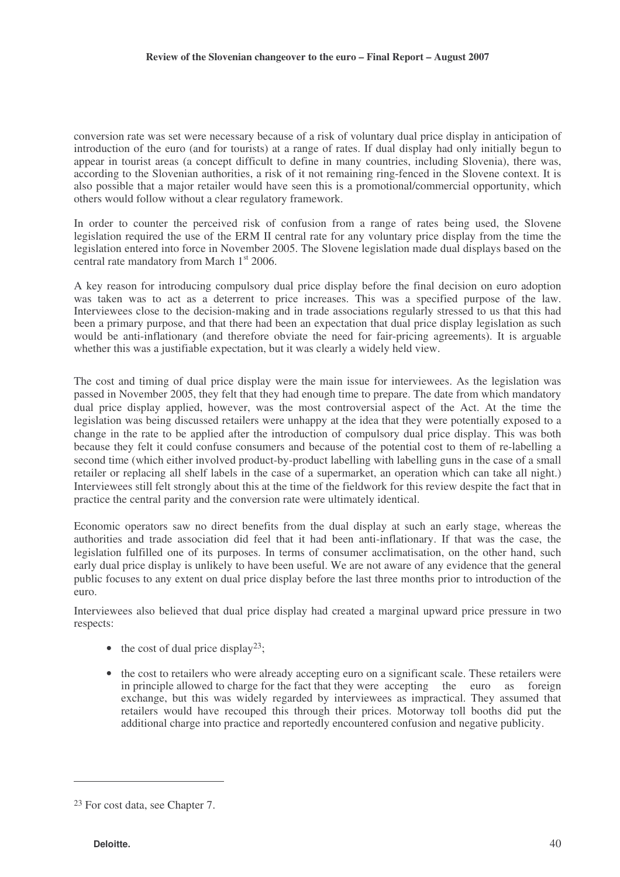conversion rate was set were necessary because of a risk of voluntary dual price display in anticipation of introduction of the euro (and for tourists) at a range of rates. If dual display had only initially begun to appear in tourist areas (a concept difficult to define in many countries, including Slovenia), there was, according to the Slovenian authorities, a risk of it not remaining ring-fenced in the Slovene context. It is also possible that a major retailer would have seen this is a promotional/commercial opportunity, which others would follow without a clear regulatory framework.

In order to counter the perceived risk of confusion from a range of rates being used, the Slovene legislation required the use of the ERM II central rate for any voluntary price display from the time the legislation entered into force in November 2005. The Slovene legislation made dual displays based on the central rate mandatory from March 1st 2006.

A key reason for introducing compulsory dual price display before the final decision on euro adoption was taken was to act as a deterrent to price increases. This was a specified purpose of the law. Interviewees close to the decision-making and in trade associations regularly stressed to us that this had been a primary purpose, and that there had been an expectation that dual price display legislation as such would be anti-inflationary (and therefore obviate the need for fair-pricing agreements). It is arguable whether this was a justifiable expectation, but it was clearly a widely held view.

The cost and timing of dual price display were the main issue for interviewees. As the legislation was passed in November 2005, they felt that they had enough time to prepare. The date from which mandatory dual price display applied, however, was the most controversial aspect of the Act. At the time the legislation was being discussed retailers were unhappy at the idea that they were potentially exposed to a change in the rate to be applied after the introduction of compulsory dual price display. This was both because they felt it could confuse consumers and because of the potential cost to them of re-labelling a second time (which either involved product-by-product labelling with labelling guns in the case of a small retailer or replacing all shelf labels in the case of a supermarket, an operation which can take all night.) Interviewees still felt strongly about this at the time of the fieldwork for this review despite the fact that in practice the central parity and the conversion rate were ultimately identical.

Economic operators saw no direct benefits from the dual display at such an early stage, whereas the authorities and trade association did feel that it had been anti-inflationary. If that was the case, the legislation fulfilled one of its purposes. In terms of consumer acclimatisation, on the other hand, such early dual price display is unlikely to have been useful. We are not aware of any evidence that the general public focuses to any extent on dual price display before the last three months prior to introduction of the euro.

Interviewees also believed that dual price display had created a marginal upward price pressure in two respects:

- the cost of dual price display[23];
- the cost to retailers who were already accepting euro on a significant scale. These retailers were in principle allowed to charge for the fact that they were accepting the euro as foreign exchange, but this was widely regarded by interviewees as impractical. They assumed that retailers would have recouped this through their prices. Motorway toll booths did put the additional charge into practice and reportedly encountered confusion and negative publicity.

[23] For cost data, see Chapter 7.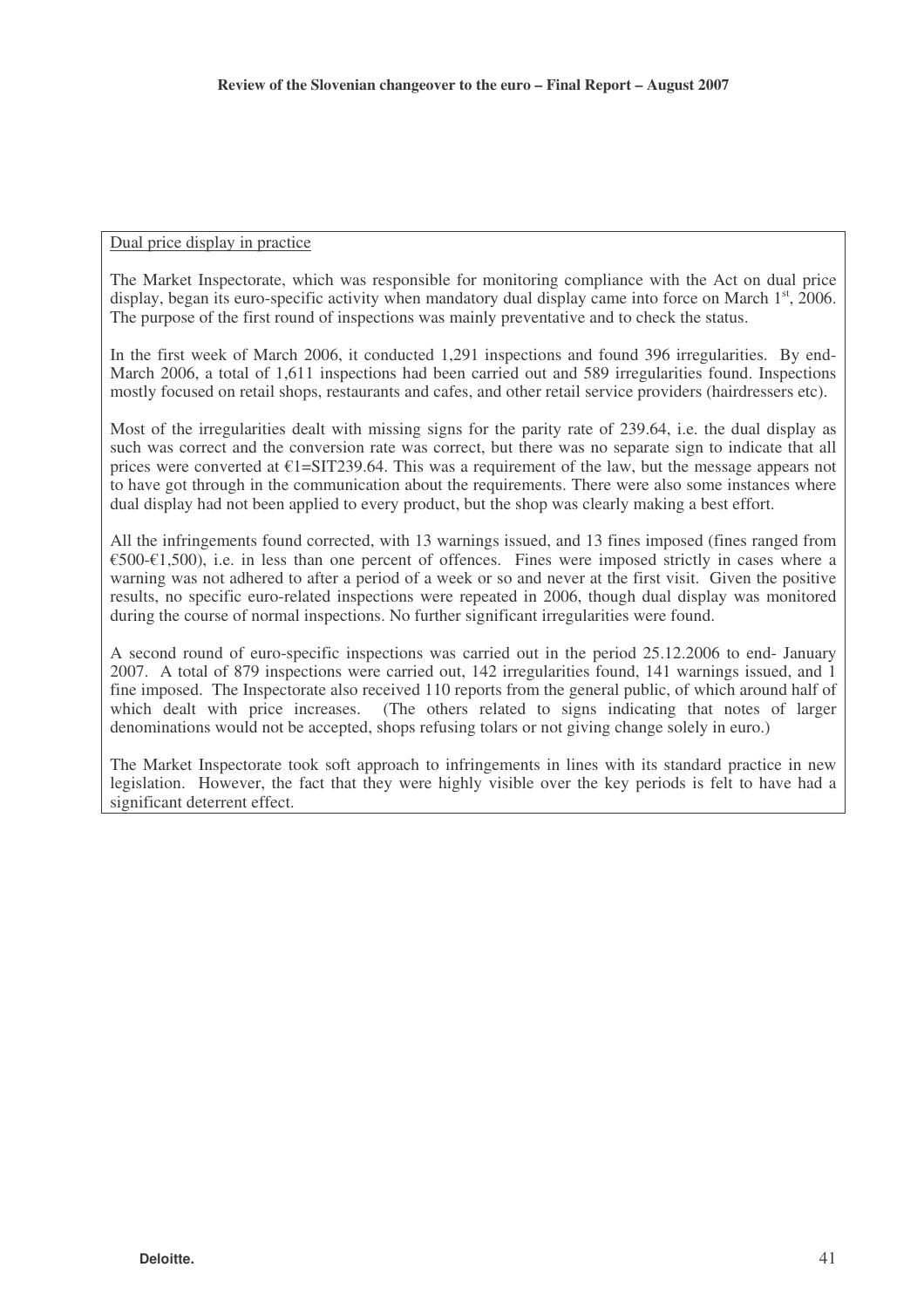Dual price display in practice

The Market Inspectorate, which was responsible for monitoring compliance with the Act on dual price display, began its euro-specific activity when mandatory dual display came into force on March 1st, 2006. The purpose of the first round of inspections was mainly preventative and to check the status.

In the first week of March 2006, it conducted 1,291 inspections and found 396 irregularities. By end-March 2006, a total of 1,611 inspections had been carried out and 589 irregularities found. Inspections mostly focused on retail shops, restaurants and cafes, and other retail service providers (hairdressers etc).

Most of the irregularities dealt with missing signs for the parity rate of 239.64, i.e. the dual display as such was correct and the conversion rate was correct, but there was no separate sign to indicate that all prices were converted at €1=SIT239.64. This was a requirement of the law, but the message appears not to have got through in the communication about the requirements. There were also some instances where dual display had not been applied to every product, but the shop was clearly making a best effort.

All the infringements found corrected, with 13 warnings issued, and 13 fines imposed (fines ranged from €500-€1,500), i.e. in less than one percent of offences. Fines were imposed strictly in cases where a warning was not adhered to after a period of a week or so and never at the first visit. Given the positive results, no specific euro-related inspections were repeated in 2006, though dual display was monitored during the course of normal inspections. No further significant irregularities were found.

A second round of euro-specific inspections was carried out in the period 25.12.2006 to end- January 2007. A total of 879 inspections were carried out, 142 irregularities found, 141 warnings issued, and 1 fine imposed. The Inspectorate also received 110 reports from the general public, of which around half of which dealt with price increases. (The others related to signs indicating that notes of larger denominations would not be accepted, shops refusing tolars or not giving change solely in euro.)

The Market Inspectorate took soft approach to infringements in lines with its standard practice in new legislation. However, the fact that they were highly visible over the key periods is felt to have had a significant deterrent effect.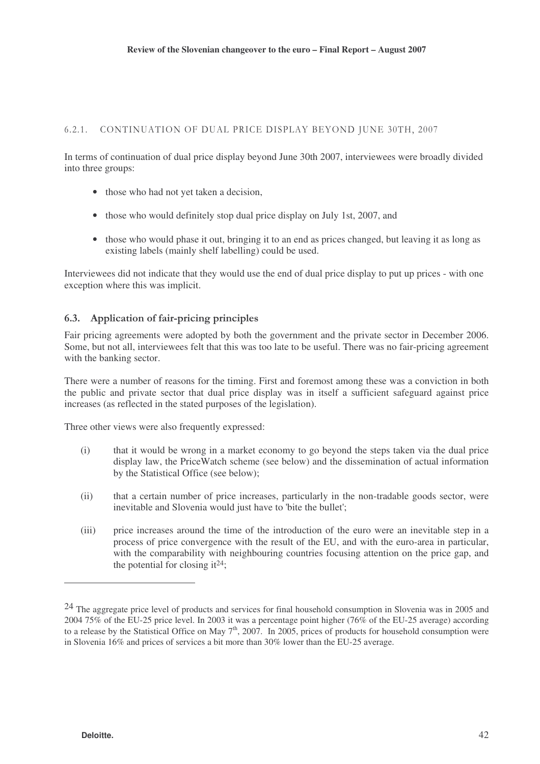#### 6.2.1. CONTINUATION OF DUAL PRICE DISPLAY BEYOND JUNE 30TH, 2007

In terms of continuation of dual price display beyond June 30th 2007, interviewees were broadly divided into three groups:

- those who had not yet taken a decision,
- those who would definitely stop dual price display on July 1st, 2007, and
- those who would phase it out, bringing it to an end as prices changed, but leaving it as long as existing labels (mainly shelf labelling) could be used.

Interviewees did not indicate that they would use the end of dual price display to put up prices - with one exception where this was implicit.

### 6.3. Application of fair-pricing principles

Fair pricing agreements were adopted by both the government and the private sector in December 2006. Some, but not all, interviewees felt that this was too late to be useful. There was no fair-pricing agreement with the banking sector.

There were a number of reasons for the timing. First and foremost among these was a conviction in both the public and private sector that dual price display was in itself a sufficient safeguard against price increases (as reflected in the stated purposes of the legislation).

Three other views were also frequently expressed:

(i) that it would be wrong in a market economy to go beyond the steps taken via the dual price display law, the PriceWatch scheme (see below) and the dissemination of actual information by the Statistical Office (see below);

(ii) that a certain number of price increases, particularly in the non-tradable goods sector, were inevitable and Slovenia would just have to 'bite the bullet';

(iii) price increases around the time of the introduction of the euro were an inevitable step in a process of price convergence with the result of the EU, and with the euro-area in particular, with the comparability with neighbouring countries focusing attention on the price gap, and the potential for closing it[24];

---

[24] The aggregate price level of products and services for final household consumption in Slovenia was in 2005 and 2004 75% of the EU-25 price level. In 2003 it was a percentage point higher (76% of the EU-25 average) according to a release by the Statistical Office on May 7th, 2007. In 2005, prices of products for household consumption were in Slovenia 16% and prices of services a bit more than 30% lower than the EU-25 average.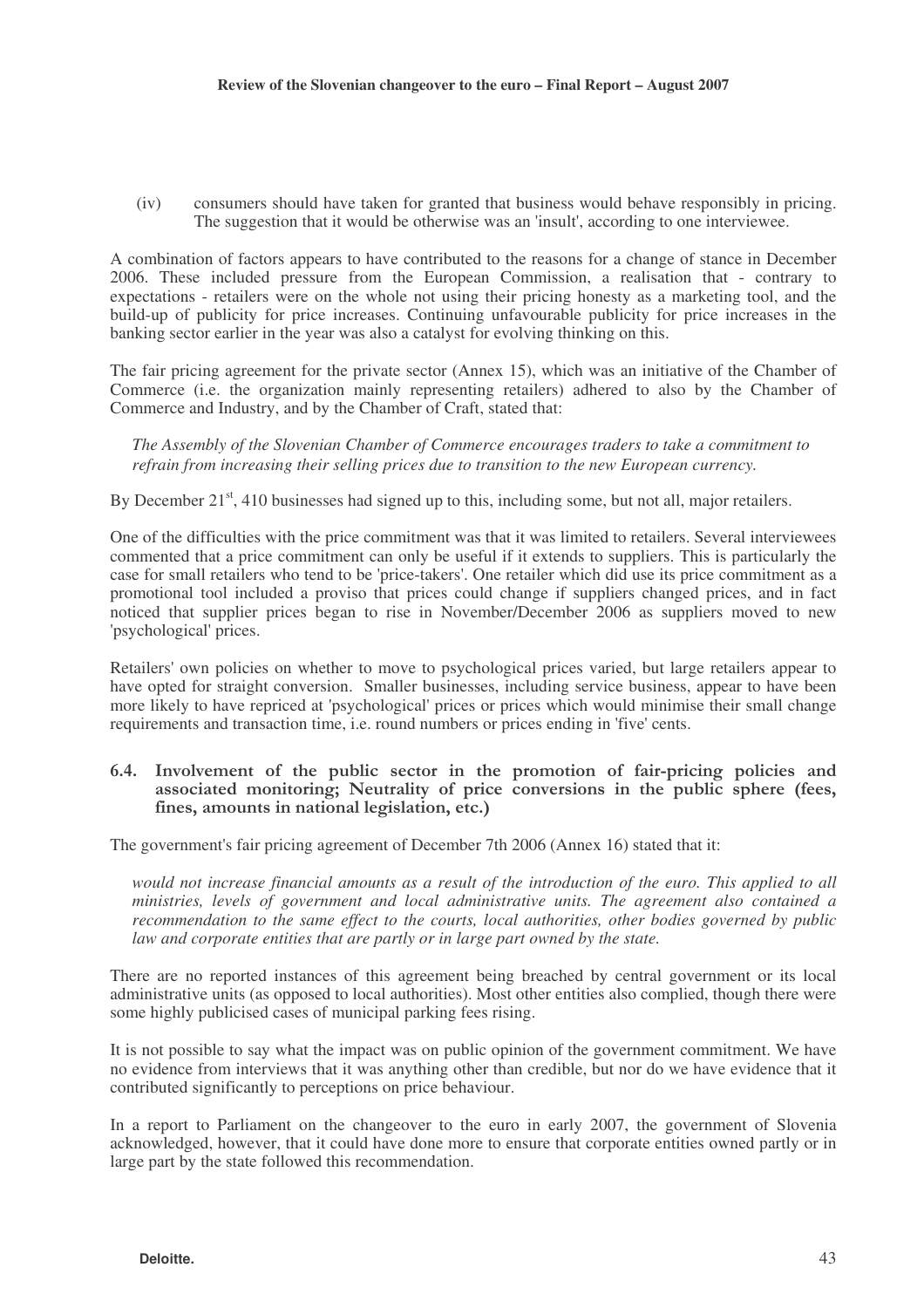(iv) consumers should have taken for granted that business would behave responsibly in pricing. The suggestion that it would be otherwise was an 'insult', according to one interviewee.

A combination of factors appears to have contributed to the reasons for a change of stance in December 2006. These included pressure from the European Commission, a realisation that - contrary to expectations - retailers were on the whole not using their pricing honesty as a marketing tool, and the build-up of publicity for price increases. Continuing unfavourable publicity for price increases in the banking sector earlier in the year was also a catalyst for evolving thinking on this.

The fair pricing agreement for the private sector (Annex 15), which was an initiative of the Chamber of Commerce (i.e. the organization mainly representing retailers) adhered to also by the Chamber of Commerce and Industry, and by the Chamber of Craft, stated that:

*The Assembly of the Slovenian Chamber of Commerce encourages traders to take a commitment to refrain from increasing their selling prices due to transition to the new European currency.*

By December 21st, 410 businesses had signed up to this, including some, but not all, major retailers.

One of the difficulties with the price commitment was that it was limited to retailers. Several interviewees commented that a price commitment can only be useful if it extends to suppliers. This is particularly the case for small retailers who tend to be 'price-takers'. One retailer which did use its price commitment as a promotional tool included a proviso that prices could change if suppliers changed prices, and in fact noticed that supplier prices began to rise in November/December 2006 as suppliers moved to new 'psychological' prices.

Retailers' own policies on whether to move to psychological prices varied, but large retailers appear to have opted for straight conversion. Smaller businesses, including service business, appear to have been more likely to have repriced at 'psychological' prices or prices which would minimise their small change requirements and transaction time, i.e. round numbers or prices ending in 'five' cents.

### 6.4. Involvement of the public sector in the promotion of fair-pricing policies and associated monitoring; Neutrality of price conversions in the public sphere (fees, fines, amounts in national legislation, etc.)

The government's fair pricing agreement of December 7th 2006 (Annex 16) stated that it:

*would not increase financial amounts as a result of the introduction of the euro. This applied to all ministries, levels of government and local administrative units. The agreement also contained a recommendation to the same effect to the courts, local authorities, other bodies governed by public law and corporate entities that are partly or in large part owned by the state.*

There are no reported instances of this agreement being breached by central government or its local administrative units (as opposed to local authorities). Most other entities also complied, though there were some highly publicised cases of municipal parking fees rising.

It is not possible to say what the impact was on public opinion of the government commitment. We have no evidence from interviews that it was anything other than credible, but nor do we have evidence that it contributed significantly to perceptions on price behaviour.

In a report to Parliament on the changeover to the euro in early 2007, the government of Slovenia acknowledged, however, that it could have done more to ensure that corporate entities owned partly or in large part by the state followed this recommendation.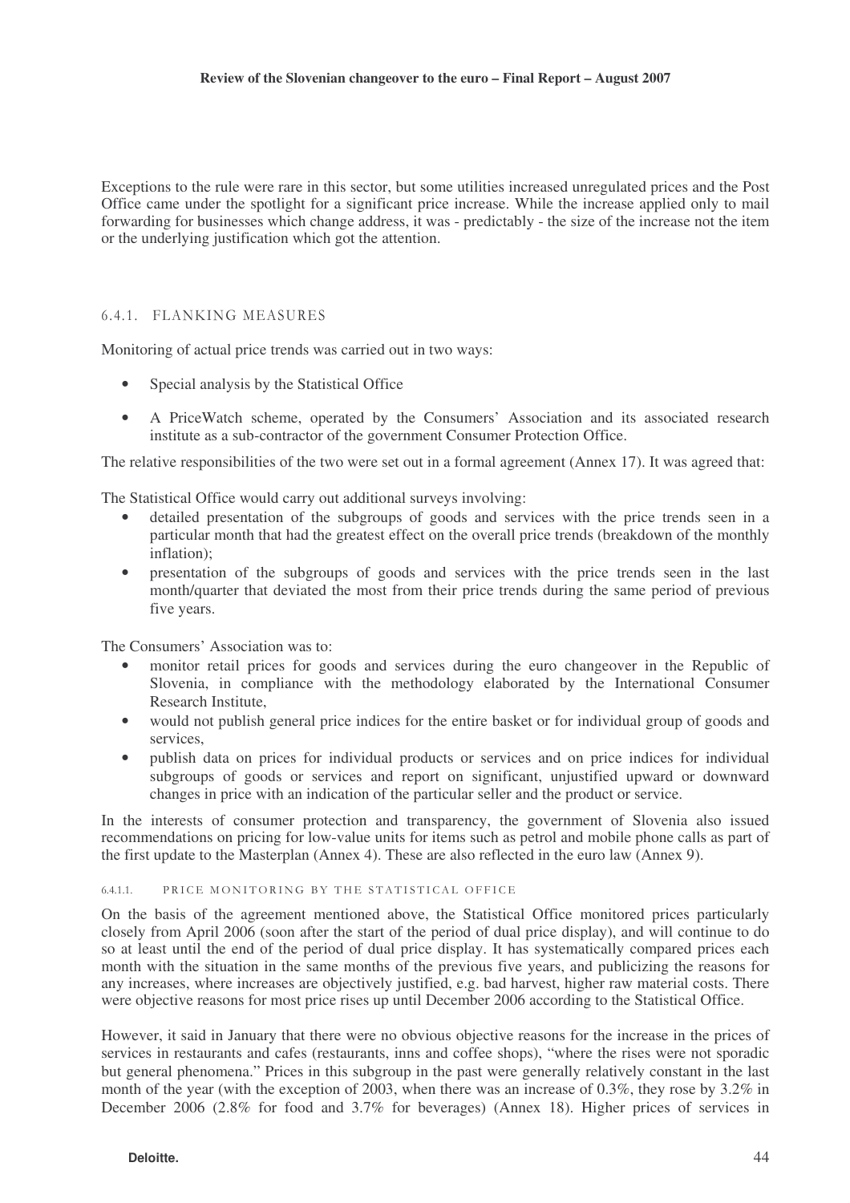Exceptions to the rule were rare in this sector, but some utilities increased unregulated prices and the Post Office came under the spotlight for a significant price increase. While the increase applied only to mail forwarding for businesses which change address, it was - predictably - the size of the increase not the item or the underlying justification which got the attention.

### 6.4.1. FLANKING MEASURES

Monitoring of actual price trends was carried out in two ways:

- Special analysis by the Statistical Office
- A PriceWatch scheme, operated by the Consumers' Association and its associated research institute as a sub-contractor of the government Consumer Protection Office.

The relative responsibilities of the two were set out in a formal agreement (Annex 17). It was agreed that:

The Statistical Office would carry out additional surveys involving:

- detailed presentation of the subgroups of goods and services with the price trends seen in a particular month that had the greatest effect on the overall price trends (breakdown of the monthly inflation);
- presentation of the subgroups of goods and services with the price trends seen in the last month/quarter that deviated the most from their price trends during the same period of previous five years.

The Consumers' Association was to:

- monitor retail prices for goods and services during the euro changeover in the Republic of Slovenia, in compliance with the methodology elaborated by the International Consumer Research Institute,
- would not publish general price indices for the entire basket or for individual group of goods and services,
- publish data on prices for individual products or services and on price indices for individual subgroups of goods or services and report on significant, unjustified upward or downward changes in price with an indication of the particular seller and the product or service.

In the interests of consumer protection and transparency, the government of Slovenia also issued recommendations on pricing for low-value units for items such as petrol and mobile phone calls as part of the first update to the Masterplan (Annex 4). These are also reflected in the euro law (Annex 9).

#### 6.4.1.1. PRICE MONITORING BY THE STATISTICAL OFFICE

On the basis of the agreement mentioned above, the Statistical Office monitored prices particularly closely from April 2006 (soon after the start of the period of dual price display), and will continue to do so at least until the end of the period of dual price display. It has systematically compared prices each month with the situation in the same months of the previous five years, and publicizing the reasons for any increases, where increases are objectively justified, e.g. bad harvest, higher raw material costs. There were objective reasons for most price rises up until December 2006 according to the Statistical Office.

However, it said in January that there were no obvious objective reasons for the increase in the prices of services in restaurants and cafes (restaurants, inns and coffee shops), "where the rises were not sporadic but general phenomena." Prices in this subgroup in the past were generally relatively constant in the last month of the year (with the exception of 2003, when there was an increase of 0.3%, they rose by 3.2% in December 2006 (2.8% for food and 3.7% for beverages) (Annex 18). Higher prices of services in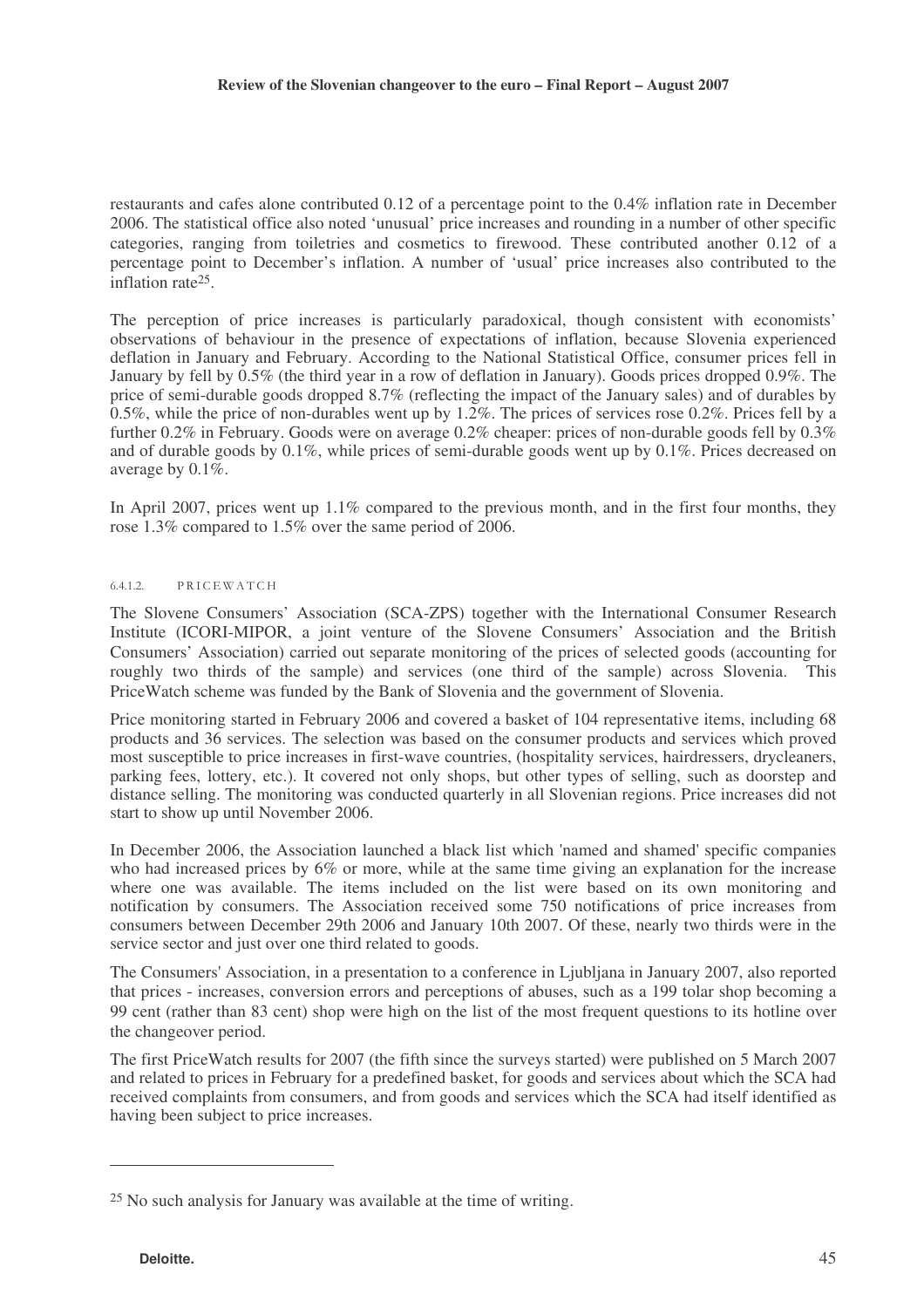restaurants and cafes alone contributed 0.12 of a percentage point to the 0.4% inflation rate in December 2006. The statistical office also noted 'unusual' price increases and rounding in a number of other specific categories, ranging from toiletries and cosmetics to firewood. These contributed another 0.12 of a percentage point to December's inflation. A number of 'usual' price increases also contributed to the inflation rate[25].

The perception of price increases is particularly paradoxical, though consistent with economists' observations of behaviour in the presence of expectations of inflation, because Slovenia experienced deflation in January and February. According to the National Statistical Office, consumer prices fell in January by fell by 0.5% (the third year in a row of deflation in January). Goods prices dropped 0.9%. The price of semi-durable goods dropped 8.7% (reflecting the impact of the January sales) and of durables by 0.5%, while the price of non-durables went up by 1.2%. The prices of services rose 0.2%. Prices fell by a further 0.2% in February. Goods were on average 0.2% cheaper: prices of non-durable goods fell by 0.3% and of durable goods by 0.1%, while prices of semi-durable goods went up by 0.1%. Prices decreased on average by 0.1%.

In April 2007, prices went up 1.1% compared to the previous month, and in the first four months, they rose 1.3% compared to 1.5% over the same period of 2006.

#### 6.4.1.2. PRICEWATCH

The Slovene Consumers' Association (SCA-ZPS) together with the International Consumer Research Institute (ICORI-MIPOR, a joint venture of the Slovene Consumers' Association and the British Consumers' Association) carried out separate monitoring of the prices of selected goods (accounting for roughly two thirds of the sample) and services (one third of the sample) across Slovenia. This PriceWatch scheme was funded by the Bank of Slovenia and the government of Slovenia.

Price monitoring started in February 2006 and covered a basket of 104 representative items, including 68 products and 36 services. The selection was based on the consumer products and services which proved most susceptible to price increases in first-wave countries, (hospitality services, hairdressers, drycleaners, parking fees, lottery, etc.). It covered not only shops, but other types of selling, such as doorstep and distance selling. The monitoring was conducted quarterly in all Slovenian regions. Price increases did not start to show up until November 2006.

In December 2006, the Association launched a black list which 'named and shamed' specific companies who had increased prices by 6% or more, while at the same time giving an explanation for the increase where one was available. The items included on the list were based on its own monitoring and notification by consumers. The Association received some 750 notifications of price increases from consumers between December 29th 2006 and January 10th 2007. Of these, nearly two thirds were in the service sector and just over one third related to goods.

The Consumers' Association, in a presentation to a conference in Ljubljana in January 2007, also reported that prices - increases, conversion errors and perceptions of abuses, such as a 199 tolar shop becoming a 99 cent (rather than 83 cent) shop were high on the list of the most frequent questions to its hotline over the changeover period.

The first PriceWatch results for 2007 (the fifth since the surveys started) were published on 5 March 2007 and related to prices in February for a predefined basket, for goods and services about which the SCA had received complaints from consumers, and from goods and services which the SCA had itself identified as having been subject to price increases.

---

[25] No such analysis for January was available at the time of writing.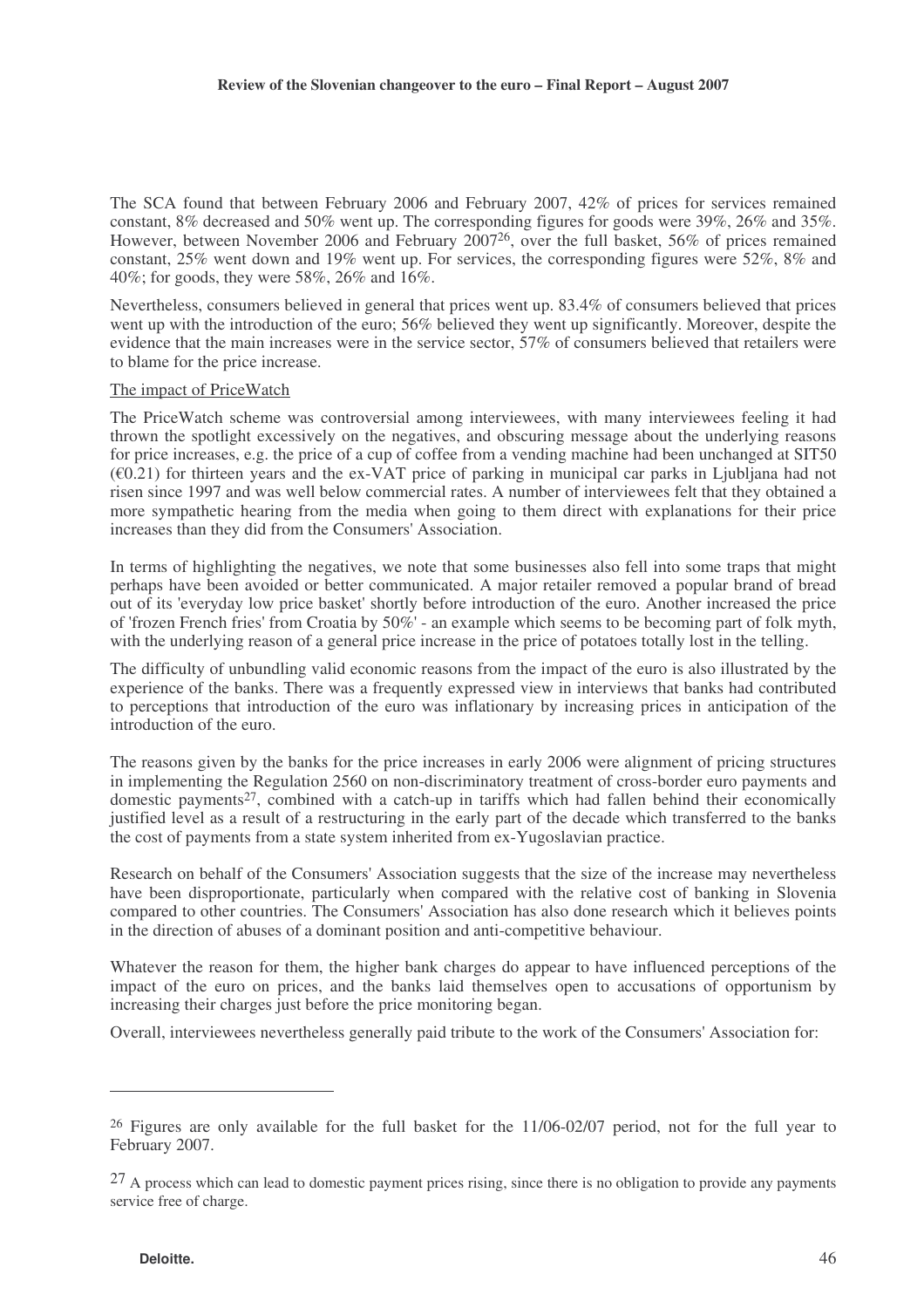The SCA found that between February 2006 and February 2007, 42% of prices for services remained constant, 8% decreased and 50% went up. The corresponding figures for goods were 39%, 26% and 35%. However, between November 2006 and February 2007[26], over the full basket, 56% of prices remained constant, 25% went down and 19% went up. For services, the corresponding figures were 52%, 8% and 40%; for goods, they were 58%, 26% and 16%.

Nevertheless, consumers believed in general that prices went up. 83.4% of consumers believed that prices went up with the introduction of the euro; 56% believed they went up significantly. Moreover, despite the evidence that the main increases were in the service sector, 57% of consumers believed that retailers were to blame for the price increase.

The impact of PriceWatch

The PriceWatch scheme was controversial among interviewees, with many interviewees feeling it had thrown the spotlight excessively on the negatives, and obscuring message about the underlying reasons for price increases, e.g. the price of a cup of coffee from a vending machine had been unchanged at SIT50 (€0.21) for thirteen years and the ex-VAT price of parking in municipal car parks in Ljubljana had not risen since 1997 and was well below commercial rates. A number of interviewees felt that they obtained a more sympathetic hearing from the media when going to them direct with explanations for their price increases than they did from the Consumers' Association.

In terms of highlighting the negatives, we note that some businesses also fell into some traps that might perhaps have been avoided or better communicated. A major retailer removed a popular brand of bread out of its 'everyday low price basket' shortly before introduction of the euro. Another increased the price of 'frozen French fries' from Croatia by 50%' - an example which seems to be becoming part of folk myth, with the underlying reason of a general price increase in the price of potatoes totally lost in the telling.

The difficulty of unbundling valid economic reasons from the impact of the euro is also illustrated by the experience of the banks. There was a frequently expressed view in interviews that banks had contributed to perceptions that introduction of the euro was inflationary by increasing prices in anticipation of the introduction of the euro.

The reasons given by the banks for the price increases in early 2006 were alignment of pricing structures in implementing the Regulation 2560 on non-discriminatory treatment of cross-border euro payments and domestic payments[27], combined with a catch-up in tariffs which had fallen behind their economically justified level as a result of a restructuring in the early part of the decade which transferred to the banks the cost of payments from a state system inherited from ex-Yugoslavian practice.

Research on behalf of the Consumers' Association suggests that the size of the increase may nevertheless have been disproportionate, particularly when compared with the relative cost of banking in Slovenia compared to other countries. The Consumers' Association has also done research which it believes points in the direction of abuses of a dominant position and anti-competitive behaviour.

Whatever the reason for them, the higher bank charges do appear to have influenced perceptions of the impact of the euro on prices, and the banks laid themselves open to accusations of opportunism by increasing their charges just before the price monitoring began.

Overall, interviewees nevertheless generally paid tribute to the work of the Consumers' Association for:

---

[26] Figures are only available for the full basket for the 11/06-02/07 period, not for the full year to February 2007.

[27] A process which can lead to domestic payment prices rising, since there is no obligation to provide any payments service free of charge.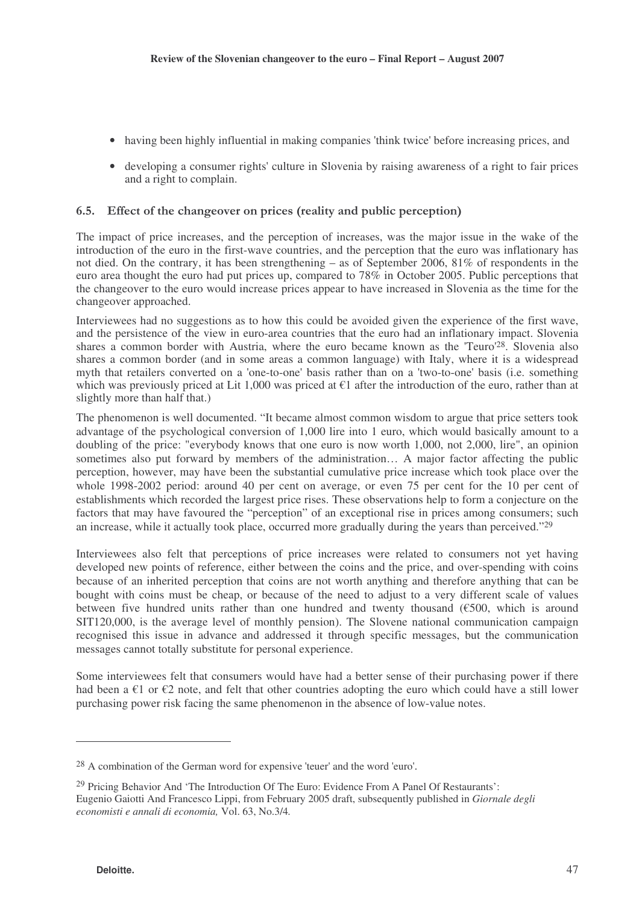- having been highly influential in making companies 'think twice' before increasing prices, and
- developing a consumer rights' culture in Slovenia by raising awareness of a right to fair prices and a right to complain.

### 6.5. Effect of the changeover on prices (reality and public perception)

The impact of price increases, and the perception of increases, was the major issue in the wake of the introduction of the euro in the first-wave countries, and the perception that the euro was inflationary has not died. On the contrary, it has been strengthening – as of September 2006, 81% of respondents in the euro area thought the euro had put prices up, compared to 78% in October 2005. Public perceptions that the changeover to the euro would increase prices appear to have increased in Slovenia as the time for the changeover approached.

Interviewees had no suggestions as to how this could be avoided given the experience of the first wave, and the persistence of the view in euro-area countries that the euro had an inflationary impact. Slovenia shares a common border with Austria, where the euro became known as the 'Teuro'[28]. Slovenia also shares a common border (and in some areas a common language) with Italy, where it is a widespread myth that retailers converted on a 'one-to-one' basis rather than on a 'two-to-one' basis (i.e. something which was previously priced at Lit 1,000 was priced at €1 after the introduction of the euro, rather than at slightly more than half that.)

The phenomenon is well documented. "It became almost common wisdom to argue that price setters took advantage of the psychological conversion of 1,000 lire into 1 euro, which would basically amount to a doubling of the price: "everybody knows that one euro is now worth 1,000, not 2,000, lire", an opinion sometimes also put forward by members of the administration… A major factor affecting the public perception, however, may have been the substantial cumulative price increase which took place over the whole 1998-2002 period: around 40 per cent on average, or even 75 per cent for the 10 per cent of establishments which recorded the largest price rises. These observations help to form a conjecture on the factors that may have favoured the "perception" of an exceptional rise in prices among consumers; such an increase, while it actually took place, occurred more gradually during the years than perceived."[29]

Interviewees also felt that perceptions of price increases were related to consumers not yet having developed new points of reference, either between the coins and the price, and over-spending with coins because of an inherited perception that coins are not worth anything and therefore anything that can be bought with coins must be cheap, or because of the need to adjust to a very different scale of values between five hundred units rather than one hundred and twenty thousand (€500, which is around SIT120,000, is the average level of monthly pension). The Slovene national communication campaign recognised this issue in advance and addressed it through specific messages, but the communication messages cannot totally substitute for personal experience.

Some interviewees felt that consumers would have had a better sense of their purchasing power if there had been a €1 or €2 note, and felt that other countries adopting the euro which could have a still lower purchasing power risk facing the same phenomenon in the absence of low-value notes.

---

[28] A combination of the German word for expensive 'teuer' and the word 'euro'.

[29] Pricing Behavior And 'The Introduction Of The Euro: Evidence From A Panel Of Restaurants': Eugenio Gaiotti And Francesco Lippi, from February 2005 draft, subsequently published in *Giornale degli economisti e annali di economia,* Vol. 63, No.3/4.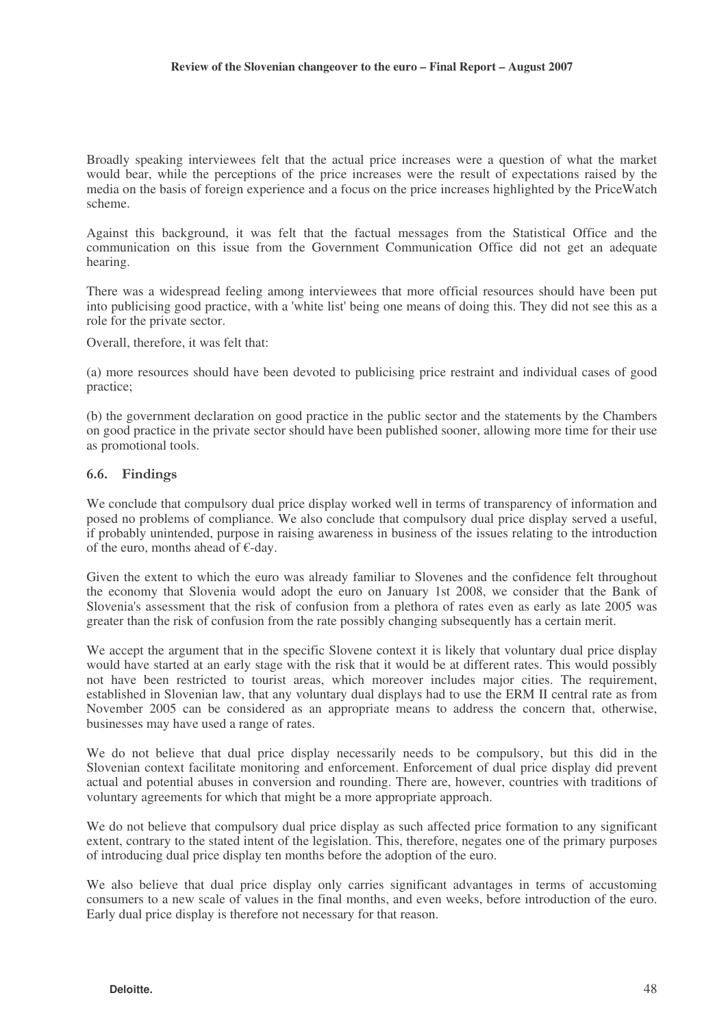Broadly speaking interviewees felt that the actual price increases were a question of what the market would bear, while the perceptions of the price increases were the result of expectations raised by the media on the basis of foreign experience and a focus on the price increases highlighted by the PriceWatch scheme.

Against this background, it was felt that the factual messages from the Statistical Office and the communication on this issue from the Government Communication Office did not get an adequate hearing.

There was a widespread feeling among interviewees that more official resources should have been put into publicising good practice, with a 'white list' being one means of doing this. They did not see this as a role for the private sector.

Overall, therefore, it was felt that:

(a) more resources should have been devoted to publicising price restraint and individual cases of good practice;

(b) the government declaration on good practice in the public sector and the statements by the Chambers on good practice in the private sector should have been published sooner, allowing more time for their use as promotional tools.

### 6.6. Findings

We conclude that compulsory dual price display worked well in terms of transparency of information and posed no problems of compliance. We also conclude that compulsory dual price display served a useful, if probably unintended, purpose in raising awareness in business of the issues relating to the introduction of the euro, months ahead of €-day.

Given the extent to which the euro was already familiar to Slovenes and the confidence felt throughout the economy that Slovenia would adopt the euro on January 1st 2008, we consider that the Bank of Slovenia's assessment that the risk of confusion from a plethora of rates even as early as late 2005 was greater than the risk of confusion from the rate possibly changing subsequently has a certain merit.

We accept the argument that in the specific Slovene context it is likely that voluntary dual price display would have started at an early stage with the risk that it would be at different rates. This would possibly not have been restricted to tourist areas, which moreover includes major cities. The requirement, established in Slovenian law, that any voluntary dual displays had to use the ERM II central rate as from November 2005 can be considered as an appropriate means to address the concern that, otherwise, businesses may have used a range of rates.

We do not believe that dual price display necessarily needs to be compulsory, but this did in the Slovenian context facilitate monitoring and enforcement. Enforcement of dual price display did prevent actual and potential abuses in conversion and rounding. There are, however, countries with traditions of voluntary agreements for which that might be a more appropriate approach.

We do not believe that compulsory dual price display as such affected price formation to any significant extent, contrary to the stated intent of the legislation. This, therefore, negates one of the primary purposes of introducing dual price display ten months before the adoption of the euro.

We also believe that dual price display only carries significant advantages in terms of accustoming consumers to a new scale of values in the final months, and even weeks, before introduction of the euro. Early dual price display is therefore not necessary for that reason.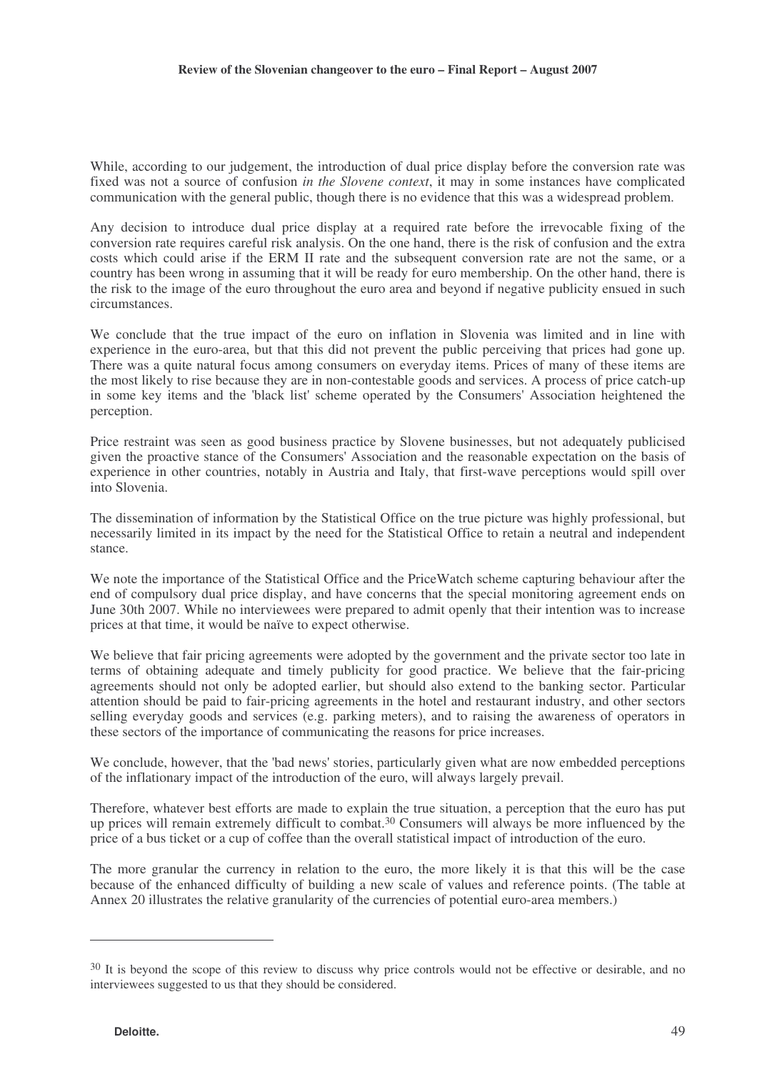While, according to our judgement, the introduction of dual price display before the conversion rate was fixed was not a source of confusion *in the Slovene context*, it may in some instances have complicated communication with the general public, though there is no evidence that this was a widespread problem.

Any decision to introduce dual price display at a required rate before the irrevocable fixing of the conversion rate requires careful risk analysis. On the one hand, there is the risk of confusion and the extra costs which could arise if the ERM II rate and the subsequent conversion rate are not the same, or a country has been wrong in assuming that it will be ready for euro membership. On the other hand, there is the risk to the image of the euro throughout the euro area and beyond if negative publicity ensued in such circumstances.

We conclude that the true impact of the euro on inflation in Slovenia was limited and in line with experience in the euro-area, but that this did not prevent the public perceiving that prices had gone up. There was a quite natural focus among consumers on everyday items. Prices of many of these items are the most likely to rise because they are in non-contestable goods and services. A process of price catch-up in some key items and the 'black list' scheme operated by the Consumers' Association heightened the perception.

Price restraint was seen as good business practice by Slovene businesses, but not adequately publicised given the proactive stance of the Consumers' Association and the reasonable expectation on the basis of experience in other countries, notably in Austria and Italy, that first-wave perceptions would spill over into Slovenia.

The dissemination of information by the Statistical Office on the true picture was highly professional, but necessarily limited in its impact by the need for the Statistical Office to retain a neutral and independent stance.

We note the importance of the Statistical Office and the PriceWatch scheme capturing behaviour after the end of compulsory dual price display, and have concerns that the special monitoring agreement ends on June 30th 2007. While no interviewees were prepared to admit openly that their intention was to increase prices at that time, it would be naïve to expect otherwise.

We believe that fair pricing agreements were adopted by the government and the private sector too late in terms of obtaining adequate and timely publicity for good practice. We believe that the fair-pricing agreements should not only be adopted earlier, but should also extend to the banking sector. Particular attention should be paid to fair-pricing agreements in the hotel and restaurant industry, and other sectors selling everyday goods and services (e.g. parking meters), and to raising the awareness of operators in these sectors of the importance of communicating the reasons for price increases.

We conclude, however, that the 'bad news' stories, particularly given what are now embedded perceptions of the inflationary impact of the introduction of the euro, will always largely prevail.

Therefore, whatever best efforts are made to explain the true situation, a perception that the euro has put up prices will remain extremely difficult to combat.[30] Consumers will always be more influenced by the price of a bus ticket or a cup of coffee than the overall statistical impact of introduction of the euro.

The more granular the currency in relation to the euro, the more likely it is that this will be the case because of the enhanced difficulty of building a new scale of values and reference points. (The table at Annex 20 illustrates the relative granularity of the currencies of potential euro-area members.)

---

[30] It is beyond the scope of this review to discuss why price controls would not be effective or desirable, and no interviewees suggested to us that they should be considered.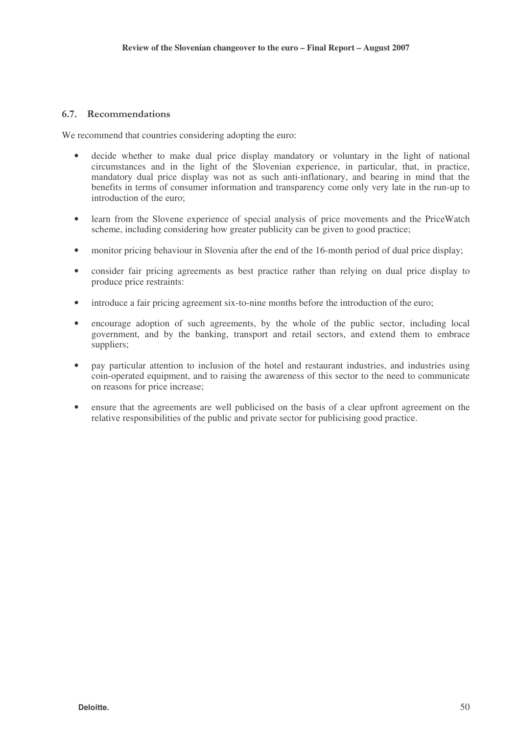### 6.7. Recommendations

We recommend that countries considering adopting the euro:

- decide whether to make dual price display mandatory or voluntary in the light of national circumstances and in the light of the Slovenian experience, in particular, that, in practice, mandatory dual price display was not as such anti-inflationary, and bearing in mind that the benefits in terms of consumer information and transparency come only very late in the run-up to introduction of the euro;

- learn from the Slovene experience of special analysis of price movements and the PriceWatch scheme, including considering how greater publicity can be given to good practice;

- monitor pricing behaviour in Slovenia after the end of the 16-month period of dual price display;

- consider fair pricing agreements as best practice rather than relying on dual price display to produce price restraints:

- introduce a fair pricing agreement six-to-nine months before the introduction of the euro;

- encourage adoption of such agreements, by the whole of the public sector, including local government, and by the banking, transport and retail sectors, and extend them to embrace suppliers;

- pay particular attention to inclusion of the hotel and restaurant industries, and industries using coin-operated equipment, and to raising the awareness of this sector to the need to communicate on reasons for price increase;

- ensure that the agreements are well publicised on the basis of a clear upfront agreement on the relative responsibilities of the public and private sector for publicising good practice.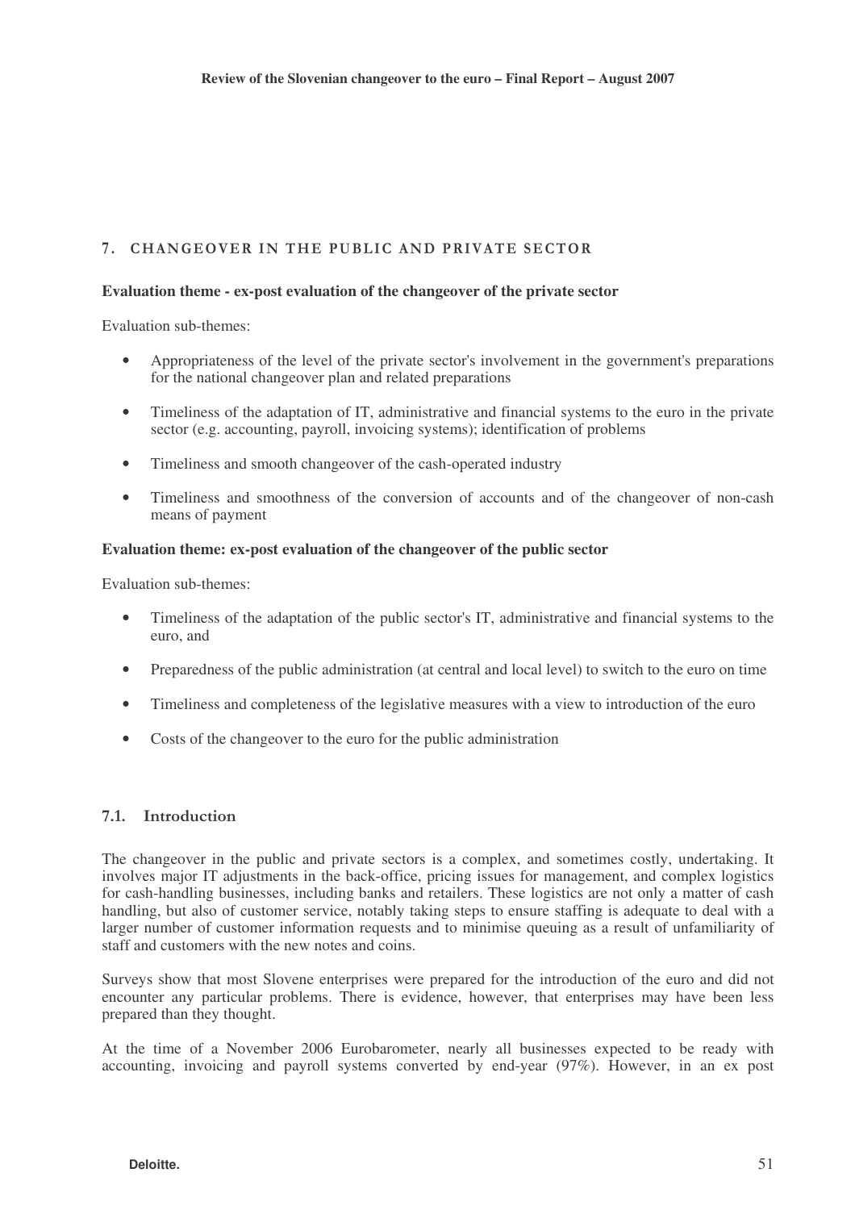## 7. CHANGEOVER IN THE PUBLIC AND PRIVATE SECTOR

**Evaluation theme - ex-post evaluation of the changeover of the private sector**

Evaluation sub-themes:

- Appropriateness of the level of the private sector's involvement in the government's preparations for the national changeover plan and related preparations
- Timeliness of the adaptation of IT, administrative and financial systems to the euro in the private sector (e.g. accounting, payroll, invoicing systems); identification of problems
- Timeliness and smooth changeover of the cash-operated industry
- Timeliness and smoothness of the conversion of accounts and of the changeover of non-cash means of payment

**Evaluation theme: ex-post evaluation of the changeover of the public sector**

Evaluation sub-themes:

- Timeliness of the adaptation of the public sector's IT, administrative and financial systems to the euro, and
- Preparedness of the public administration (at central and local level) to switch to the euro on time
- Timeliness and completeness of the legislative measures with a view to introduction of the euro
- Costs of the changeover to the euro for the public administration

### 7.1. Introduction

The changeover in the public and private sectors is a complex, and sometimes costly, undertaking. It involves major IT adjustments in the back-office, pricing issues for management, and complex logistics for cash-handling businesses, including banks and retailers. These logistics are not only a matter of cash handling, but also of customer service, notably taking steps to ensure staffing is adequate to deal with a larger number of customer information requests and to minimise queuing as a result of unfamiliarity of staff and customers with the new notes and coins.

Surveys show that most Slovene enterprises were prepared for the introduction of the euro and did not encounter any particular problems. There is evidence, however, that enterprises may have been less prepared than they thought.

At the time of a November 2006 Eurobarometer, nearly all businesses expected to be ready with accounting, invoicing and payroll systems converted by end-year (97%). However, in an ex post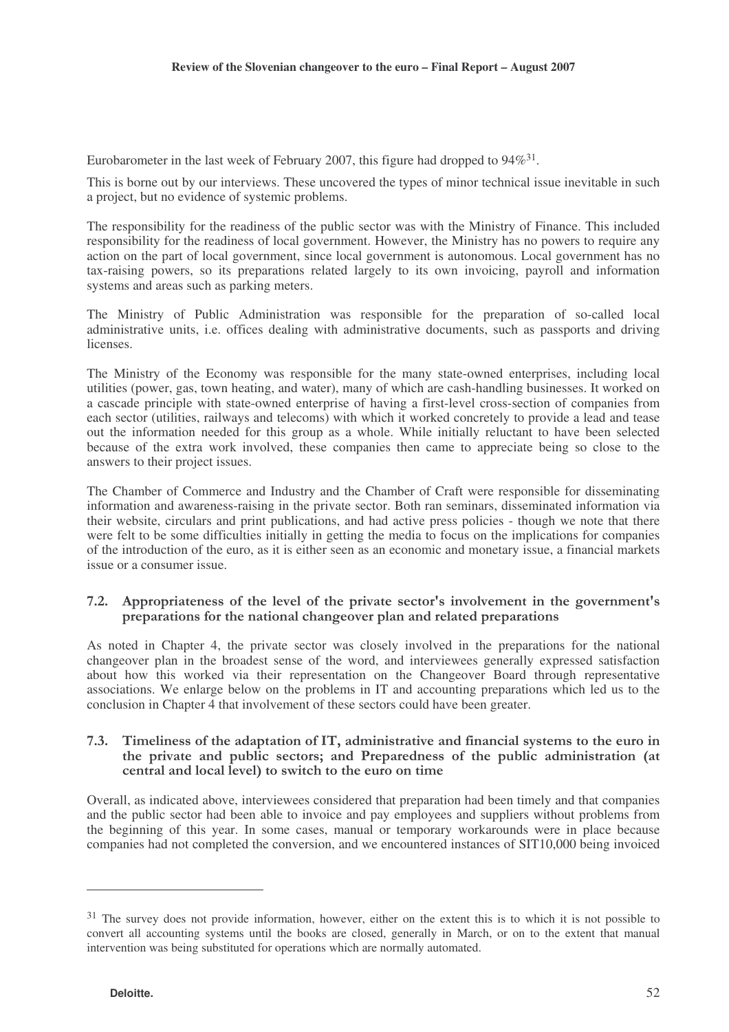Eurobarometer in the last week of February 2007, this figure had dropped to 94%[31].

This is borne out by our interviews. These uncovered the types of minor technical issue inevitable in such a project, but no evidence of systemic problems.

The responsibility for the readiness of the public sector was with the Ministry of Finance. This included responsibility for the readiness of local government. However, the Ministry has no powers to require any action on the part of local government, since local government is autonomous. Local government has no tax-raising powers, so its preparations related largely to its own invoicing, payroll and information systems and areas such as parking meters.

The Ministry of Public Administration was responsible for the preparation of so-called local administrative units, i.e. offices dealing with administrative documents, such as passports and driving licenses.

The Ministry of the Economy was responsible for the many state-owned enterprises, including local utilities (power, gas, town heating, and water), many of which are cash-handling businesses. It worked on a cascade principle with state-owned enterprise of having a first-level cross-section of companies from each sector (utilities, railways and telecoms) with which it worked concretely to provide a lead and tease out the information needed for this group as a whole. While initially reluctant to have been selected because of the extra work involved, these companies then came to appreciate being so close to the answers to their project issues.

The Chamber of Commerce and Industry and the Chamber of Craft were responsible for disseminating information and awareness-raising in the private sector. Both ran seminars, disseminated information via their website, circulars and print publications, and had active press policies - though we note that there were felt to be some difficulties initially in getting the media to focus on the implications for companies of the introduction of the euro, as it is either seen as an economic and monetary issue, a financial markets issue or a consumer issue.

### 7.2. Appropriateness of the level of the private sector's involvement in the government's preparations for the national changeover plan and related preparations

As noted in Chapter 4, the private sector was closely involved in the preparations for the national changeover plan in the broadest sense of the word, and interviewees generally expressed satisfaction about how this worked via their representation on the Changeover Board through representative associations. We enlarge below on the problems in IT and accounting preparations which led us to the conclusion in Chapter 4 that involvement of these sectors could have been greater.

### 7.3. Timeliness of the adaptation of IT, administrative and financial systems to the euro in the private and public sectors; and Preparedness of the public administration (at central and local level) to switch to the euro on time

Overall, as indicated above, interviewees considered that preparation had been timely and that companies and the public sector had been able to invoice and pay employees and suppliers without problems from the beginning of this year. In some cases, manual or temporary workarounds were in place because companies had not completed the conversion, and we encountered instances of SIT10,000 being invoiced

---

[31] The survey does not provide information, however, either on the extent this is to which it is not possible to convert all accounting systems until the books are closed, generally in March, or on to the extent that manual intervention was being substituted for operations which are normally automated.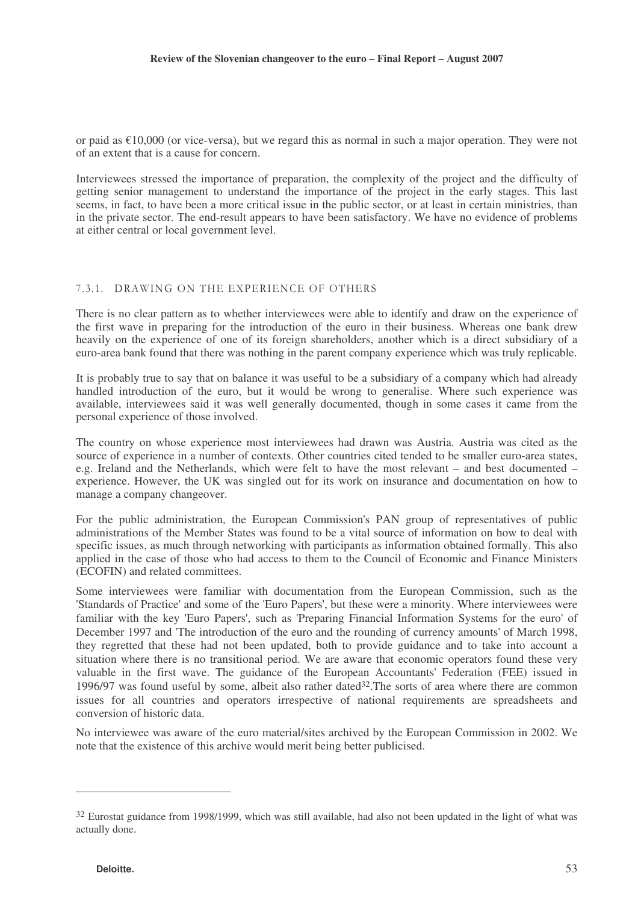or paid as €10,000 (or vice-versa), but we regard this as normal in such a major operation. They were not of an extent that is a cause for concern.

Interviewees stressed the importance of preparation, the complexity of the project and the difficulty of getting senior management to understand the importance of the project in the early stages. This last seems, in fact, to have been a more critical issue in the public sector, or at least in certain ministries, than in the private sector. The end-result appears to have been satisfactory. We have no evidence of problems at either central or local government level.

#### 7.3.1. DRAWING ON THE EXPERIENCE OF OTHERS

There is no clear pattern as to whether interviewees were able to identify and draw on the experience of the first wave in preparing for the introduction of the euro in their business. Whereas one bank drew heavily on the experience of one of its foreign shareholders, another which is a direct subsidiary of a euro-area bank found that there was nothing in the parent company experience which was truly replicable.

It is probably true to say that on balance it was useful to be a subsidiary of a company which had already handled introduction of the euro, but it would be wrong to generalise. Where such experience was available, interviewees said it was well generally documented, though in some cases it came from the personal experience of those involved.

The country on whose experience most interviewees had drawn was Austria. Austria was cited as the source of experience in a number of contexts. Other countries cited tended to be smaller euro-area states, e.g. Ireland and the Netherlands, which were felt to have the most relevant – and best documented – experience. However, the UK was singled out for its work on insurance and documentation on how to manage a company changeover.

For the public administration, the European Commission's PAN group of representatives of public administrations of the Member States was found to be a vital source of information on how to deal with specific issues, as much through networking with participants as information obtained formally. This also applied in the case of those who had access to them to the Council of Economic and Finance Ministers (ECOFIN) and related committees.

Some interviewees were familiar with documentation from the European Commission, such as the 'Standards of Practice' and some of the 'Euro Papers', but these were a minority. Where interviewees were familiar with the key 'Euro Papers', such as 'Preparing Financial Information Systems for the euro' of December 1997 and 'The introduction of the euro and the rounding of currency amounts' of March 1998, they regretted that these had not been updated, both to provide guidance and to take into account a situation where there is no transitional period. We are aware that economic operators found these very valuable in the first wave. The guidance of the European Accountants' Federation (FEE) issued in 1996/97 was found useful by some, albeit also rather dated[32].The sorts of area where there are common issues for all countries and operators irrespective of national requirements are spreadsheets and conversion of historic data.

No interviewee was aware of the euro material/sites archived by the European Commission in 2002. We note that the existence of this archive would merit being better publicised.

---

[32] Eurostat guidance from 1998/1999, which was still available, had also not been updated in the light of what was actually done.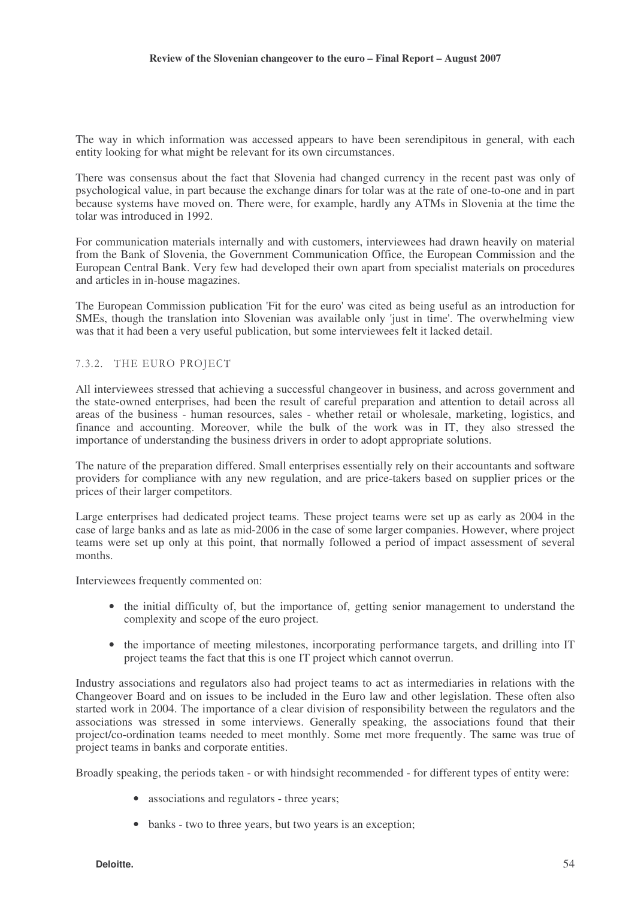The way in which information was accessed appears to have been serendipitous in general, with each entity looking for what might be relevant for its own circumstances.

There was consensus about the fact that Slovenia had changed currency in the recent past was only of psychological value, in part because the exchange dinars for tolar was at the rate of one-to-one and in part because systems have moved on. There were, for example, hardly any ATMs in Slovenia at the time the tolar was introduced in 1992.

For communication materials internally and with customers, interviewees had drawn heavily on material from the Bank of Slovenia, the Government Communication Office, the European Commission and the European Central Bank. Very few had developed their own apart from specialist materials on procedures and articles in in-house magazines.

The European Commission publication 'Fit for the euro' was cited as being useful as an introduction for SMEs, though the translation into Slovenian was available only 'just in time'. The overwhelming view was that it had been a very useful publication, but some interviewees felt it lacked detail.

### 7.3.2. THE EURO PROJECT

All interviewees stressed that achieving a successful changeover in business, and across government and the state-owned enterprises, had been the result of careful preparation and attention to detail across all areas of the business - human resources, sales - whether retail or wholesale, marketing, logistics, and finance and accounting. Moreover, while the bulk of the work was in IT, they also stressed the importance of understanding the business drivers in order to adopt appropriate solutions.

The nature of the preparation differed. Small enterprises essentially rely on their accountants and software providers for compliance with any new regulation, and are price-takers based on supplier prices or the prices of their larger competitors.

Large enterprises had dedicated project teams. These project teams were set up as early as 2004 in the case of large banks and as late as mid-2006 in the case of some larger companies. However, where project teams were set up only at this point, that normally followed a period of impact assessment of several months.

Interviewees frequently commented on:

- the initial difficulty of, but the importance of, getting senior management to understand the complexity and scope of the euro project.
- the importance of meeting milestones, incorporating performance targets, and drilling into IT project teams the fact that this is one IT project which cannot overrun.

Industry associations and regulators also had project teams to act as intermediaries in relations with the Changeover Board and on issues to be included in the Euro law and other legislation. These often also started work in 2004. The importance of a clear division of responsibility between the regulators and the associations was stressed in some interviews. Generally speaking, the associations found that their project/co-ordination teams needed to meet monthly. Some met more frequently. The same was true of project teams in banks and corporate entities.

Broadly speaking, the periods taken - or with hindsight recommended - for different types of entity were:

- associations and regulators - three years;
- banks - two to three years, but two years is an exception;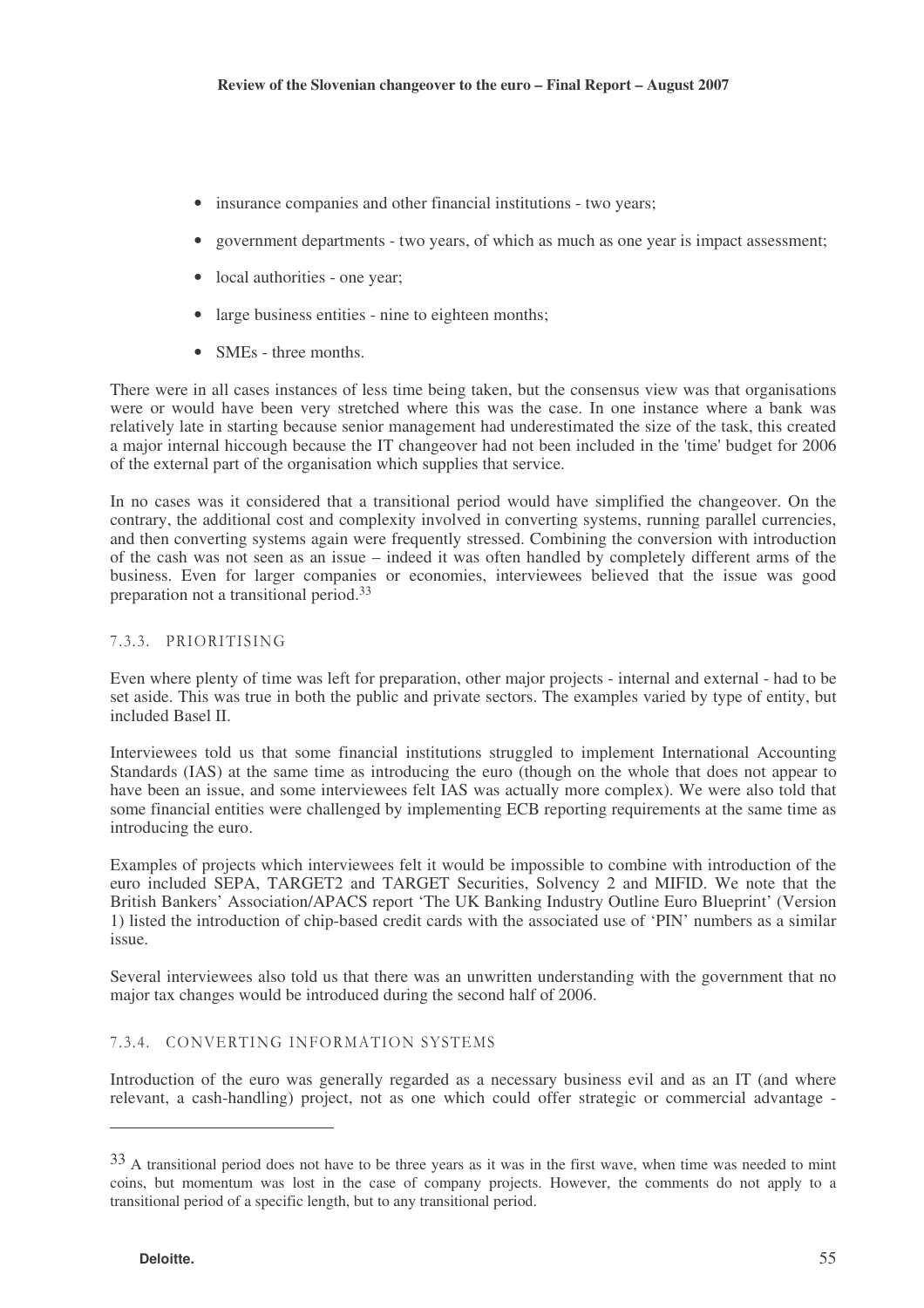- insurance companies and other financial institutions - two years;
- government departments - two years, of which as much as one year is impact assessment;
- local authorities - one year;
- large business entities - nine to eighteen months;
- SMEs - three months.

There were in all cases instances of less time being taken, but the consensus view was that organisations were or would have been very stretched where this was the case. In one instance where a bank was relatively late in starting because senior management had underestimated the size of the task, this created a major internal hiccough because the IT changeover had not been included in the 'time' budget for 2006 of the external part of the organisation which supplies that service.

In no cases was it considered that a transitional period would have simplified the changeover. On the contrary, the additional cost and complexity involved in converting systems, running parallel currencies, and then converting systems again were frequently stressed. Combining the conversion with introduction of the cash was not seen as an issue – indeed it was often handled by completely different arms of the business. Even for larger companies or economies, interviewees believed that the issue was good preparation not a transitional period.[33]

#### 7.3.3. PRIORITISING

Even where plenty of time was left for preparation, other major projects - internal and external - had to be set aside. This was true in both the public and private sectors. The examples varied by type of entity, but included Basel II.

Interviewees told us that some financial institutions struggled to implement International Accounting Standards (IAS) at the same time as introducing the euro (though on the whole that does not appear to have been an issue, and some interviewees felt IAS was actually more complex). We were also told that some financial entities were challenged by implementing ECB reporting requirements at the same time as introducing the euro.

Examples of projects which interviewees felt it would be impossible to combine with introduction of the euro included SEPA, TARGET2 and TARGET Securities, Solvency 2 and MIFID. We note that the British Bankers' Association/APACS report 'The UK Banking Industry Outline Euro Blueprint' (Version 1) listed the introduction of chip-based credit cards with the associated use of 'PIN' numbers as a similar issue.

Several interviewees also told us that there was an unwritten understanding with the government that no major tax changes would be introduced during the second half of 2006.

#### 7.3.4. CONVERTING INFORMATION SYSTEMS

Introduction of the euro was generally regarded as a necessary business evil and as an IT (and where relevant, a cash-handling) project, not as one which could offer strategic or commercial advantage -

---

[33] A transitional period does not have to be three years as it was in the first wave, when time was needed to mint coins, but momentum was lost in the case of company projects. However, the comments do not apply to a transitional period of a specific length, but to any transitional period.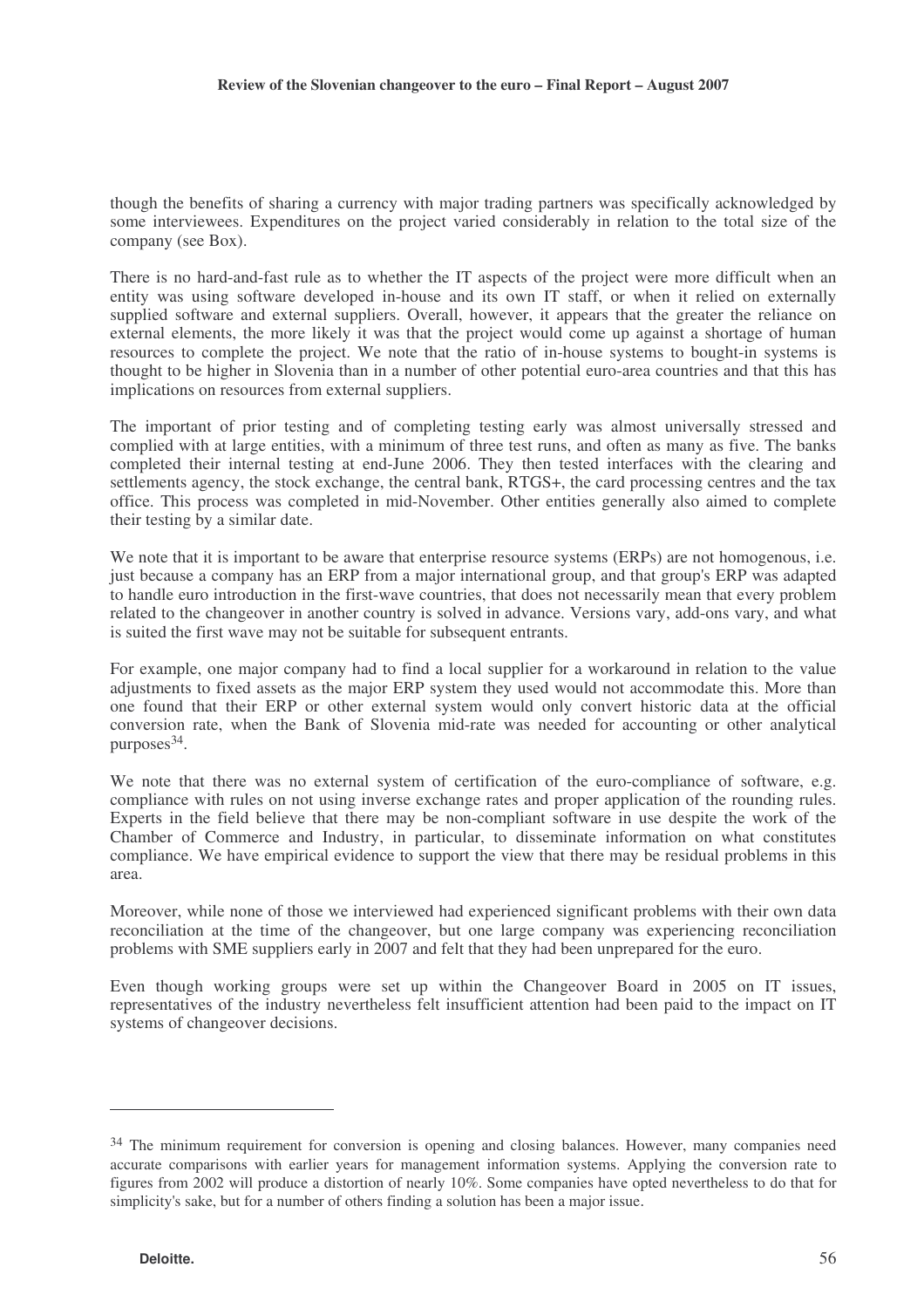though the benefits of sharing a currency with major trading partners was specifically acknowledged by some interviewees. Expenditures on the project varied considerably in relation to the total size of the company (see Box).

There is no hard-and-fast rule as to whether the IT aspects of the project were more difficult when an entity was using software developed in-house and its own IT staff, or when it relied on externally supplied software and external suppliers. Overall, however, it appears that the greater the reliance on external elements, the more likely it was that the project would come up against a shortage of human resources to complete the project. We note that the ratio of in-house systems to bought-in systems is thought to be higher in Slovenia than in a number of other potential euro-area countries and that this has implications on resources from external suppliers.

The important of prior testing and of completing testing early was almost universally stressed and complied with at large entities, with a minimum of three test runs, and often as many as five. The banks completed their internal testing at end-June 2006. They then tested interfaces with the clearing and settlements agency, the stock exchange, the central bank, RTGS+, the card processing centres and the tax office. This process was completed in mid-November. Other entities generally also aimed to complete their testing by a similar date.

We note that it is important to be aware that enterprise resource systems (ERPs) are not homogenous, i.e. just because a company has an ERP from a major international group, and that group's ERP was adapted to handle euro introduction in the first-wave countries, that does not necessarily mean that every problem related to the changeover in another country is solved in advance. Versions vary, add-ons vary, and what is suited the first wave may not be suitable for subsequent entrants.

For example, one major company had to find a local supplier for a workaround in relation to the value adjustments to fixed assets as the major ERP system they used would not accommodate this. More than one found that their ERP or other external system would only convert historic data at the official conversion rate, when the Bank of Slovenia mid-rate was needed for accounting or other analytical purposes[34].

We note that there was no external system of certification of the euro-compliance of software, e.g. compliance with rules on not using inverse exchange rates and proper application of the rounding rules. Experts in the field believe that there may be non-compliant software in use despite the work of the Chamber of Commerce and Industry, in particular, to disseminate information on what constitutes compliance. We have empirical evidence to support the view that there may be residual problems in this area.

Moreover, while none of those we interviewed had experienced significant problems with their own data reconciliation at the time of the changeover, but one large company was experiencing reconciliation problems with SME suppliers early in 2007 and felt that they had been unprepared for the euro.

Even though working groups were set up within the Changeover Board in 2005 on IT issues, representatives of the industry nevertheless felt insufficient attention had been paid to the impact on IT systems of changeover decisions.

---

[34] The minimum requirement for conversion is opening and closing balances. However, many companies need accurate comparisons with earlier years for management information systems. Applying the conversion rate to figures from 2002 will produce a distortion of nearly 10%. Some companies have opted nevertheless to do that for simplicity's sake, but for a number of others finding a solution has been a major issue.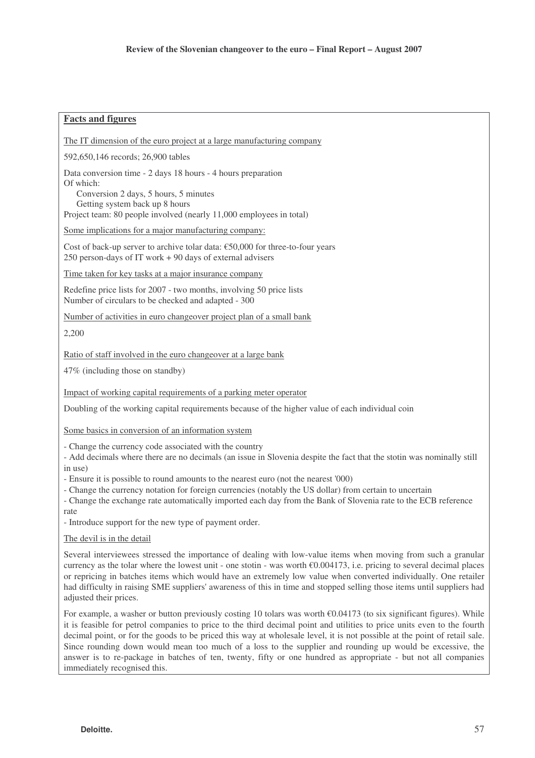## Facts and figures

The IT dimension of the euro project at a large manufacturing company

592,650,146 records; 26,900 tables

Data conversion time - 2 days 18 hours - 4 hours preparation
Of which:

- Conversion 2 days, 5 hours, 5 minutes
- Getting system back up 8 hours

Project team: 80 people involved (nearly 11,000 employees in total)

Some implications for a major manufacturing company:

Cost of back-up server to archive tolar data: €50,000 for three-to-four years
250 person-days of IT work + 90 days of external advisers

Time taken for key tasks at a major insurance company

Redefine price lists for 2007 - two months, involving 50 price lists
Number of circulars to be checked and adapted - 300

Number of activities in euro changeover project plan of a small bank

2,200

Ratio of staff involved in the euro changeover at a large bank

47% (including those on standby)

Impact of working capital requirements of a parking meter operator

Doubling of the working capital requirements because of the higher value of each individual coin

Some basics in conversion of an information system

- Change the currency code associated with the country
- Add decimals where there are no decimals (an issue in Slovenia despite the fact that the stotin was nominally still in use)
- Ensure it is possible to round amounts to the nearest euro (not the nearest '000)
- Change the currency notation for foreign currencies (notably the US dollar) from certain to uncertain
- Change the exchange rate automatically imported each day from the Bank of Slovenia rate to the ECB reference rate
- Introduce support for the new type of payment order.

The devil is in the detail

Several interviewees stressed the importance of dealing with low-value items when moving from such a granular currency as the tolar where the lowest unit - one stotin - was worth €0.004173, i.e. pricing to several decimal places or repricing in batches items which would have an extremely low value when converted individually. One retailer had difficulty in raising SME suppliers' awareness of this in time and stopped selling those items until suppliers had adjusted their prices.

For example, a washer or button previously costing 10 tolars was worth €0.04173 (to six significant figures). While it is feasible for petrol companies to price to the third decimal point and utilities to price units even to the fourth decimal point, or for the goods to be priced this way at wholesale level, it is not possible at the point of retail sale. Since rounding down would mean too much of a loss to the supplier and rounding up would be excessive, the answer is to re-package in batches of ten, twenty, fifty or one hundred as appropriate - but not all companies immediately recognised this.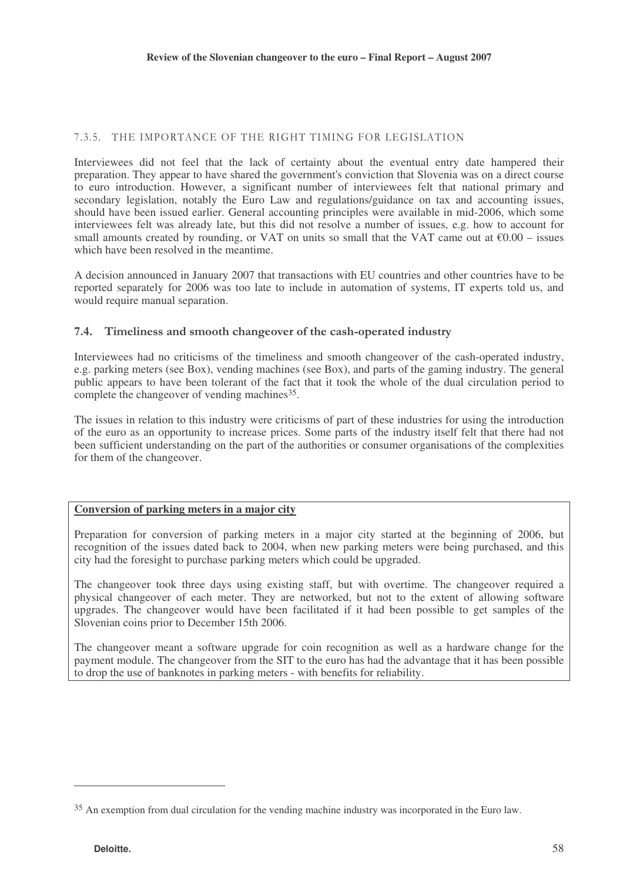#### 7.3.5. THE IMPORTANCE OF THE RIGHT TIMING FOR LEGISLATION

Interviewees did not feel that the lack of certainty about the eventual entry date hampered their preparation. They appear to have shared the government's conviction that Slovenia was on a direct course to euro introduction. However, a significant number of interviewees felt that national primary and secondary legislation, notably the Euro Law and regulations/guidance on tax and accounting issues, should have been issued earlier. General accounting principles were available in mid-2006, which some interviewees felt was already late, but this did not resolve a number of issues, e.g. how to account for small amounts created by rounding, or VAT on units so small that the VAT came out at €0.00 – issues which have been resolved in the meantime.

A decision announced in January 2007 that transactions with EU countries and other countries have to be reported separately for 2006 was too late to include in automation of systems, IT experts told us, and would require manual separation.

### 7.4. Timeliness and smooth changeover of the cash-operated industry

Interviewees had no criticisms of the timeliness and smooth changeover of the cash-operated industry, e.g. parking meters (see Box), vending machines (see Box), and parts of the gaming industry. The general public appears to have been tolerant of the fact that it took the whole of the dual circulation period to complete the changeover of vending machines[35].

The issues in relation to this industry were criticisms of part of these industries for using the introduction of the euro as an opportunity to increase prices. Some parts of the industry itself felt that there had not been sufficient understanding on the part of the authorities or consumer organisations of the complexities for them of the changeover.

**Conversion of parking meters in a major city**

Preparation for conversion of parking meters in a major city started at the beginning of 2006, but recognition of the issues dated back to 2004, when new parking meters were being purchased, and this city had the foresight to purchase parking meters which could be upgraded.

The changeover took three days using existing staff, but with overtime. The changeover required a physical changeover of each meter. They are networked, but not to the extent of allowing software upgrades. The changeover would have been facilitated if it had been possible to get samples of the Slovenian coins prior to December 15th 2006.

The changeover meant a software upgrade for coin recognition as well as a hardware change for the payment module. The changeover from the SIT to the euro has had the advantage that it has been possible to drop the use of banknotes in parking meters - with benefits for reliability.

---

[35] An exemption from dual circulation for the vending machine industry was incorporated in the Euro law.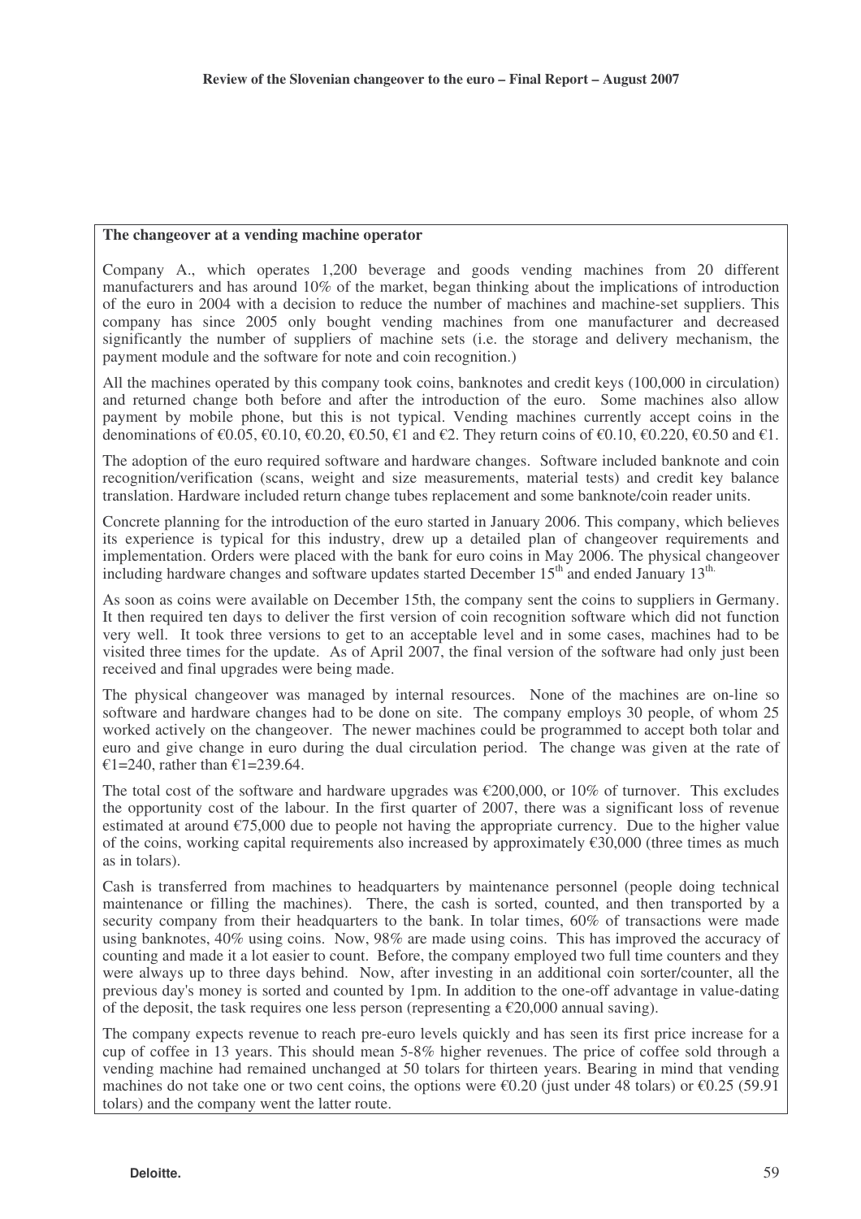**The changeover at a vending machine operator**

Company A., which operates 1,200 beverage and goods vending machines from 20 different manufacturers and has around 10% of the market, began thinking about the implications of introduction of the euro in 2004 with a decision to reduce the number of machines and machine-set suppliers. This company has since 2005 only bought vending machines from one manufacturer and decreased significantly the number of suppliers of machine sets (i.e. the storage and delivery mechanism, the payment module and the software for note and coin recognition.)

All the machines operated by this company took coins, banknotes and credit keys (100,000 in circulation) and returned change both before and after the introduction of the euro. Some machines also allow payment by mobile phone, but this is not typical. Vending machines currently accept coins in the denominations of €0.05, €0.10, €0.20, €0.50, €1 and €2. They return coins of €0.10, €0.220, €0.50 and €1.

The adoption of the euro required software and hardware changes. Software included banknote and coin recognition/verification (scans, weight and size measurements, material tests) and credit key balance translation. Hardware included return change tubes replacement and some banknote/coin reader units.

Concrete planning for the introduction of the euro started in January 2006. This company, which believes its experience is typical for this industry, drew up a detailed plan of changeover requirements and implementation. Orders were placed with the bank for euro coins in May 2006. The physical changeover including hardware changes and software updates started December 15th and ended January 13th.

As soon as coins were available on December 15th, the company sent the coins to suppliers in Germany. It then required ten days to deliver the first version of coin recognition software which did not function very well. It took three versions to get to an acceptable level and in some cases, machines had to be visited three times for the update. As of April 2007, the final version of the software had only just been received and final upgrades were being made.

The physical changeover was managed by internal resources. None of the machines are on-line so software and hardware changes had to be done on site. The company employs 30 people, of whom 25 worked actively on the changeover. The newer machines could be programmed to accept both tolar and euro and give change in euro during the dual circulation period. The change was given at the rate of €1=240, rather than €1=239.64.

The total cost of the software and hardware upgrades was €200,000, or 10% of turnover. This excludes the opportunity cost of the labour. In the first quarter of 2007, there was a significant loss of revenue estimated at around €75,000 due to people not having the appropriate currency. Due to the higher value of the coins, working capital requirements also increased by approximately €30,000 (three times as much as in tolars).

Cash is transferred from machines to headquarters by maintenance personnel (people doing technical maintenance or filling the machines). There, the cash is sorted, counted, and then transported by a security company from their headquarters to the bank. In tolar times, 60% of transactions were made using banknotes, 40% using coins. Now, 98% are made using coins. This has improved the accuracy of counting and made it a lot easier to count. Before, the company employed two full time counters and they were always up to three days behind. Now, after investing in an additional coin sorter/counter, all the previous day's money is sorted and counted by 1pm. In addition to the one-off advantage in value-dating of the deposit, the task requires one less person (representing a €20,000 annual saving).

The company expects revenue to reach pre-euro levels quickly and has seen its first price increase for a cup of coffee in 13 years. This should mean 5-8% higher revenues. The price of coffee sold through a vending machine had remained unchanged at 50 tolars for thirteen years. Bearing in mind that vending machines do not take one or two cent coins, the options were €0.20 (just under 48 tolars) or €0.25 (59.91 tolars) and the company went the latter route.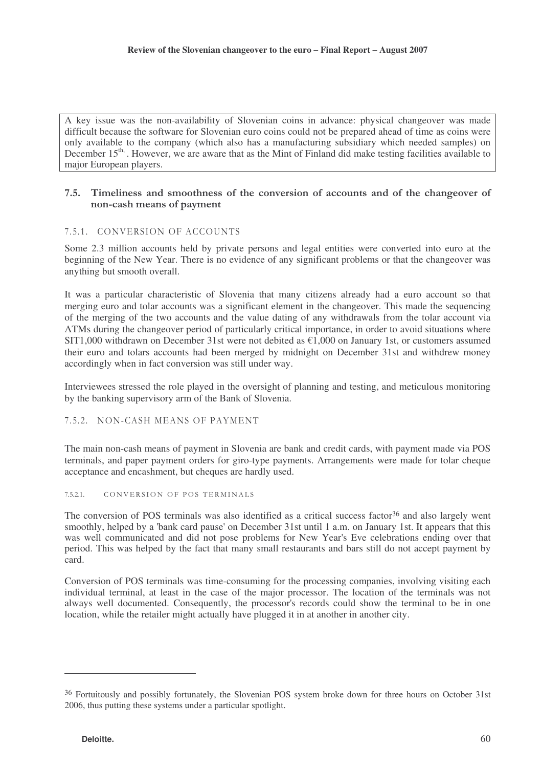A key issue was the non-availability of Slovenian coins in advance: physical changeover was made difficult because the software for Slovenian euro coins could not be prepared ahead of time as coins were only available to the company (which also has a manufacturing subsidiary which needed samples) on December 15th. However, we are aware that as the Mint of Finland did make testing facilities available to major European players.

## 7.5. Timeliness and smoothness of the conversion of accounts and of the changeover of non-cash means of payment

### 7.5.1. CONVERSION OF ACCOUNTS

Some 2.3 million accounts held by private persons and legal entities were converted into euro at the beginning of the New Year. There is no evidence of any significant problems or that the changeover was anything but smooth overall.

It was a particular characteristic of Slovenia that many citizens already had a euro account so that merging euro and tolar accounts was a significant element in the changeover. This made the sequencing of the merging of the two accounts and the value dating of any withdrawals from the tolar account via ATMs during the changeover period of particularly critical importance, in order to avoid situations where SIT1,000 withdrawn on December 31st were not debited as €1,000 on January 1st, or customers assumed their euro and tolars accounts had been merged by midnight on December 31st and withdrew money accordingly when in fact conversion was still under way.

Interviewees stressed the role played in the oversight of planning and testing, and meticulous monitoring by the banking supervisory arm of the Bank of Slovenia.

### 7.5.2. NON-CASH MEANS OF PAYMENT

The main non-cash means of payment in Slovenia are bank and credit cards, with payment made via POS terminals, and paper payment orders for giro-type payments. Arrangements were made for tolar cheque acceptance and encashment, but cheques are hardly used.

#### 7.5.2.1. CONVERSION OF POS TERMINALS

The conversion of POS terminals was also identified as a critical success factor[36] and also largely went smoothly, helped by a 'bank card pause' on December 31st until 1 a.m. on January 1st. It appears that this was well communicated and did not pose problems for New Year's Eve celebrations ending over that period. This was helped by the fact that many small restaurants and bars still do not accept payment by card.

Conversion of POS terminals was time-consuming for the processing companies, involving visiting each individual terminal, at least in the case of the major processor. The location of the terminals was not always well documented. Consequently, the processor's records could show the terminal to be in one location, while the retailer might actually have plugged it in at another in another city.

---

[36] Fortuitously and possibly fortunately, the Slovenian POS system broke down for three hours on October 31st 2006, thus putting these systems under a particular spotlight.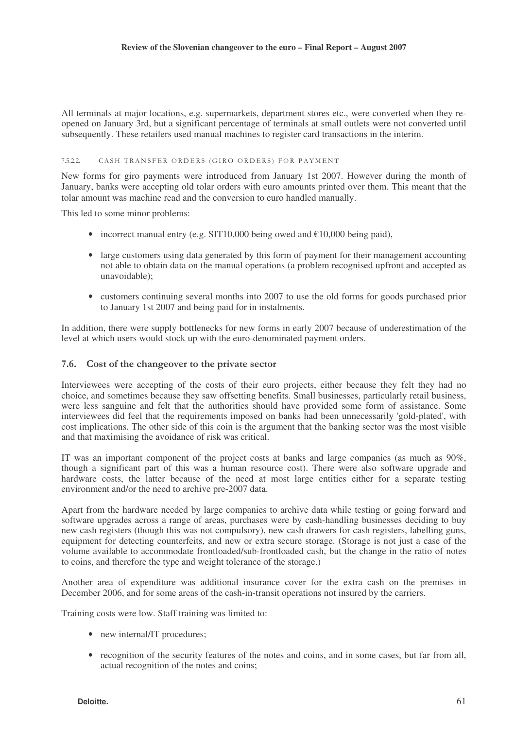All terminals at major locations, e.g. supermarkets, department stores etc., were converted when they re-opened on January 3rd, but a significant percentage of terminals at small outlets were not converted until subsequently. These retailers used manual machines to register card transactions in the interim.

###### 7.5.2.2. CASH TRANSFER ORDERS (GIRO ORDERS) FOR PAYMENT

New forms for giro payments were introduced from January 1st 2007. However during the month of January, banks were accepting old tolar orders with euro amounts printed over them. This meant that the tolar amount was machine read and the conversion to euro handled manually.

This led to some minor problems:

- incorrect manual entry (e.g. SIT10,000 being owed and €10,000 being paid),
- large customers using data generated by this form of payment for their management accounting not able to obtain data on the manual operations (a problem recognised upfront and accepted as unavoidable);
- customers continuing several months into 2007 to use the old forms for goods purchased prior to January 1st 2007 and being paid for in instalments.

In addition, there were supply bottlenecks for new forms in early 2007 because of underestimation of the level at which users would stock up with the euro-denominated payment orders.

### 7.6. Cost of the changeover to the private sector

Interviewees were accepting of the costs of their euro projects, either because they felt they had no choice, and sometimes because they saw offsetting benefits. Small businesses, particularly retail business, were less sanguine and felt that the authorities should have provided some form of assistance. Some interviewees did feel that the requirements imposed on banks had been unnecessarily 'gold-plated', with cost implications. The other side of this coin is the argument that the banking sector was the most visible and that maximising the avoidance of risk was critical.

IT was an important component of the project costs at banks and large companies (as much as 90%, though a significant part of this was a human resource cost). There were also software upgrade and hardware costs, the latter because of the need at most large entities either for a separate testing environment and/or the need to archive pre-2007 data.

Apart from the hardware needed by large companies to archive data while testing or going forward and software upgrades across a range of areas, purchases were by cash-handling businesses deciding to buy new cash registers (though this was not compulsory), new cash drawers for cash registers, labelling guns, equipment for detecting counterfeits, and new or extra secure storage. (Storage is not just a case of the volume available to accommodate frontloaded/sub-frontloaded cash, but the change in the ratio of notes to coins, and therefore the type and weight tolerance of the storage.)

Another area of expenditure was additional insurance cover for the extra cash on the premises in December 2006, and for some areas of the cash-in-transit operations not insured by the carriers.

Training costs were low. Staff training was limited to:

- new internal/IT procedures;
- recognition of the security features of the notes and coins, and in some cases, but far from all, actual recognition of the notes and coins;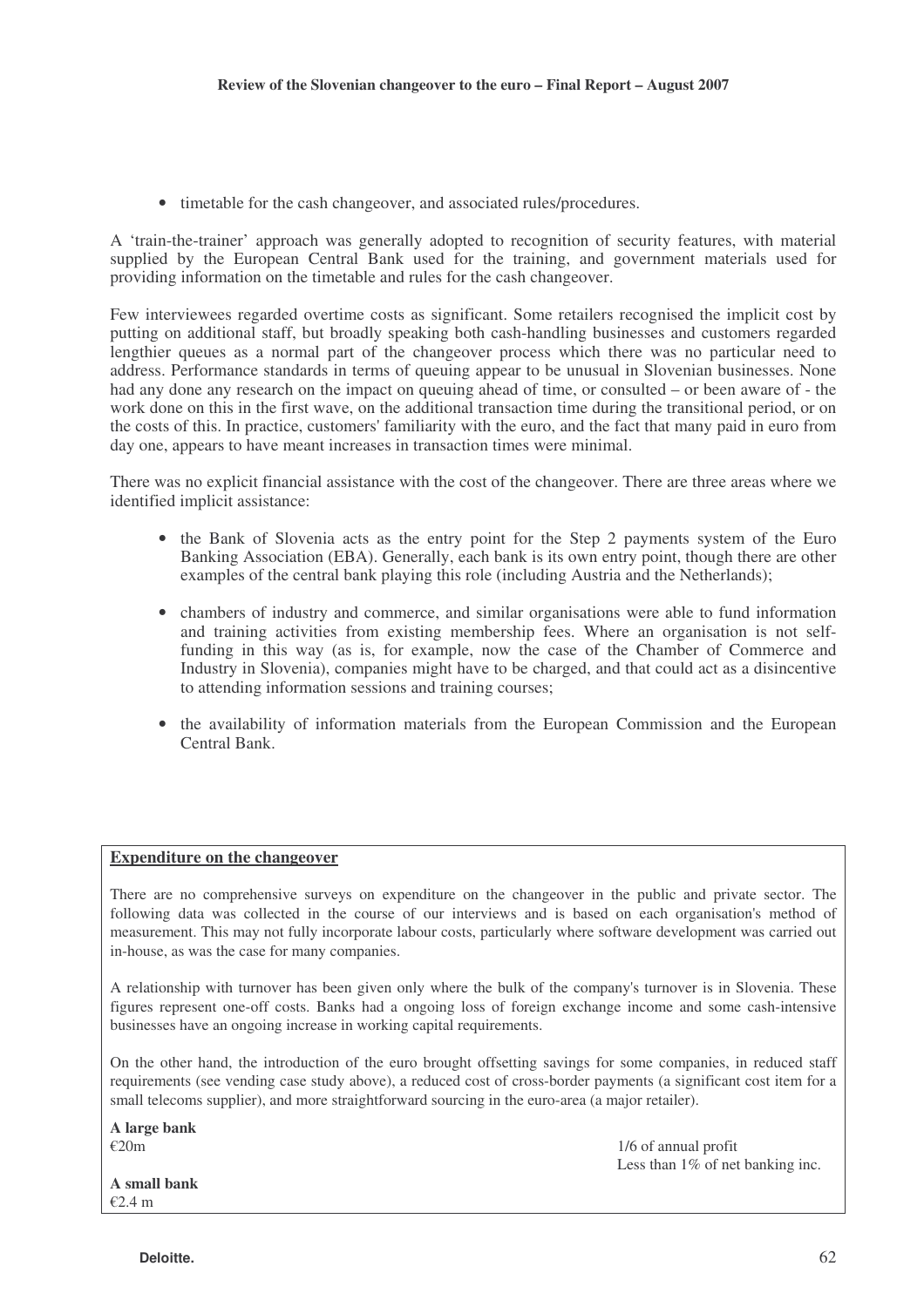- timetable for the cash changeover, and associated rules/procedures.

A 'train-the-trainer' approach was generally adopted to recognition of security features, with material supplied by the European Central Bank used for the training, and government materials used for providing information on the timetable and rules for the cash changeover.

Few interviewees regarded overtime costs as significant. Some retailers recognised the implicit cost by putting on additional staff, but broadly speaking both cash-handling businesses and customers regarded lengthier queues as a normal part of the changeover process which there was no particular need to address. Performance standards in terms of queuing appear to be unusual in Slovenian businesses. None had any done any research on the impact on queuing ahead of time, or consulted – or been aware of - the work done on this in the first wave, on the additional transaction time during the transitional period, or on the costs of this. In practice, customers' familiarity with the euro, and the fact that many paid in euro from day one, appears to have meant increases in transaction times were minimal.

There was no explicit financial assistance with the cost of the changeover. There are three areas where we identified implicit assistance:

- the Bank of Slovenia acts as the entry point for the Step 2 payments system of the Euro Banking Association (EBA). Generally, each bank is its own entry point, though there are other examples of the central bank playing this role (including Austria and the Netherlands);
- chambers of industry and commerce, and similar organisations were able to fund information and training activities from existing membership fees. Where an organisation is not self-funding in this way (as is, for example, now the case of the Chamber of Commerce and Industry in Slovenia), companies might have to be charged, and that could act as a disincentive to attending information sessions and training courses;
- the availability of information materials from the European Commission and the European Central Bank.

**Expenditure on the changeover**

There are no comprehensive surveys on expenditure on the changeover in the public and private sector. The following data was collected in the course of our interviews and is based on each organisation's method of measurement. This may not fully incorporate labour costs, particularly where software development was carried out in-house, as was the case for many companies.

A relationship with turnover has been given only where the bulk of the company's turnover is in Slovenia. These figures represent one-off costs. Banks had a ongoing loss of foreign exchange income and some cash-intensive businesses have an ongoing increase in working capital requirements.

On the other hand, the introduction of the euro brought offsetting savings for some companies, in reduced staff requirements (see vending case study above), a reduced cost of cross-border payments (a significant cost item for a small telecoms supplier), and more straightforward sourcing in the euro-area (a major retailer).

**A large bank**
€20m — 1/6 of annual profit
Less than 1% of net banking inc.

**A small bank**
€2.4 m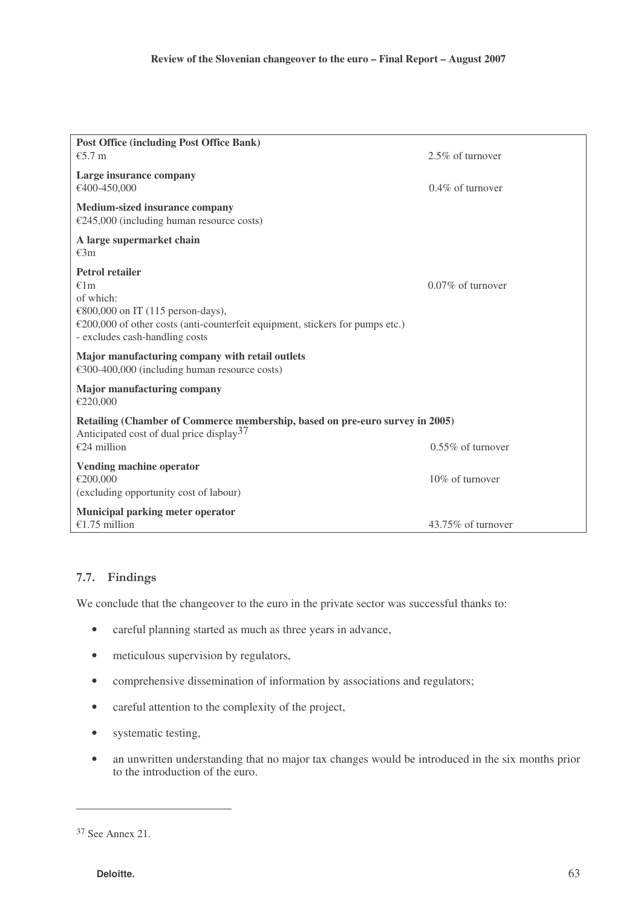| | |
|---|---|
| **Post Office (including Post Office Bank)**<br>€5.7 m | 2.5% of turnover |
| **Large insurance company**<br>€400-450,000 | 0.4% of turnover |
| **Medium-sized insurance company**<br>€245,000 (including human resource costs) | |
| **A large supermarket chain**<br>€3m | |
| **Petrol retailer**<br>€1m<br>of which:<br>€800,000 on IT (115 person-days),<br>€200,000 of other costs (anti-counterfeit equipment, stickers for pumps etc.)<br>- excludes cash-handling costs | 0.07% of turnover |
| **Major manufacturing company with retail outlets**<br>€300-400,000 (including human resource costs) | |
| **Major manufacturing company**<br>€220,000 | |
| **Retailing (Chamber of Commerce membership, based on pre-euro survey in 2005)**<br>Anticipated cost of dual price display[37]<br>€24 million | 0.55% of turnover |
| **Vending machine operator**<br>€200,000<br>(excluding opportunity cost of labour) | 10% of turnover |
| **Municipal parking meter operator**<br>€1.75 million | 43.75% of turnover |

## 7.7. Findings

We conclude that the changeover to the euro in the private sector was successful thanks to:

- careful planning started as much as three years in advance,
- meticulous supervision by regulators,
- comprehensive dissemination of information by associations and regulators;
- careful attention to the complexity of the project,
- systematic testing,
- an unwritten understanding that no major tax changes would be introduced in the six months prior to the introduction of the euro.

[37] See Annex 21.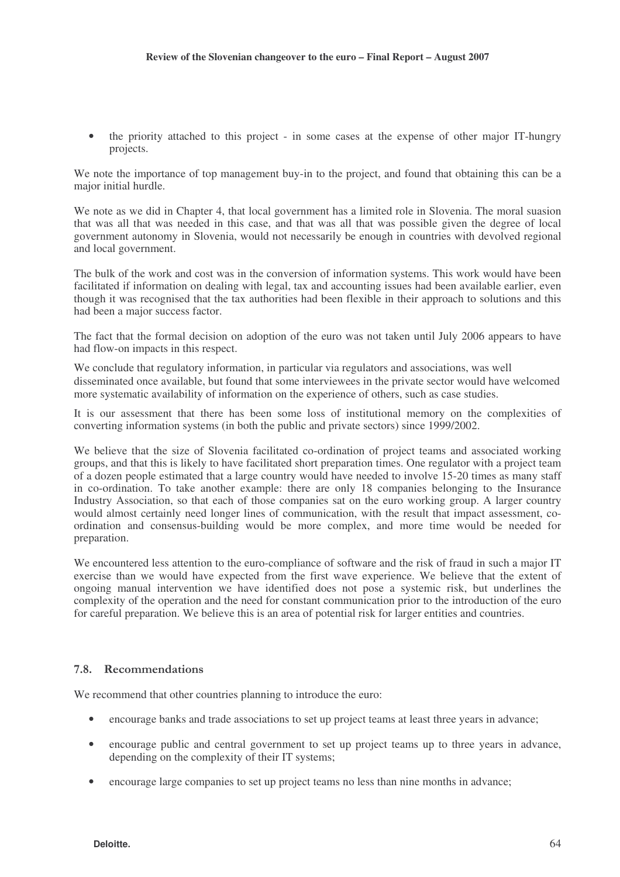- the priority attached to this project - in some cases at the expense of other major IT-hungry projects.

We note the importance of top management buy-in to the project, and found that obtaining this can be a major initial hurdle.

We note as we did in Chapter 4, that local government has a limited role in Slovenia. The moral suasion that was all that was needed in this case, and that was all that was possible given the degree of local government autonomy in Slovenia, would not necessarily be enough in countries with devolved regional and local government.

The bulk of the work and cost was in the conversion of information systems. This work would have been facilitated if information on dealing with legal, tax and accounting issues had been available earlier, even though it was recognised that the tax authorities had been flexible in their approach to solutions and this had been a major success factor.

The fact that the formal decision on adoption of the euro was not taken until July 2006 appears to have had flow-on impacts in this respect.

We conclude that regulatory information, in particular via regulators and associations, was well disseminated once available, but found that some interviewees in the private sector would have welcomed more systematic availability of information on the experience of others, such as case studies.

It is our assessment that there has been some loss of institutional memory on the complexities of converting information systems (in both the public and private sectors) since 1999/2002.

We believe that the size of Slovenia facilitated co-ordination of project teams and associated working groups, and that this is likely to have facilitated short preparation times. One regulator with a project team of a dozen people estimated that a large country would have needed to involve 15-20 times as many staff in co-ordination. To take another example: there are only 18 companies belonging to the Insurance Industry Association, so that each of those companies sat on the euro working group. A larger country would almost certainly need longer lines of communication, with the result that impact assessment, co-ordination and consensus-building would be more complex, and more time would be needed for preparation.

We encountered less attention to the euro-compliance of software and the risk of fraud in such a major IT exercise than we would have expected from the first wave experience. We believe that the extent of ongoing manual intervention we have identified does not pose a systemic risk, but underlines the complexity of the operation and the need for constant communication prior to the introduction of the euro for careful preparation. We believe this is an area of potential risk for larger entities and countries.

### 7.8. Recommendations

We recommend that other countries planning to introduce the euro:

- encourage banks and trade associations to set up project teams at least three years in advance;
- encourage public and central government to set up project teams up to three years in advance, depending on the complexity of their IT systems;
- encourage large companies to set up project teams no less than nine months in advance;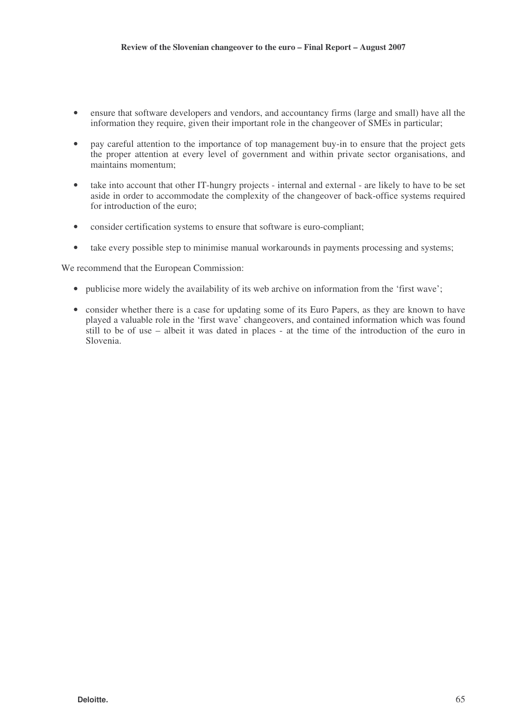- ensure that software developers and vendors, and accountancy firms (large and small) have all the information they require, given their important role in the changeover of SMEs in particular;
- pay careful attention to the importance of top management buy-in to ensure that the project gets the proper attention at every level of government and within private sector organisations, and maintains momentum;
- take into account that other IT-hungry projects - internal and external - are likely to have to be set aside in order to accommodate the complexity of the changeover of back-office systems required for introduction of the euro;
- consider certification systems to ensure that software is euro-compliant;
- take every possible step to minimise manual workarounds in payments processing and systems;

We recommend that the European Commission:

- publicise more widely the availability of its web archive on information from the 'first wave';
- consider whether there is a case for updating some of its Euro Papers, as they are known to have played a valuable role in the 'first wave' changeovers, and contained information which was found still to be of use – albeit it was dated in places - at the time of the introduction of the euro in Slovenia.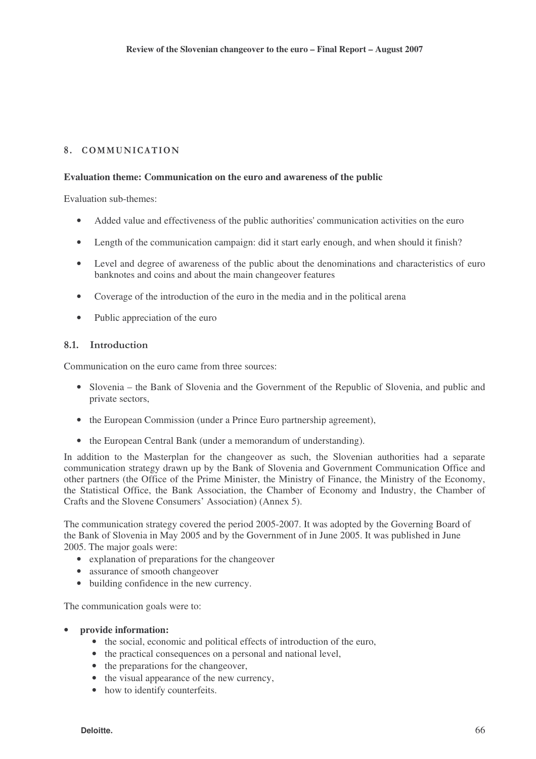## 8. COMMUNICATION

**Evaluation theme: Communication on the euro and awareness of the public**

Evaluation sub-themes:

- Added value and effectiveness of the public authorities' communication activities on the euro
- Length of the communication campaign: did it start early enough, and when should it finish?
- Level and degree of awareness of the public about the denominations and characteristics of euro banknotes and coins and about the main changeover features
- Coverage of the introduction of the euro in the media and in the political arena
- Public appreciation of the euro

### 8.1. Introduction

Communication on the euro came from three sources:

- Slovenia – the Bank of Slovenia and the Government of the Republic of Slovenia, and public and private sectors,
- the European Commission (under a Prince Euro partnership agreement),
- the European Central Bank (under a memorandum of understanding).

In addition to the Masterplan for the changeover as such, the Slovenian authorities had a separate communication strategy drawn up by the Bank of Slovenia and Government Communication Office and other partners (the Office of the Prime Minister, the Ministry of Finance, the Ministry of the Economy, the Statistical Office, the Bank Association, the Chamber of Economy and Industry, the Chamber of Crafts and the Slovene Consumers' Association) (Annex 5).

The communication strategy covered the period 2005-2007. It was adopted by the Governing Board of the Bank of Slovenia in May 2005 and by the Government of in June 2005. It was published in June 2005. The major goals were:

- explanation of preparations for the changeover
- assurance of smooth changeover
- building confidence in the new currency.

The communication goals were to:

- **provide information:**
  - the social, economic and political effects of introduction of the euro,
  - the practical consequences on a personal and national level,
  - the preparations for the changeover,
  - the visual appearance of the new currency,
  - how to identify counterfeits.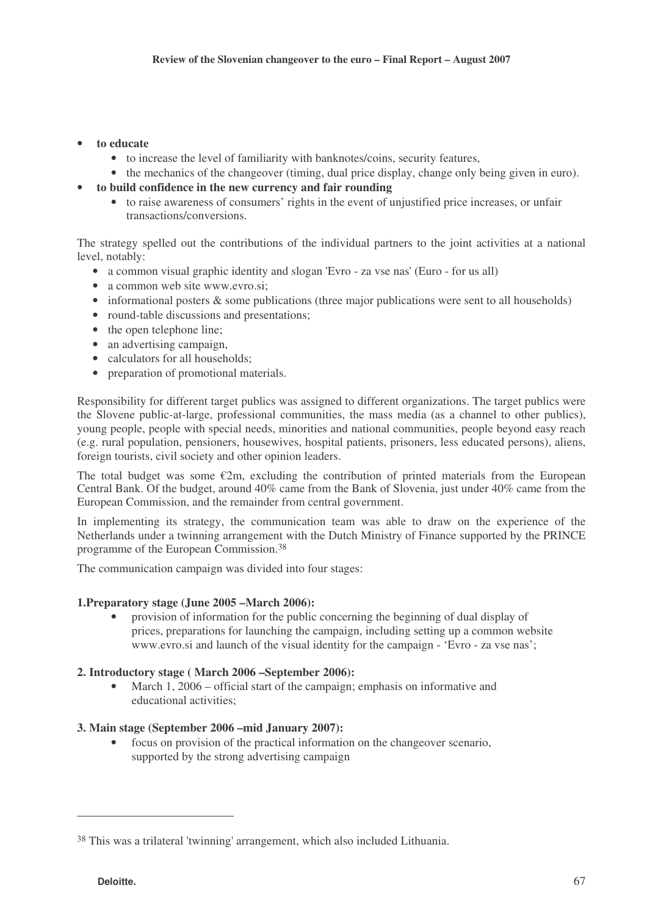- **to educate**
  - to increase the level of familiarity with banknotes/coins, security features,
  - the mechanics of the changeover (timing, dual price display, change only being given in euro).
- **to build confidence in the new currency and fair rounding**
  - to raise awareness of consumers' rights in the event of unjustified price increases, or unfair transactions/conversions.

The strategy spelled out the contributions of the individual partners to the joint activities at a national level, notably:

- a common visual graphic identity and slogan 'Evro - za vse nas' (Euro - for us all)
- a common web site www.evro.si;
- informational posters & some publications (three major publications were sent to all households)
- round-table discussions and presentations;
- the open telephone line;
- an advertising campaign,
- calculators for all households;
- preparation of promotional materials.

Responsibility for different target publics was assigned to different organizations. The target publics were the Slovene public-at-large, professional communities, the mass media (as a channel to other publics), young people, people with special needs, minorities and national communities, people beyond easy reach (e.g. rural population, pensioners, housewives, hospital patients, prisoners, less educated persons), aliens, foreign tourists, civil society and other opinion leaders.

The total budget was some €2m, excluding the contribution of printed materials from the European Central Bank. Of the budget, around 40% came from the Bank of Slovenia, just under 40% came from the European Commission, and the remainder from central government.

In implementing its strategy, the communication team was able to draw on the experience of the Netherlands under a twinning arrangement with the Dutch Ministry of Finance supported by the PRINCE programme of the European Commission.[38]

The communication campaign was divided into four stages:

**1.Preparatory stage (June 2005 –March 2006):**

- provision of information for the public concerning the beginning of dual display of prices, preparations for launching the campaign, including setting up a common website www.evro.si and launch of the visual identity for the campaign - 'Evro - za vse nas';

**2. Introductory stage ( March 2006 –September 2006):**

- March 1, 2006 – official start of the campaign; emphasis on informative and educational activities;

**3. Main stage (September 2006 –mid January 2007):**

- focus on provision of the practical information on the changeover scenario, supported by the strong advertising campaign

---

[38] This was a trilateral 'twinning' arrangement, which also included Lithuania.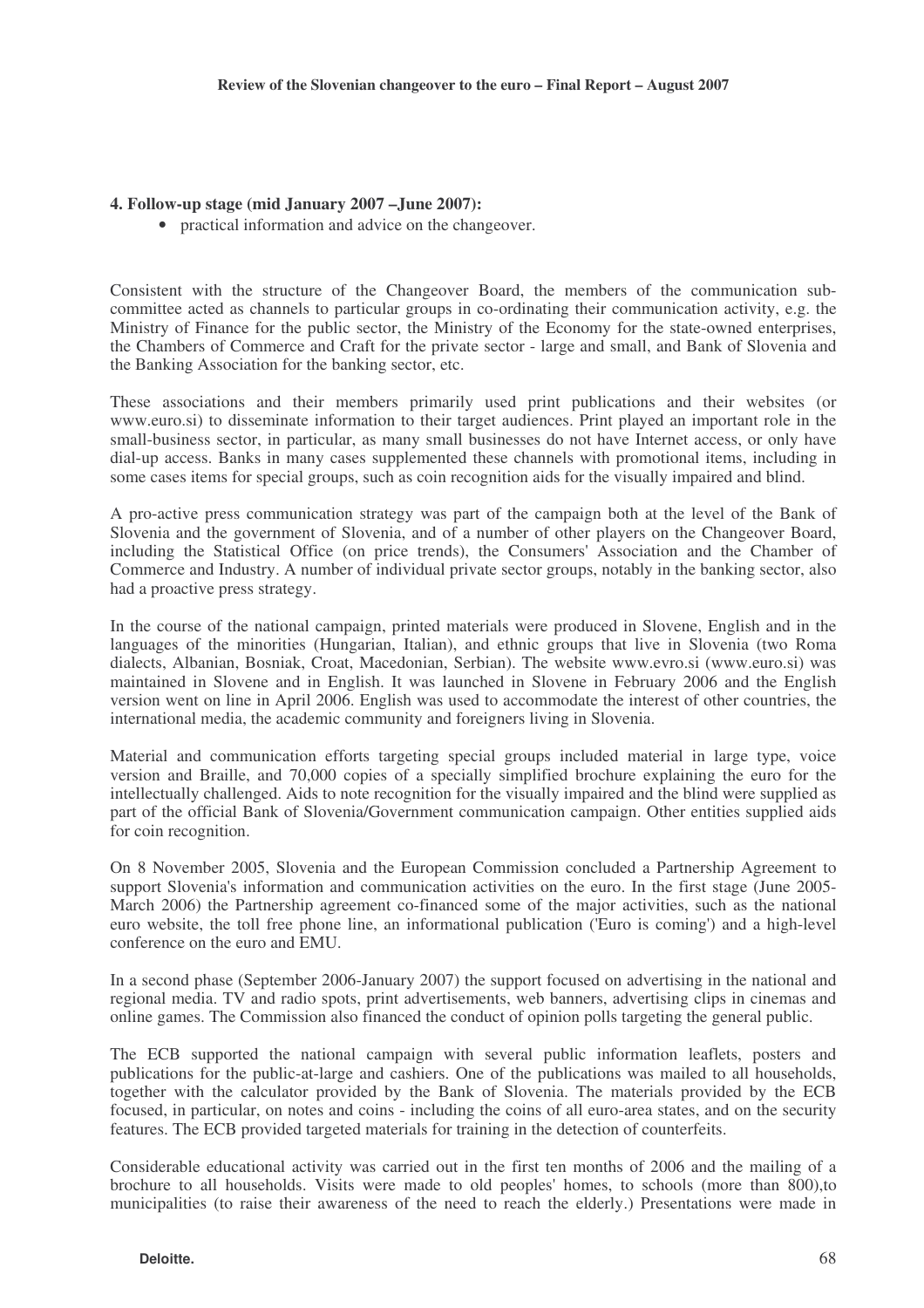**4. Follow-up stage (mid January 2007 –June 2007):**

- practical information and advice on the changeover.

Consistent with the structure of the Changeover Board, the members of the communication sub-committee acted as channels to particular groups in co-ordinating their communication activity, e.g. the Ministry of Finance for the public sector, the Ministry of the Economy for the state-owned enterprises, the Chambers of Commerce and Craft for the private sector - large and small, and Bank of Slovenia and the Banking Association for the banking sector, etc.

These associations and their members primarily used print publications and their websites (or www.euro.si) to disseminate information to their target audiences. Print played an important role in the small-business sector, in particular, as many small businesses do not have Internet access, or only have dial-up access. Banks in many cases supplemented these channels with promotional items, including in some cases items for special groups, such as coin recognition aids for the visually impaired and blind.

A pro-active press communication strategy was part of the campaign both at the level of the Bank of Slovenia and the government of Slovenia, and of a number of other players on the Changeover Board, including the Statistical Office (on price trends), the Consumers' Association and the Chamber of Commerce and Industry. A number of individual private sector groups, notably in the banking sector, also had a proactive press strategy.

In the course of the national campaign, printed materials were produced in Slovene, English and in the languages of the minorities (Hungarian, Italian), and ethnic groups that live in Slovenia (two Roma dialects, Albanian, Bosniak, Croat, Macedonian, Serbian). The website www.evro.si (www.euro.si) was maintained in Slovene and in English. It was launched in Slovene in February 2006 and the English version went on line in April 2006. English was used to accommodate the interest of other countries, the international media, the academic community and foreigners living in Slovenia.

Material and communication efforts targeting special groups included material in large type, voice version and Braille, and 70,000 copies of a specially simplified brochure explaining the euro for the intellectually challenged. Aids to note recognition for the visually impaired and the blind were supplied as part of the official Bank of Slovenia/Government communication campaign. Other entities supplied aids for coin recognition.

On 8 November 2005, Slovenia and the European Commission concluded a Partnership Agreement to support Slovenia's information and communication activities on the euro. In the first stage (June 2005-March 2006) the Partnership agreement co-financed some of the major activities, such as the national euro website, the toll free phone line, an informational publication ('Euro is coming') and a high-level conference on the euro and EMU.

In a second phase (September 2006-January 2007) the support focused on advertising in the national and regional media. TV and radio spots, print advertisements, web banners, advertising clips in cinemas and online games. The Commission also financed the conduct of opinion polls targeting the general public.

The ECB supported the national campaign with several public information leaflets, posters and publications for the public-at-large and cashiers. One of the publications was mailed to all households, together with the calculator provided by the Bank of Slovenia. The materials provided by the ECB focused, in particular, on notes and coins - including the coins of all euro-area states, and on the security features. The ECB provided targeted materials for training in the detection of counterfeits.

Considerable educational activity was carried out in the first ten months of 2006 and the mailing of a brochure to all households. Visits were made to old peoples' homes, to schools (more than 800),to municipalities (to raise their awareness of the need to reach the elderly.) Presentations were made in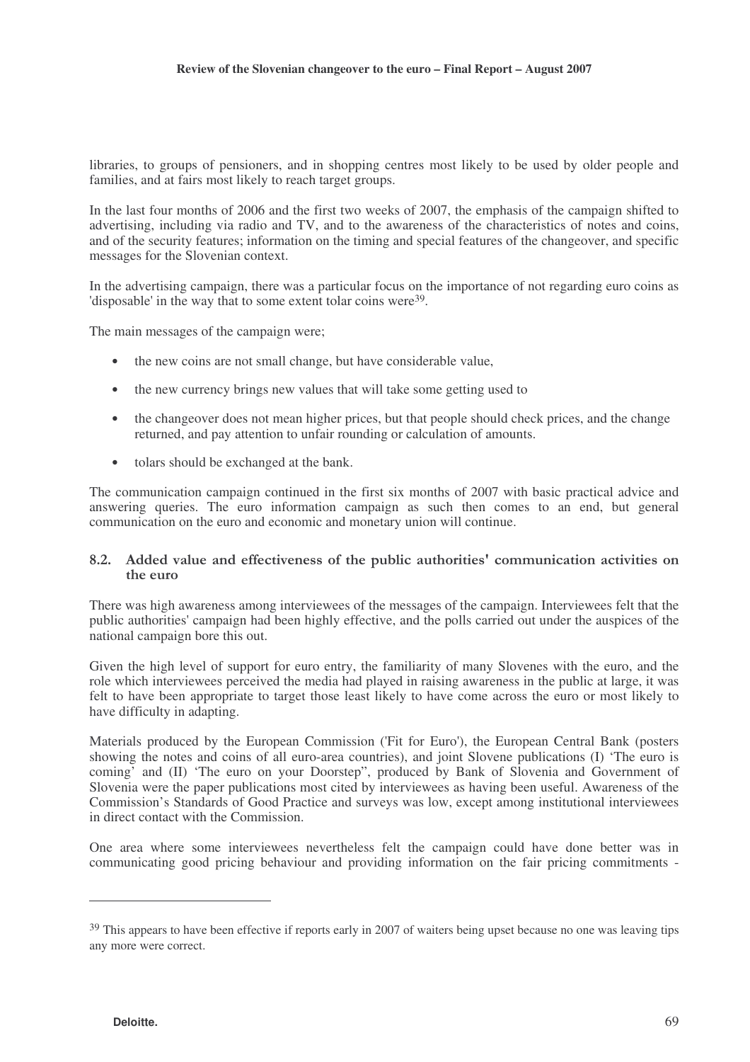libraries, to groups of pensioners, and in shopping centres most likely to be used by older people and families, and at fairs most likely to reach target groups.

In the last four months of 2006 and the first two weeks of 2007, the emphasis of the campaign shifted to advertising, including via radio and TV, and to the awareness of the characteristics of notes and coins, and of the security features; information on the timing and special features of the changeover, and specific messages for the Slovenian context.

In the advertising campaign, there was a particular focus on the importance of not regarding euro coins as 'disposable' in the way that to some extent tolar coins were[39].

The main messages of the campaign were;

- the new coins are not small change, but have considerable value,
- the new currency brings new values that will take some getting used to
- the changeover does not mean higher prices, but that people should check prices, and the change returned, and pay attention to unfair rounding or calculation of amounts.
- tolars should be exchanged at the bank.

The communication campaign continued in the first six months of 2007 with basic practical advice and answering queries. The euro information campaign as such then comes to an end, but general communication on the euro and economic and monetary union will continue.

### 8.2. Added value and effectiveness of the public authorities' communication activities on the euro

There was high awareness among interviewees of the messages of the campaign. Interviewees felt that the public authorities' campaign had been highly effective, and the polls carried out under the auspices of the national campaign bore this out.

Given the high level of support for euro entry, the familiarity of many Slovenes with the euro, and the role which interviewees perceived the media had played in raising awareness in the public at large, it was felt to have been appropriate to target those least likely to have come across the euro or most likely to have difficulty in adapting.

Materials produced by the European Commission ('Fit for Euro'), the European Central Bank (posters showing the notes and coins of all euro-area countries), and joint Slovene publications (I) 'The euro is coming' and (II) 'The euro on your Doorstep", produced by Bank of Slovenia and Government of Slovenia were the paper publications most cited by interviewees as having been useful. Awareness of the Commission's Standards of Good Practice and surveys was low, except among institutional interviewees in direct contact with the Commission.

One area where some interviewees nevertheless felt the campaign could have done better was in communicating good pricing behaviour and providing information on the fair pricing commitments -

---

[39] This appears to have been effective if reports early in 2007 of waiters being upset because no one was leaving tips any more were correct.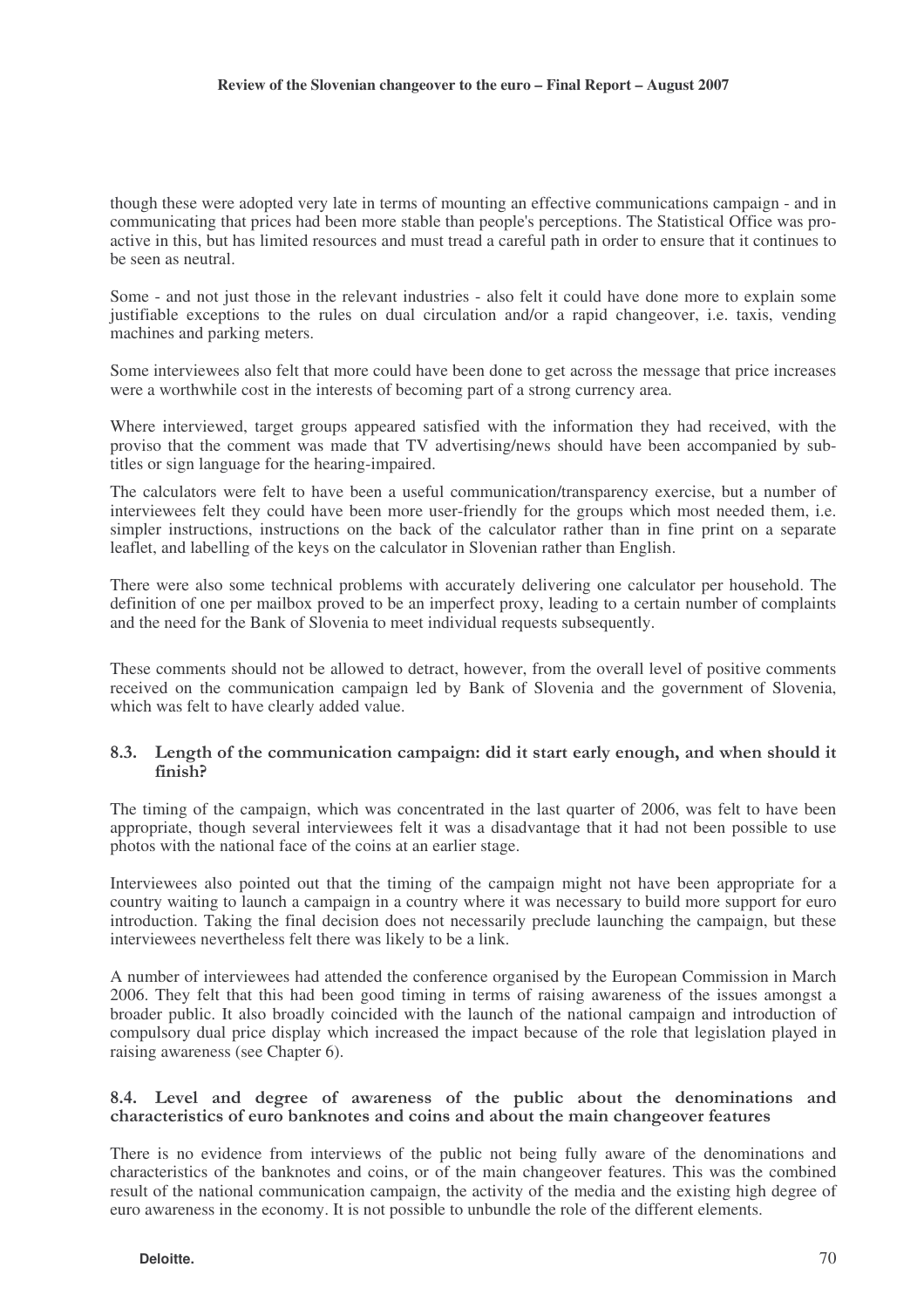though these were adopted very late in terms of mounting an effective communications campaign - and in communicating that prices had been more stable than people's perceptions. The Statistical Office was pro-active in this, but has limited resources and must tread a careful path in order to ensure that it continues to be seen as neutral.

Some - and not just those in the relevant industries - also felt it could have done more to explain some justifiable exceptions to the rules on dual circulation and/or a rapid changeover, i.e. taxis, vending machines and parking meters.

Some interviewees also felt that more could have been done to get across the message that price increases were a worthwhile cost in the interests of becoming part of a strong currency area.

Where interviewed, target groups appeared satisfied with the information they had received, with the proviso that the comment was made that TV advertising/news should have been accompanied by sub-titles or sign language for the hearing-impaired.

The calculators were felt to have been a useful communication/transparency exercise, but a number of interviewees felt they could have been more user-friendly for the groups which most needed them, i.e. simpler instructions, instructions on the back of the calculator rather than in fine print on a separate leaflet, and labelling of the keys on the calculator in Slovenian rather than English.

There were also some technical problems with accurately delivering one calculator per household. The definition of one per mailbox proved to be an imperfect proxy, leading to a certain number of complaints and the need for the Bank of Slovenia to meet individual requests subsequently.

These comments should not be allowed to detract, however, from the overall level of positive comments received on the communication campaign led by Bank of Slovenia and the government of Slovenia, which was felt to have clearly added value.

### 8.3. Length of the communication campaign: did it start early enough, and when should it finish?

The timing of the campaign, which was concentrated in the last quarter of 2006, was felt to have been appropriate, though several interviewees felt it was a disadvantage that it had not been possible to use photos with the national face of the coins at an earlier stage.

Interviewees also pointed out that the timing of the campaign might not have been appropriate for a country waiting to launch a campaign in a country where it was necessary to build more support for euro introduction. Taking the final decision does not necessarily preclude launching the campaign, but these interviewees nevertheless felt there was likely to be a link.

A number of interviewees had attended the conference organised by the European Commission in March 2006. They felt that this had been good timing in terms of raising awareness of the issues amongst a broader public. It also broadly coincided with the launch of the national campaign and introduction of compulsory dual price display which increased the impact because of the role that legislation played in raising awareness (see Chapter 6).

### 8.4. Level and degree of awareness of the public about the denominations and characteristics of euro banknotes and coins and about the main changeover features

There is no evidence from interviews of the public not being fully aware of the denominations and characteristics of the banknotes and coins, or of the main changeover features. This was the combined result of the national communication campaign, the activity of the media and the existing high degree of euro awareness in the economy. It is not possible to unbundle the role of the different elements.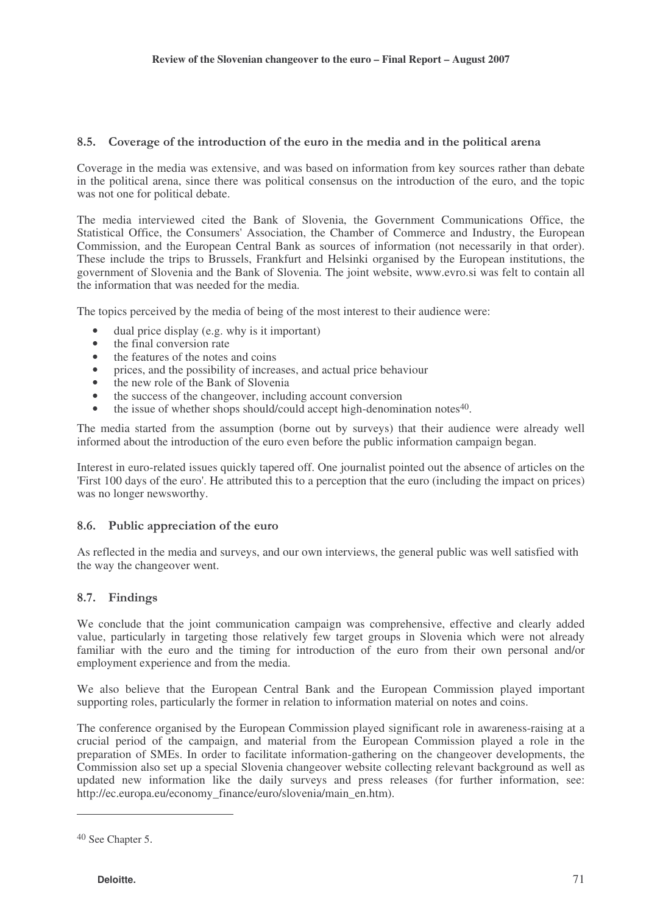## 8.5. Coverage of the introduction of the euro in the media and in the political arena

Coverage in the media was extensive, and was based on information from key sources rather than debate in the political arena, since there was political consensus on the introduction of the euro, and the topic was not one for political debate.

The media interviewed cited the Bank of Slovenia, the Government Communications Office, the Statistical Office, the Consumers' Association, the Chamber of Commerce and Industry, the European Commission, and the European Central Bank as sources of information (not necessarily in that order). These include the trips to Brussels, Frankfurt and Helsinki organised by the European institutions, the government of Slovenia and the Bank of Slovenia. The joint website, www.evro.si was felt to contain all the information that was needed for the media.

The topics perceived by the media of being of the most interest to their audience were:

- dual price display (e.g. why is it important)
- the final conversion rate
- the features of the notes and coins
- prices, and the possibility of increases, and actual price behaviour
- the new role of the Bank of Slovenia
- the success of the changeover, including account conversion
- the issue of whether shops should/could accept high-denomination notes[40].

The media started from the assumption (borne out by surveys) that their audience were already well informed about the introduction of the euro even before the public information campaign began.

Interest in euro-related issues quickly tapered off. One journalist pointed out the absence of articles on the 'First 100 days of the euro'. He attributed this to a perception that the euro (including the impact on prices) was no longer newsworthy.

## 8.6. Public appreciation of the euro

As reflected in the media and surveys, and our own interviews, the general public was well satisfied with the way the changeover went.

## 8.7. Findings

We conclude that the joint communication campaign was comprehensive, effective and clearly added value, particularly in targeting those relatively few target groups in Slovenia which were not already familiar with the euro and the timing for introduction of the euro from their own personal and/or employment experience and from the media.

We also believe that the European Central Bank and the European Commission played important supporting roles, particularly the former in relation to information material on notes and coins.

The conference organised by the European Commission played significant role in awareness-raising at a crucial period of the campaign, and material from the European Commission played a role in the preparation of SMEs. In order to facilitate information-gathering on the changeover developments, the Commission also set up a special Slovenia changeover website collecting relevant background as well as updated new information like the daily surveys and press releases (for further information, see: http://ec.europa.eu/economy_finance/euro/slovenia/main_en.htm).

---

[40] See Chapter 5.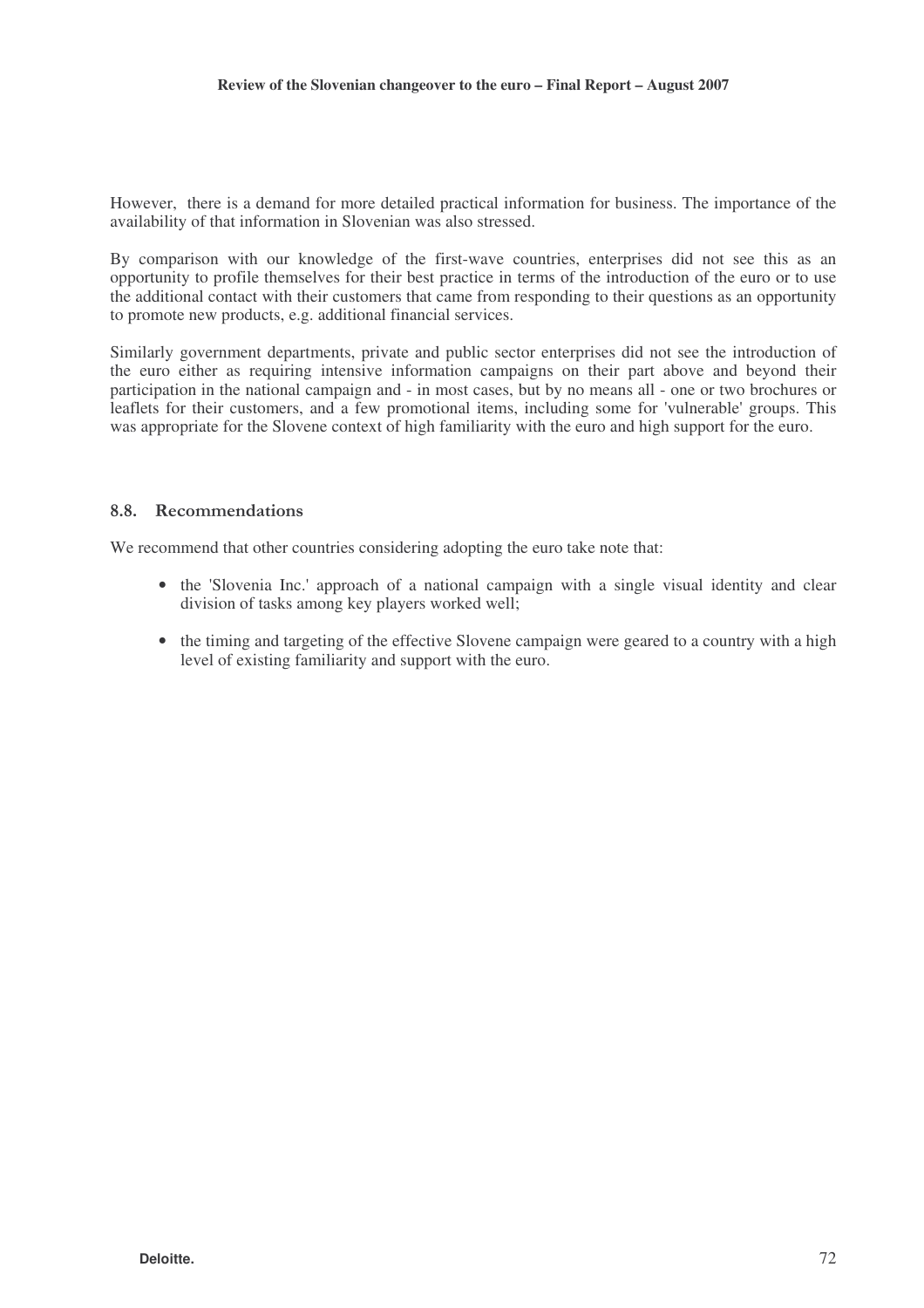However,  there is a demand for more detailed practical information for business. The importance of the availability of that information in Slovenian was also stressed.

By comparison with our knowledge of the first-wave countries, enterprises did not see this as an opportunity to profile themselves for their best practice in terms of the introduction of the euro or to use the additional contact with their customers that came from responding to their questions as an opportunity to promote new products, e.g. additional financial services.

Similarly government departments, private and public sector enterprises did not see the introduction of the euro either as requiring intensive information campaigns on their part above and beyond their participation in the national campaign and - in most cases, but by no means all - one or two brochures or leaflets for their customers, and a few promotional items, including some for 'vulnerable' groups. This was appropriate for the Slovene context of high familiarity with the euro and high support for the euro.

## 8.8. Recommendations

We recommend that other countries considering adopting the euro take note that:

- the 'Slovenia Inc.' approach of a national campaign with a single visual identity and clear division of tasks among key players worked well;
- the timing and targeting of the effective Slovene campaign were geared to a country with a high level of existing familiarity and support with the euro.